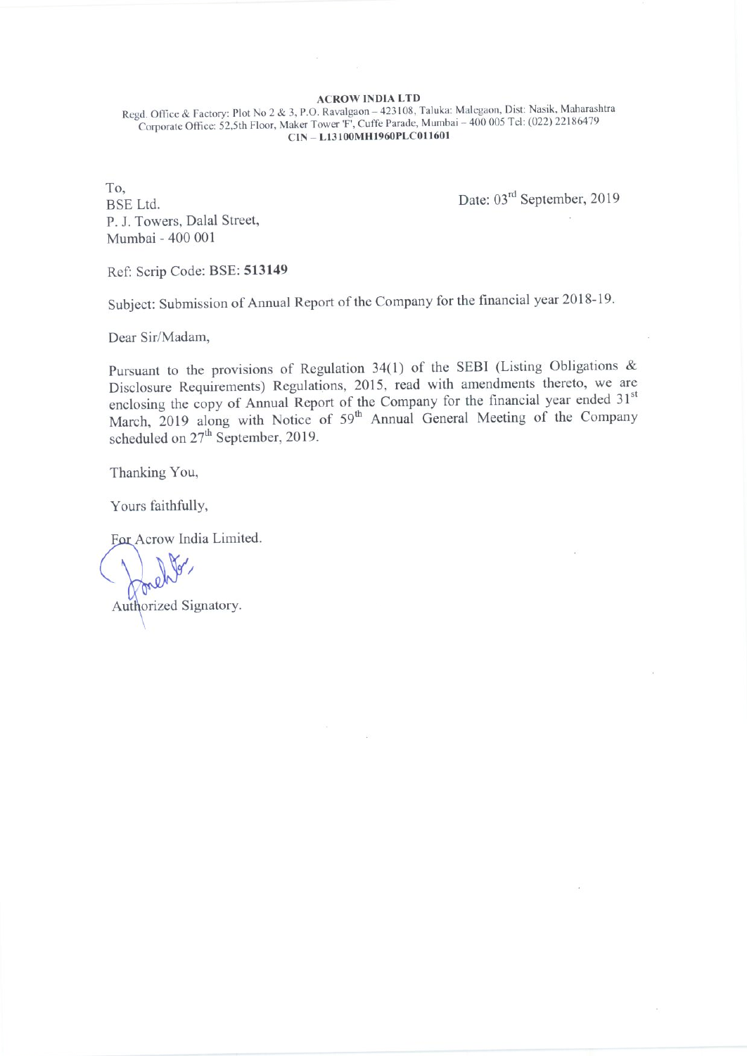**ACROW INDIA LTD**

Regd. Office & Factory: Plot No 2 & 3, P.O. Ravalgaon – 423108, Taluka: Malegaon, Dist: Nasik, Maharashtra
Corporate Office: 52,5th Floor, Maker Tower 'F', Cuffe Parade, Mumbai – 400 005 Tel: (022) 22186479
**CIN – L13100MH1960PLC011601**

To,
BSE Ltd.
P. J. Towers, Dalal Street,
Mumbai - 400 001

Date: 03rd September, 2019

Ref: Scrip Code: BSE: **513149**

Subject: Submission of Annual Report of the Company for the financial year 2018-19.

Dear Sir/Madam,

Pursuant to the provisions of Regulation 34(1) of the SEBI (Listing Obligations & Disclosure Requirements) Regulations, 2015, read with amendments thereto, we are enclosing the copy of Annual Report of the Company for the financial year ended 31st March, 2019 along with Notice of 59th Annual General Meeting of the Company scheduled on 27th September, 2019.

Thanking You,

Yours faithfully,

For Acrow India Limited.

Authorized Signatory.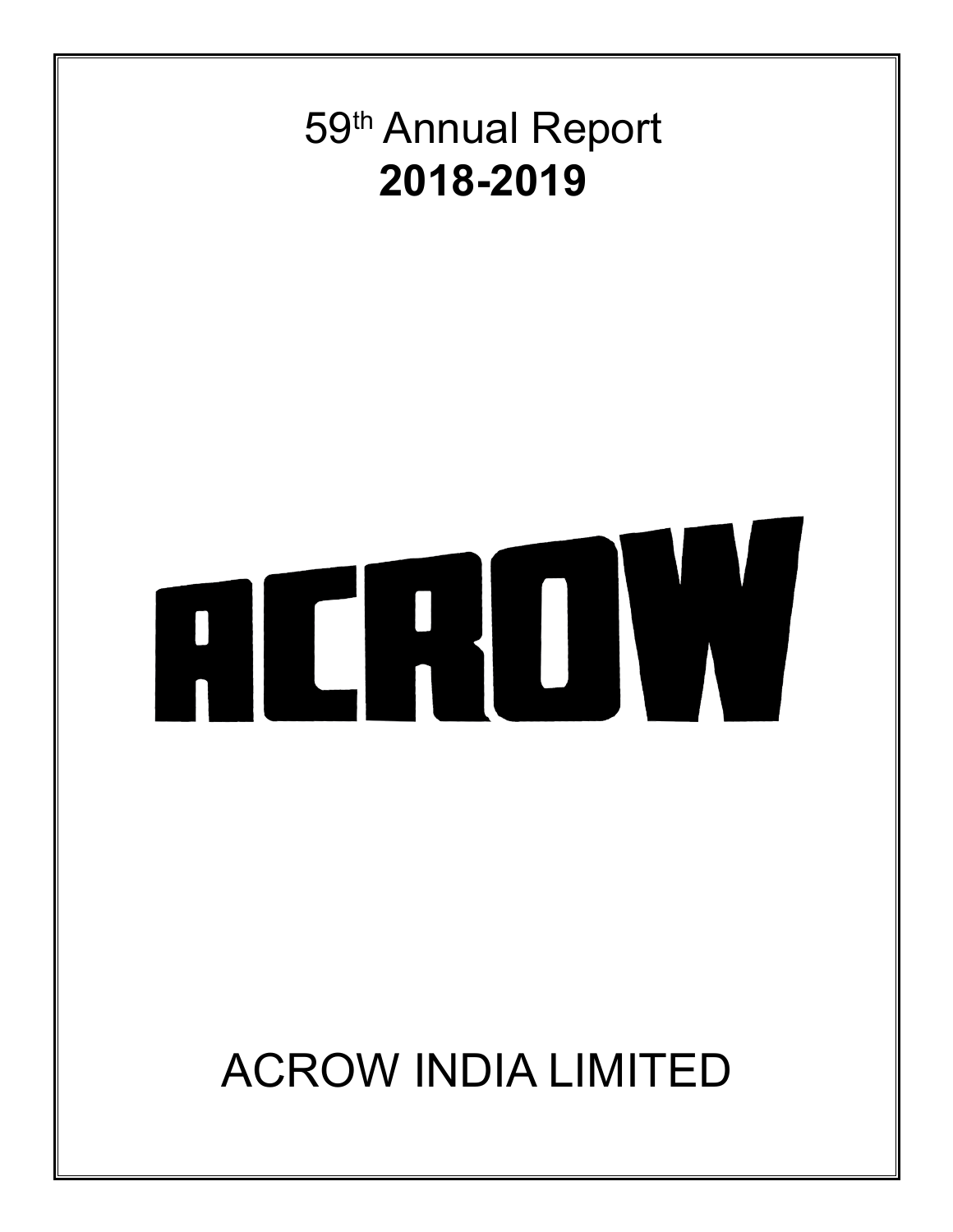# 59th Annual Report
# 2018-2019

ACROW

# ACROW INDIA LIMITED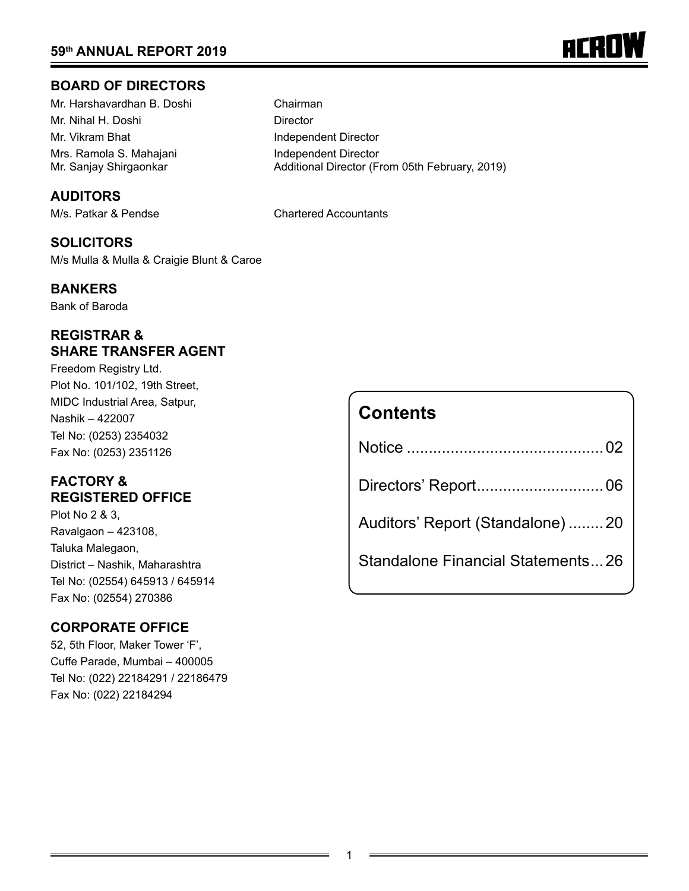## BOARD OF DIRECTORS

| | |
|---|---|
| Mr. Harshavardhan B. Doshi | Chairman |
| Mr. Nihal H. Doshi | Director |
| Mr. Vikram Bhat | Independent Director |
| Mrs. Ramola S. Mahajani | Independent Director |
| Mr. Sanjay Shirgaonkar | Additional Director (From 05th February, 2019) |

## AUDITORS

M/s. Patkar & Pendse — Chartered Accountants

## SOLICITORS

M/s Mulla & Mulla & Craigie Blunt & Caroe

## BANKERS

Bank of Baroda

## REGISTRAR & SHARE TRANSFER AGENT

Freedom Registry Ltd.
Plot No. 101/102, 19th Street,
MIDC Industrial Area, Satpur,
Nashik – 422007
Tel No: (0253) 2354032
Fax No: (0253) 2351126

## FACTORY & REGISTERED OFFICE

Plot No 2 & 3,
Ravalgaon – 423108,
Taluka Malegaon,
District – Nashik, Maharashtra
Tel No: (02554) 645913 / 645914
Fax No: (02554) 270386

## CORPORATE OFFICE

52, 5th Floor, Maker Tower 'F',
Cuffe Parade, Mumbai – 400005
Tel No: (022) 22184291 / 22186479
Fax No: (022) 22184294

## Contents

| | |
|---|---|
| Notice | 02 |
| Directors' Report | 06 |
| Auditors' Report (Standalone) | 20 |
| Standalone Financial Statements | 26 |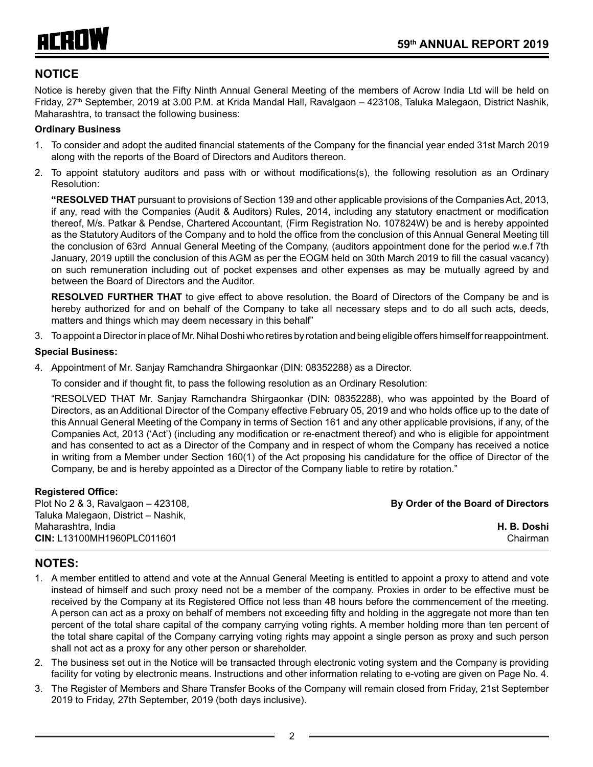## NOTICE

Notice is hereby given that the Fifty Ninth Annual General Meeting of the members of Acrow India Ltd will be held on Friday, 27th September, 2019 at 3.00 P.M. at Krida Mandal Hall, Ravalgaon – 423108, Taluka Malegaon, District Nashik, Maharashtra, to transact the following business:

**Ordinary Business**

1. To consider and adopt the audited financial statements of the Company for the financial year ended 31st March 2019 along with the reports of the Board of Directors and Auditors thereon.
2. To appoint statutory auditors and pass with or without modifications(s), the following resolution as an Ordinary Resolution:

   **"RESOLVED THAT** pursuant to provisions of Section 139 and other applicable provisions of the Companies Act, 2013, if any, read with the Companies (Audit & Auditors) Rules, 2014, including any statutory enactment or modification thereof, M/s. Patkar & Pendse, Chartered Accountant, (Firm Registration No. 107824W) be and is hereby appointed as the Statutory Auditors of the Company and to hold the office from the conclusion of this Annual General Meeting till the conclusion of 63rd Annual General Meeting of the Company, (auditors appointment done for the period w.e.f 7th January, 2019 uptill the conclusion of this AGM as per the EOGM held on 30th March 2019 to fill the casual vacancy) on such remuneration including out of pocket expenses and other expenses as may be mutually agreed by and between the Board of Directors and the Auditor.

   **RESOLVED FURTHER THAT** to give effect to above resolution, the Board of Directors of the Company be and is hereby authorized for and on behalf of the Company to take all necessary steps and to do all such acts, deeds, matters and things which may deem necessary in this behalf"
3. To appoint a Director in place of Mr. Nihal Doshi who retires by rotation and being eligible offers himself for reappointment.

**Special Business:**

4. Appointment of Mr. Sanjay Ramchandra Shirgaonkar (DIN: 08352288) as a Director.

   To consider and if thought fit, to pass the following resolution as an Ordinary Resolution:

   "RESOLVED THAT Mr. Sanjay Ramchandra Shirgaonkar (DIN: 08352288), who was appointed by the Board of Directors, as an Additional Director of the Company effective February 05, 2019 and who holds office up to the date of this Annual General Meeting of the Company in terms of Section 161 and any other applicable provisions, if any, of the Companies Act, 2013 ('Act') (including any modification or re-enactment thereof) and who is eligible for appointment and has consented to act as a Director of the Company and in respect of whom the Company has received a notice in writing from a Member under Section 160(1) of the Act proposing his candidature for the office of Director of the Company, be and is hereby appointed as a Director of the Company liable to retire by rotation."

**Registered Office:**
Plot No 2 & 3, Ravalgaon – 423108,
Taluka Malegaon, District – Nashik,
Maharashtra, India
**CIN:** L13100MH1960PLC011601

**By Order of the Board of Directors**

**H. B. Doshi**
Chairman

## NOTES:

1. A member entitled to attend and vote at the Annual General Meeting is entitled to appoint a proxy to attend and vote instead of himself and such proxy need not be a member of the company. Proxies in order to be effective must be received by the Company at its Registered Office not less than 48 hours before the commencement of the meeting. A person can act as a proxy on behalf of members not exceeding fifty and holding in the aggregate not more than ten percent of the total share capital of the company carrying voting rights. A member holding more than ten percent of the total share capital of the Company carrying voting rights may appoint a single person as proxy and such person shall not act as a proxy for any other person or shareholder.
2. The business set out in the Notice will be transacted through electronic voting system and the Company is providing facility for voting by electronic means. Instructions and other information relating to e-voting are given on Page No. 4.
3. The Register of Members and Share Transfer Books of the Company will remain closed from Friday, 21st September 2019 to Friday, 27th September, 2019 (both days inclusive).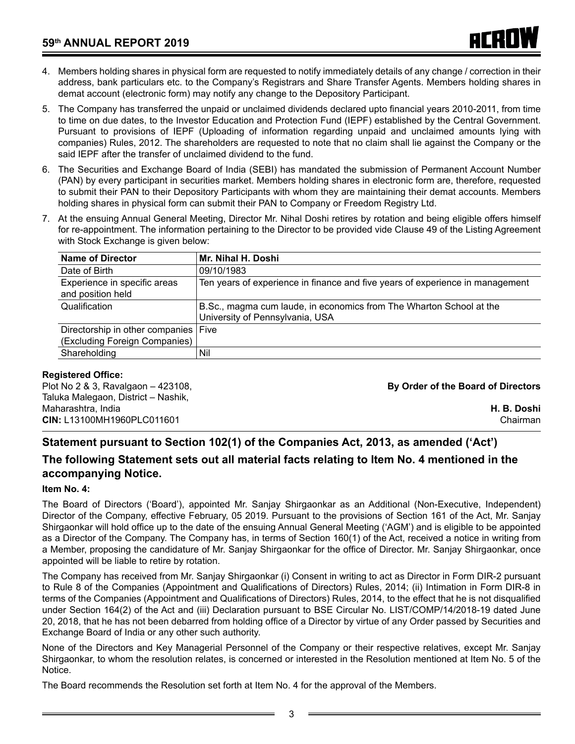4. Members holding shares in physical form are requested to notify immediately details of any change / correction in their address, bank particulars etc. to the Company's Registrars and Share Transfer Agents. Members holding shares in demat account (electronic form) may notify any change to the Depository Participant.

5. The Company has transferred the unpaid or unclaimed dividends declared upto financial years 2010-2011, from time to time on due dates, to the Investor Education and Protection Fund (IEPF) established by the Central Government. Pursuant to provisions of IEPF (Uploading of information regarding unpaid and unclaimed amounts lying with companies) Rules, 2012. The shareholders are requested to note that no claim shall lie against the Company or the said IEPF after the transfer of unclaimed dividend to the fund.

6. The Securities and Exchange Board of India (SEBI) has mandated the submission of Permanent Account Number (PAN) by every participant in securities market. Members holding shares in electronic form are, therefore, requested to submit their PAN to their Depository Participants with whom they are maintaining their demat accounts. Members holding shares in physical form can submit their PAN to Company or Freedom Registry Ltd.

7. At the ensuing Annual General Meeting, Director Mr. Nihal Doshi retires by rotation and being eligible offers himself for re-appointment. The information pertaining to the Director to be provided vide Clause 49 of the Listing Agreement with Stock Exchange is given below:

| **Name of Director** | **Mr. Nihal H. Doshi** |
|---|---|
| Date of Birth | 09/10/1983 |
| Experience in specific areas and position held | Ten years of experience in finance and five years of experience in management |
| Qualification | B.Sc., magma cum laude, in economics from The Wharton School at the University of Pennsylvania, USA |
| Directorship in other companies (Excluding Foreign Companies) | Five |
| Shareholding | Nil |

**Registered Office:**
Plot No 2 & 3, Ravalgaon – 423108,
Taluka Malegaon, District – Nashik,
Maharashtra, India
**CIN:** L13100MH1960PLC011601

**By Order of the Board of Directors**

**H. B. Doshi**
Chairman

## Statement pursuant to Section 102(1) of the Companies Act, 2013, as amended ('Act')

## The following Statement sets out all material facts relating to Item No. 4 mentioned in the accompanying Notice.

**Item No. 4:**

The Board of Directors ('Board'), appointed Mr. Sanjay Shirgaonkar as an Additional (Non-Executive, Independent) Director of the Company, effective February, 05 2019. Pursuant to the provisions of Section 161 of the Act, Mr. Sanjay Shirgaonkar will hold office up to the date of the ensuing Annual General Meeting ('AGM') and is eligible to be appointed as a Director of the Company. The Company has, in terms of Section 160(1) of the Act, received a notice in writing from a Member, proposing the candidature of Mr. Sanjay Shirgaonkar for the office of Director. Mr. Sanjay Shirgaonkar, once appointed will be liable to retire by rotation.

The Company has received from Mr. Sanjay Shirgaonkar (i) Consent in writing to act as Director in Form DIR-2 pursuant to Rule 8 of the Companies (Appointment and Qualifications of Directors) Rules, 2014; (ii) Intimation in Form DIR-8 in terms of the Companies (Appointment and Qualifications of Directors) Rules, 2014, to the effect that he is not disqualified under Section 164(2) of the Act and (iii) Declaration pursuant to BSE Circular No. LIST/COMP/14/2018-19 dated June 20, 2018, that he has not been debarred from holding office of a Director by virtue of any Order passed by Securities and Exchange Board of India or any other such authority.

None of the Directors and Key Managerial Personnel of the Company or their respective relatives, except Mr. Sanjay Shirgaonkar, to whom the resolution relates, is concerned or interested in the Resolution mentioned at Item No. 5 of the Notice.

The Board recommends the Resolution set forth at Item No. 4 for the approval of the Members.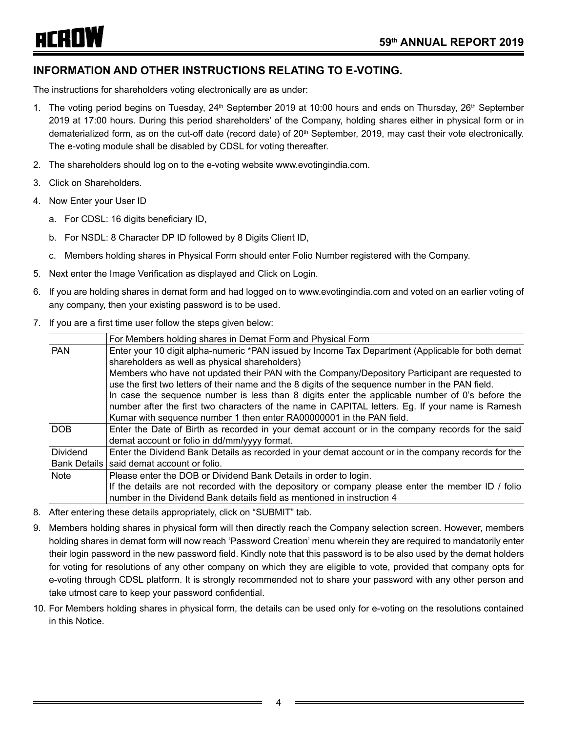## INFORMATION AND OTHER INSTRUCTIONS RELATING TO E-VOTING.

The instructions for shareholders voting electronically are as under:

1. The voting period begins on Tuesday, 24th September 2019 at 10:00 hours and ends on Thursday, 26th September 2019 at 17:00 hours. During this period shareholders' of the Company, holding shares either in physical form or in dematerialized form, as on the cut-off date (record date) of 20th September, 2019, may cast their vote electronically. The e-voting module shall be disabled by CDSL for voting thereafter.
2. The shareholders should log on to the e-voting website www.evotingindia.com.
3. Click on Shareholders.
4. Now Enter your User ID
   a. For CDSL: 16 digits beneficiary ID,
   b. For NSDL: 8 Character DP ID followed by 8 Digits Client ID,
   c. Members holding shares in Physical Form should enter Folio Number registered with the Company.
5. Next enter the Image Verification as displayed and Click on Login.
6. If you are holding shares in demat form and had logged on to www.evotingindia.com and voted on an earlier voting of any company, then your existing password is to be used.
7. If you are a first time user follow the steps given below:

| | For Members holding shares in Demat Form and Physical Form |
|---|---|
| PAN | Enter your 10 digit alpha-numeric *PAN issued by Income Tax Department (Applicable for both demat shareholders as well as physical shareholders)<br>Members who have not updated their PAN with the Company/Depository Participant are requested to use the first two letters of their name and the 8 digits of the sequence number in the PAN field.<br>In case the sequence number is less than 8 digits enter the applicable number of 0's before the number after the first two characters of the name in CAPITAL letters. Eg. If your name is Ramesh Kumar with sequence number 1 then enter RA00000001 in the PAN field. |
| DOB | Enter the Date of Birth as recorded in your demat account or in the company records for the said demat account or folio in dd/mm/yyyy format. |
| Dividend Bank Details | Enter the Dividend Bank Details as recorded in your demat account or in the company records for the said demat account or folio. |
| Note | Please enter the DOB or Dividend Bank Details in order to login.<br>If the details are not recorded with the depository or company please enter the member ID / folio number in the Dividend Bank details field as mentioned in instruction 4 |

8. After entering these details appropriately, click on "SUBMIT" tab.
9. Members holding shares in physical form will then directly reach the Company selection screen. However, members holding shares in demat form will now reach 'Password Creation' menu wherein they are required to mandatorily enter their login password in the new password field. Kindly note that this password is to be also used by the demat holders for voting for resolutions of any other company on which they are eligible to vote, provided that company opts for e-voting through CDSL platform. It is strongly recommended not to share your password with any other person and take utmost care to keep your password confidential.
10. For Members holding shares in physical form, the details can be used only for e-voting on the resolutions contained in this Notice.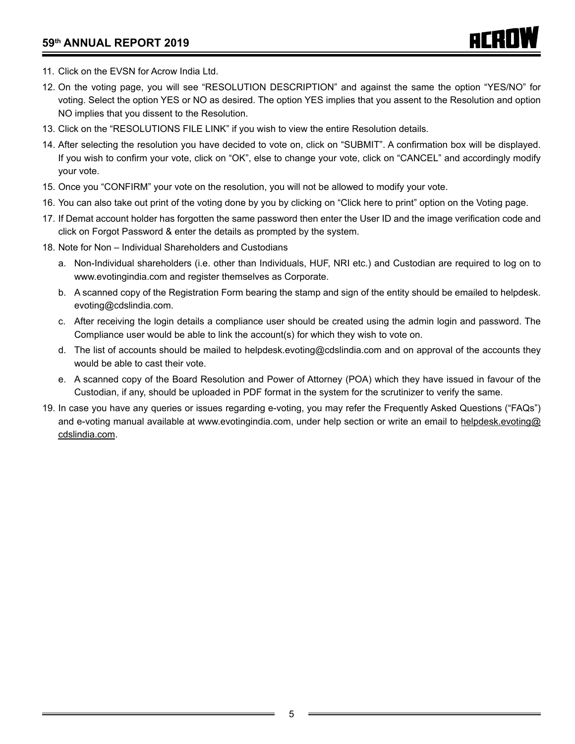11. Click on the EVSN for Acrow India Ltd.
12. On the voting page, you will see “RESOLUTION DESCRIPTION” and against the same the option “YES/NO” for voting. Select the option YES or NO as desired. The option YES implies that you assent to the Resolution and option NO implies that you dissent to the Resolution.
13. Click on the “RESOLUTIONS FILE LINK” if you wish to view the entire Resolution details.
14. After selecting the resolution you have decided to vote on, click on “SUBMIT”. A confirmation box will be displayed. If you wish to confirm your vote, click on “OK”, else to change your vote, click on “CANCEL” and accordingly modify your vote.
15. Once you “CONFIRM” your vote on the resolution, you will not be allowed to modify your vote.
16. You can also take out print of the voting done by you by clicking on “Click here to print” option on the Voting page.
17. If Demat account holder has forgotten the same password then enter the User ID and the image verification code and click on Forgot Password & enter the details as prompted by the system.
18. Note for Non – Individual Shareholders and Custodians
    a. Non-Individual shareholders (i.e. other than Individuals, HUF, NRI etc.) and Custodian are required to log on to www.evotingindia.com and register themselves as Corporate.
    b. A scanned copy of the Registration Form bearing the stamp and sign of the entity should be emailed to helpdesk.evoting@cdslindia.com.
    c. After receiving the login details a compliance user should be created using the admin login and password. The Compliance user would be able to link the account(s) for which they wish to vote on.
    d. The list of accounts should be mailed to helpdesk.evoting@cdslindia.com and on approval of the accounts they would be able to cast their vote.
    e. A scanned copy of the Board Resolution and Power of Attorney (POA) which they have issued in favour of the Custodian, if any, should be uploaded in PDF format in the system for the scrutinizer to verify the same.
19. In case you have any queries or issues regarding e-voting, you may refer the Frequently Asked Questions (“FAQs”) and e-voting manual available at www.evotingindia.com, under help section or write an email to helpdesk.evoting@cdslindia.com.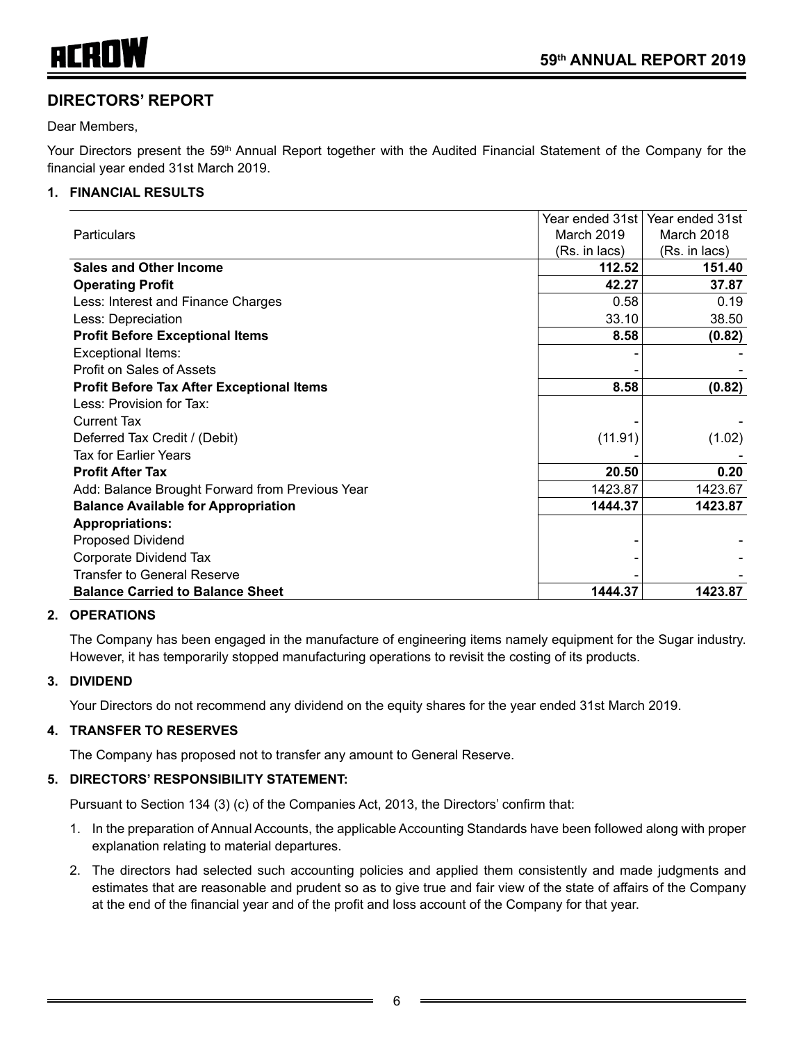## DIRECTORS' REPORT

Dear Members,

Your Directors present the 59th Annual Report together with the Audited Financial Statement of the Company for the financial year ended 31st March 2019.

### 1. FINANCIAL RESULTS

| Particulars | Year ended 31st March 2019 (Rs. in lacs) | Year ended 31st March 2018 (Rs. in lacs) |
|---|---|---|
| **Sales and Other Income** | **112.52** | **151.40** |
| **Operating Profit** | **42.27** | **37.87** |
| Less: Interest and Finance Charges | 0.58 | 0.19 |
| Less: Depreciation | 33.10 | 38.50 |
| **Profit Before Exceptional Items** | **8.58** | **(0.82)** |
| Exceptional Items: | - | - |
| Profit on Sales of Assets | - | - |
| **Profit Before Tax After Exceptional Items** | **8.58** | **(0.82)** |
| Less: Provision for Tax: | | |
| Current Tax | - | - |
| Deferred Tax Credit / (Debit) | (11.91) | (1.02) |
| Tax for Earlier Years | - | - |
| **Profit After Tax** | **20.50** | **0.20** |
| Add: Balance Brought Forward from Previous Year | 1423.87 | 1423.67 |
| **Balance Available for Appropriation** | **1444.37** | **1423.87** |
| **Appropriations:** | | |
| Proposed Dividend | - | - |
| Corporate Dividend Tax | - | - |
| Transfer to General Reserve | - | - |
| **Balance Carried to Balance Sheet** | **1444.37** | **1423.87** |

### 2. OPERATIONS

The Company has been engaged in the manufacture of engineering items namely equipment for the Sugar industry. However, it has temporarily stopped manufacturing operations to revisit the costing of its products.

### 3. DIVIDEND

Your Directors do not recommend any dividend on the equity shares for the year ended 31st March 2019.

### 4. TRANSFER TO RESERVES

The Company has proposed not to transfer any amount to General Reserve.

### 5. DIRECTORS' RESPONSIBILITY STATEMENT:

Pursuant to Section 134 (3) (c) of the Companies Act, 2013, the Directors' confirm that:

1. In the preparation of Annual Accounts, the applicable Accounting Standards have been followed along with proper explanation relating to material departures.
2. The directors had selected such accounting policies and applied them consistently and made judgments and estimates that are reasonable and prudent so as to give true and fair view of the state of affairs of the Company at the end of the financial year and of the profit and loss account of the Company for that year.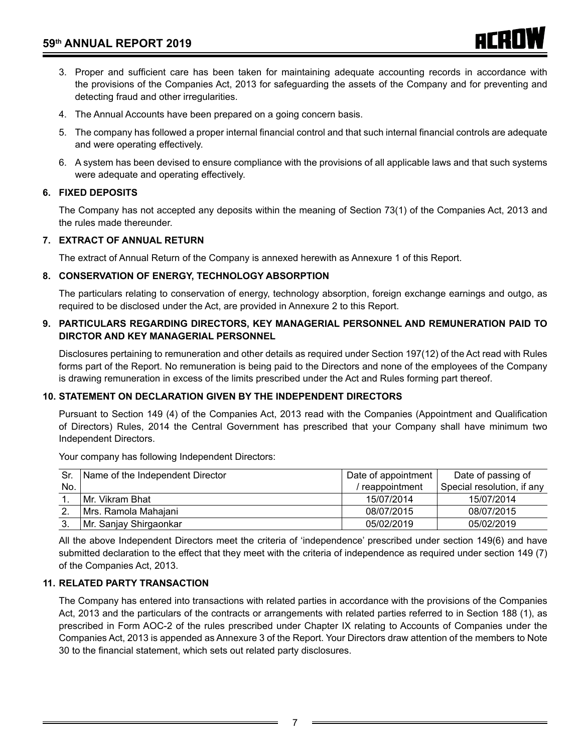3. Proper and sufficient care has been taken for maintaining adequate accounting records in accordance with the provisions of the Companies Act, 2013 for safeguarding the assets of the Company and for preventing and detecting fraud and other irregularities.
4. The Annual Accounts have been prepared on a going concern basis.
5. The company has followed a proper internal financial control and that such internal financial controls are adequate and were operating effectively.
6. A system has been devised to ensure compliance with the provisions of all applicable laws and that such systems were adequate and operating effectively.

## 6. FIXED DEPOSITS

The Company has not accepted any deposits within the meaning of Section 73(1) of the Companies Act, 2013 and the rules made thereunder.

## 7. EXTRACT OF ANNUAL RETURN

The extract of Annual Return of the Company is annexed herewith as Annexure 1 of this Report.

## 8. CONSERVATION OF ENERGY, TECHNOLOGY ABSORPTION

The particulars relating to conservation of energy, technology absorption, foreign exchange earnings and outgo, as required to be disclosed under the Act, are provided in Annexure 2 to this Report.

## 9. PARTICULARS REGARDING DIRECTORS, KEY MANAGERIAL PERSONNEL AND REMUNERATION PAID TO DIRCTOR AND KEY MANAGERIAL PERSONNEL

Disclosures pertaining to remuneration and other details as required under Section 197(12) of the Act read with Rules forms part of the Report. No remuneration is being paid to the Directors and none of the employees of the Company is drawing remuneration in excess of the limits prescribed under the Act and Rules forming part thereof.

## 10. STATEMENT ON DECLARATION GIVEN BY THE INDEPENDENT DIRECTORS

Pursuant to Section 149 (4) of the Companies Act, 2013 read with the Companies (Appointment and Qualification of Directors) Rules, 2014 the Central Government has prescribed that your Company shall have minimum two Independent Directors.

Your company has following Independent Directors:

| Sr. No. | Name of the Independent Director | Date of appointment / reappointment | Date of passing of Special resolution, if any |
|---|---|---|---|
| 1. | Mr. Vikram Bhat | 15/07/2014 | 15/07/2014 |
| 2. | Mrs. Ramola Mahajani | 08/07/2015 | 08/07/2015 |
| 3. | Mr. Sanjay Shirgaonkar | 05/02/2019 | 05/02/2019 |

All the above Independent Directors meet the criteria of 'independence' prescribed under section 149(6) and have submitted declaration to the effect that they meet with the criteria of independence as required under section 149 (7) of the Companies Act, 2013.

## 11. RELATED PARTY TRANSACTION

The Company has entered into transactions with related parties in accordance with the provisions of the Companies Act, 2013 and the particulars of the contracts or arrangements with related parties referred to in Section 188 (1), as prescribed in Form AOC-2 of the rules prescribed under Chapter IX relating to Accounts of Companies under the Companies Act, 2013 is appended as Annexure 3 of the Report. Your Directors draw attention of the members to Note 30 to the financial statement, which sets out related party disclosures.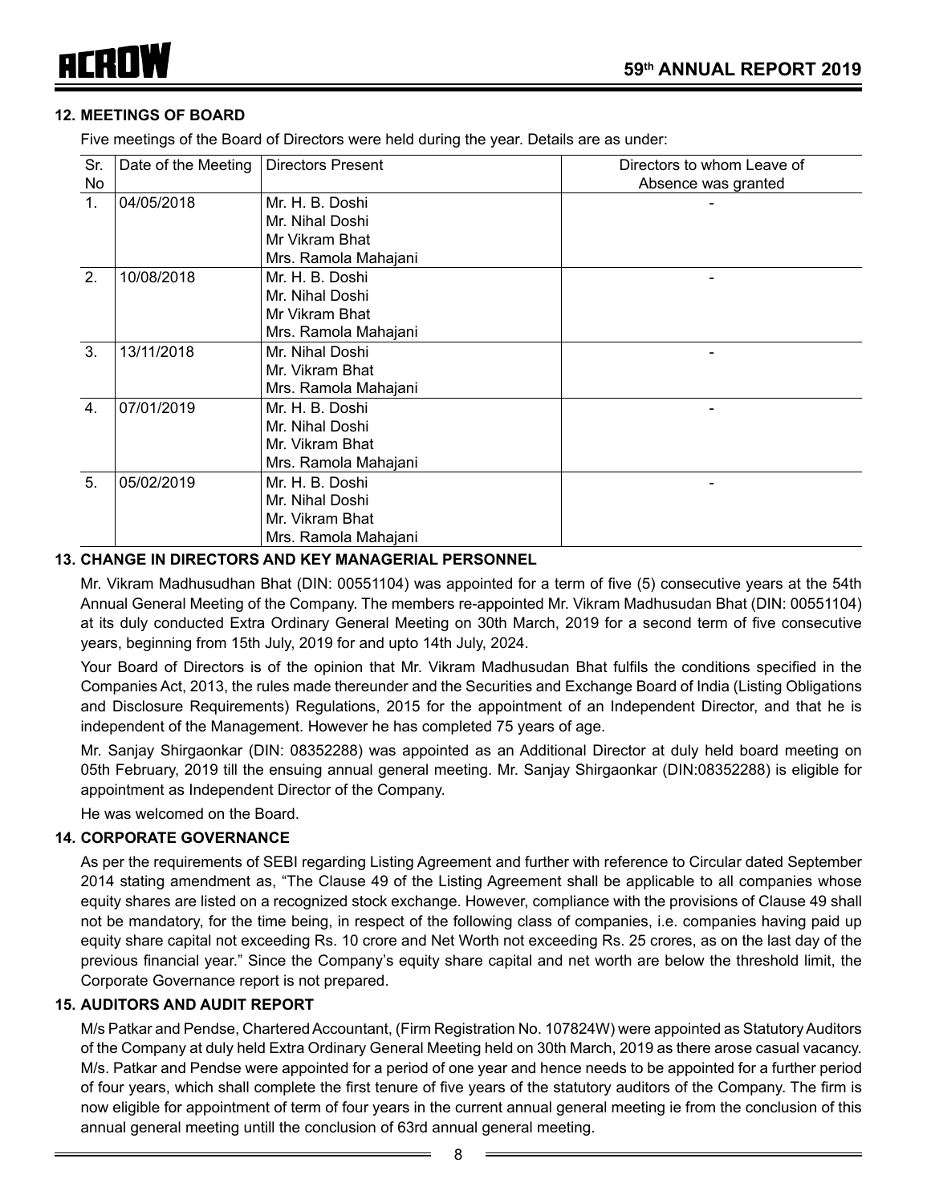## 12. MEETINGS OF BOARD

Five meetings of the Board of Directors were held during the year. Details are as under:

| Sr. No | Date of the Meeting | Directors Present | Directors to whom Leave of Absence was granted |
|---|---|---|---|
| 1. | 04/05/2018 | Mr. H. B. Doshi<br>Mr. Nihal Doshi<br>Mr Vikram Bhat<br>Mrs. Ramola Mahajani | - |
| 2. | 10/08/2018 | Mr. H. B. Doshi<br>Mr. Nihal Doshi<br>Mr Vikram Bhat<br>Mrs. Ramola Mahajani | - |
| 3. | 13/11/2018 | Mr. Nihal Doshi<br>Mr. Vikram Bhat<br>Mrs. Ramola Mahajani | - |
| 4. | 07/01/2019 | Mr. H. B. Doshi<br>Mr. Nihal Doshi<br>Mr. Vikram Bhat<br>Mrs. Ramola Mahajani | - |
| 5. | 05/02/2019 | Mr. H. B. Doshi<br>Mr. Nihal Doshi<br>Mr. Vikram Bhat<br>Mrs. Ramola Mahajani | - |

## 13. CHANGE IN DIRECTORS AND KEY MANAGERIAL PERSONNEL

Mr. Vikram Madhusudhan Bhat (DIN: 00551104) was appointed for a term of five (5) consecutive years at the 54th Annual General Meeting of the Company. The members re-appointed Mr. Vikram Madhusudan Bhat (DIN: 00551104) at its duly conducted Extra Ordinary General Meeting on 30th March, 2019 for a second term of five consecutive years, beginning from 15th July, 2019 for and upto 14th July, 2024.

Your Board of Directors is of the opinion that Mr. Vikram Madhusudan Bhat fulfils the conditions specified in the Companies Act, 2013, the rules made thereunder and the Securities and Exchange Board of India (Listing Obligations and Disclosure Requirements) Regulations, 2015 for the appointment of an Independent Director, and that he is independent of the Management. However he has completed 75 years of age.

Mr. Sanjay Shirgaonkar (DIN: 08352288) was appointed as an Additional Director at duly held board meeting on 05th February, 2019 till the ensuing annual general meeting. Mr. Sanjay Shirgaonkar (DIN:08352288) is eligible for appointment as Independent Director of the Company.

He was welcomed on the Board.

## 14. CORPORATE GOVERNANCE

As per the requirements of SEBI regarding Listing Agreement and further with reference to Circular dated September 2014 stating amendment as, "The Clause 49 of the Listing Agreement shall be applicable to all companies whose equity shares are listed on a recognized stock exchange. However, compliance with the provisions of Clause 49 shall not be mandatory, for the time being, in respect of the following class of companies, i.e. companies having paid up equity share capital not exceeding Rs. 10 crore and Net Worth not exceeding Rs. 25 crores, as on the last day of the previous financial year." Since the Company's equity share capital and net worth are below the threshold limit, the Corporate Governance report is not prepared.

## 15. AUDITORS AND AUDIT REPORT

M/s Patkar and Pendse, Chartered Accountant, (Firm Registration No. 107824W) were appointed as Statutory Auditors of the Company at duly held Extra Ordinary General Meeting held on 30th March, 2019 as there arose casual vacancy. M/s. Patkar and Pendse were appointed for a period of one year and hence needs to be appointed for a further period of four years, which shall complete the first tenure of five years of the statutory auditors of the Company. The firm is now eligible for appointment of term of four years in the current annual general meeting ie from the conclusion of this annual general meeting untill the conclusion of 63rd annual general meeting.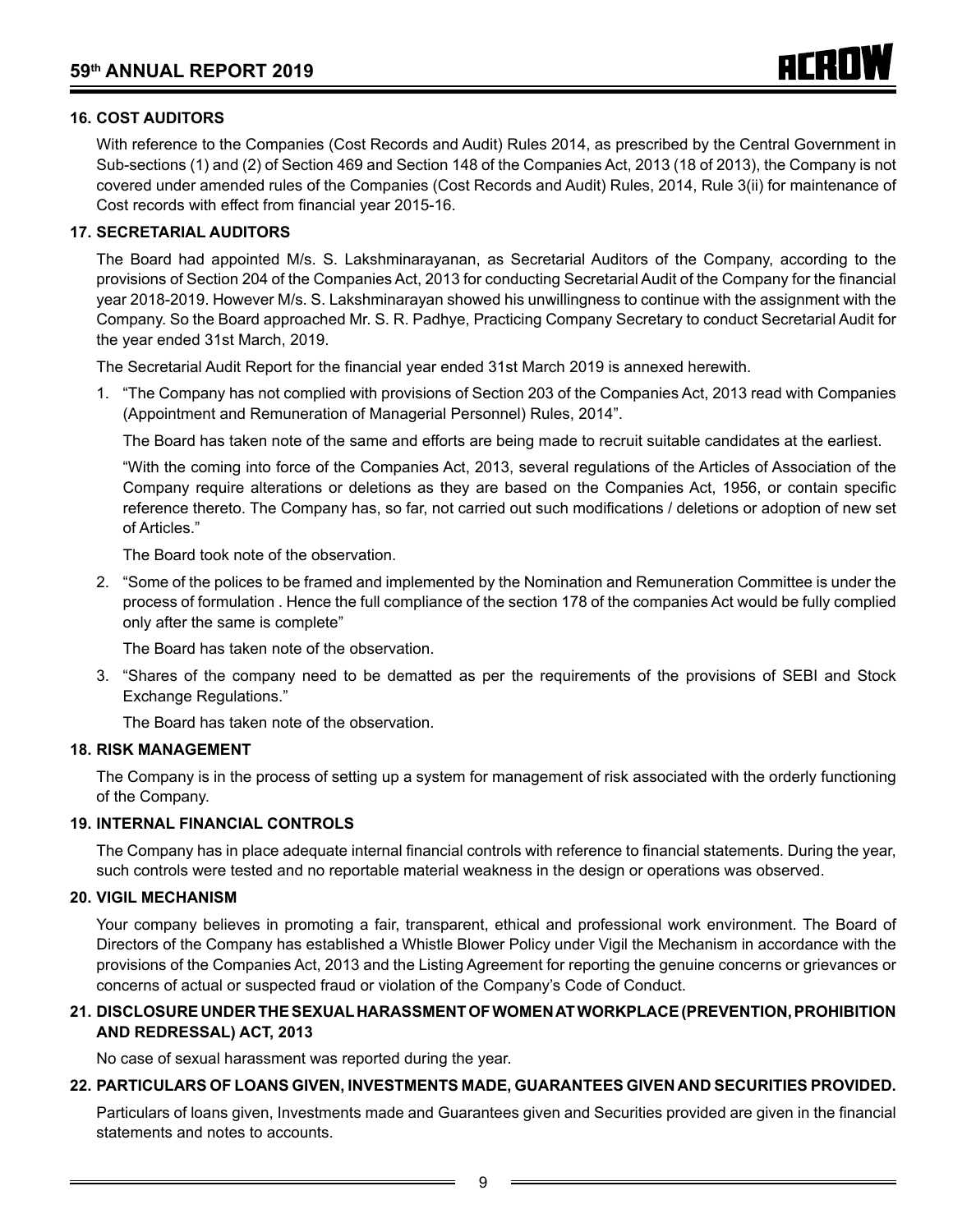## 16. COST AUDITORS

With reference to the Companies (Cost Records and Audit) Rules 2014, as prescribed by the Central Government in Sub-sections (1) and (2) of Section 469 and Section 148 of the Companies Act, 2013 (18 of 2013), the Company is not covered under amended rules of the Companies (Cost Records and Audit) Rules, 2014, Rule 3(ii) for maintenance of Cost records with effect from financial year 2015-16.

## 17. SECRETARIAL AUDITORS

The Board had appointed M/s. S. Lakshminarayanan, as Secretarial Auditors of the Company, according to the provisions of Section 204 of the Companies Act, 2013 for conducting Secretarial Audit of the Company for the financial year 2018-2019. However M/s. S. Lakshminarayan showed his unwillingness to continue with the assignment with the Company. So the Board approached Mr. S. R. Padhye, Practicing Company Secretary to conduct Secretarial Audit for the year ended 31st March, 2019.

The Secretarial Audit Report for the financial year ended 31st March 2019 is annexed herewith.

1. "The Company has not complied with provisions of Section 203 of the Companies Act, 2013 read with Companies (Appointment and Remuneration of Managerial Personnel) Rules, 2014".

   The Board has taken note of the same and efforts are being made to recruit suitable candidates at the earliest.

   "With the coming into force of the Companies Act, 2013, several regulations of the Articles of Association of the Company require alterations or deletions as they are based on the Companies Act, 1956, or contain specific reference thereto. The Company has, so far, not carried out such modifications / deletions or adoption of new set of Articles."

   The Board took note of the observation.

2. "Some of the polices to be framed and implemented by the Nomination and Remuneration Committee is under the process of formulation . Hence the full compliance of the section 178 of the companies Act would be fully complied only after the same is complete"

   The Board has taken note of the observation.

3. "Shares of the company need to be dematted as per the requirements of the provisions of SEBI and Stock Exchange Regulations."

   The Board has taken note of the observation.

## 18. RISK MANAGEMENT

The Company is in the process of setting up a system for management of risk associated with the orderly functioning of the Company.

## 19. INTERNAL FINANCIAL CONTROLS

The Company has in place adequate internal financial controls with reference to financial statements. During the year, such controls were tested and no reportable material weakness in the design or operations was observed.

## 20. VIGIL MECHANISM

Your company believes in promoting a fair, transparent, ethical and professional work environment. The Board of Directors of the Company has established a Whistle Blower Policy under Vigil the Mechanism in accordance with the provisions of the Companies Act, 2013 and the Listing Agreement for reporting the genuine concerns or grievances or concerns of actual or suspected fraud or violation of the Company's Code of Conduct.

## 21. DISCLOSURE UNDER THE SEXUAL HARASSMENT OF WOMEN AT WORKPLACE (PREVENTION, PROHIBITION AND REDRESSAL) ACT, 2013

No case of sexual harassment was reported during the year.

## 22. PARTICULARS OF LOANS GIVEN, INVESTMENTS MADE, GUARANTEES GIVEN AND SECURITIES PROVIDED.

Particulars of loans given, Investments made and Guarantees given and Securities provided are given in the financial statements and notes to accounts.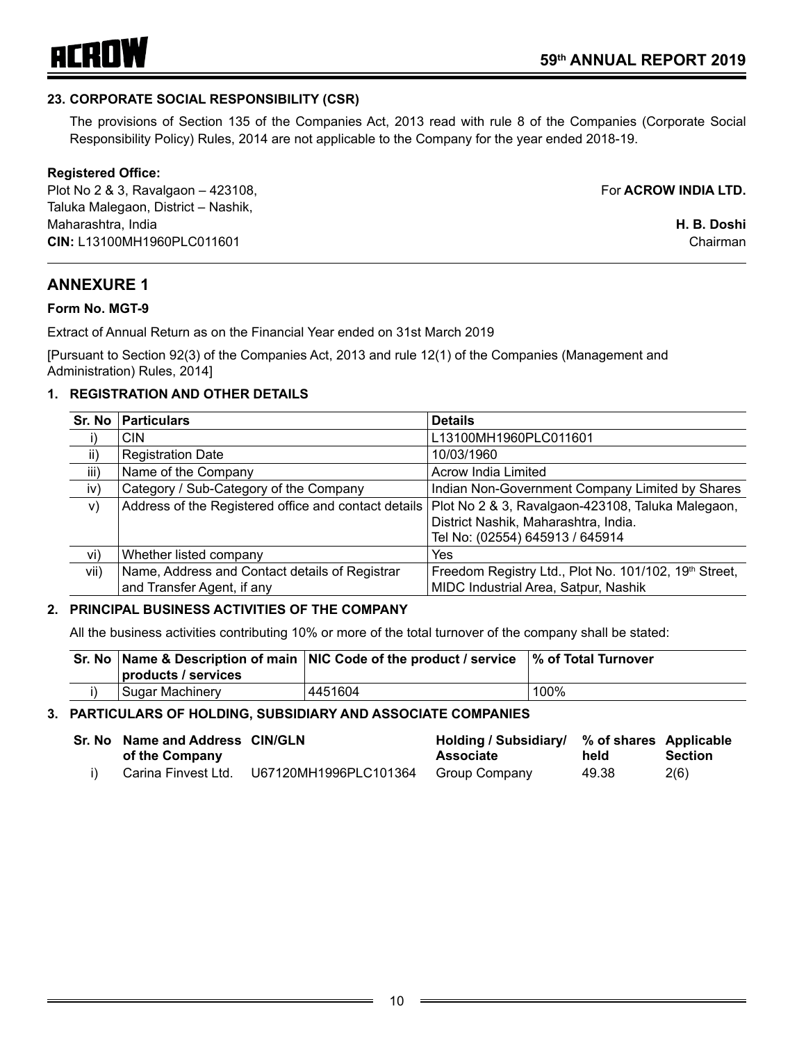### 23. CORPORATE SOCIAL RESPONSIBILITY (CSR)

The provisions of Section 135 of the Companies Act, 2013 read with rule 8 of the Companies (Corporate Social Responsibility Policy) Rules, 2014 are not applicable to the Company for the year ended 2018-19.

**Registered Office:**
Plot No 2 & 3, Ravalgaon – 423108,
Taluka Malegaon, District – Nashik,
Maharashtra, India
**CIN:** L13100MH1960PLC011601

For **ACROW INDIA LTD.**

**H. B. Doshi**
Chairman

## ANNEXURE 1

**Form No. MGT-9**

Extract of Annual Return as on the Financial Year ended on 31st March 2019

[Pursuant to Section 92(3) of the Companies Act, 2013 and rule 12(1) of the Companies (Management and Administration) Rules, 2014]

### 1. REGISTRATION AND OTHER DETAILS

| Sr. No | Particulars | Details |
|---|---|---|
| i) | CIN | L13100MH1960PLC011601 |
| ii) | Registration Date | 10/03/1960 |
| iii) | Name of the Company | Acrow India Limited |
| iv) | Category / Sub-Category of the Company | Indian Non-Government Company Limited by Shares |
| v) | Address of the Registered office and contact details | Plot No 2 & 3, Ravalgaon-423108, Taluka Malegaon, District Nashik, Maharashtra, India. Tel No: (02554) 645913 / 645914 |
| vi) | Whether listed company | Yes |
| vii) | Name, Address and Contact details of Registrar and Transfer Agent, if any | Freedom Registry Ltd., Plot No. 101/102, 19th Street, MIDC Industrial Area, Satpur, Nashik |

### 2. PRINCIPAL BUSINESS ACTIVITIES OF THE COMPANY

All the business activities contributing 10% or more of the total turnover of the company shall be stated:

| Sr. No | Name & Description of main products / services | NIC Code of the product / service | % of Total Turnover |
|---|---|---|---|
| i) | Sugar Machinery | 4451604 | 100% |

### 3. PARTICULARS OF HOLDING, SUBSIDIARY AND ASSOCIATE COMPANIES

| Sr. No | Name and Address of the Company | CIN/GLN | Holding / Subsidiary/ Associate | % of shares held | Applicable Section |
|---|---|---|---|---|---|
| i) | Carina Finvest Ltd. | U67120MH1996PLC101364 | Group Company | 49.38 | 2(6) |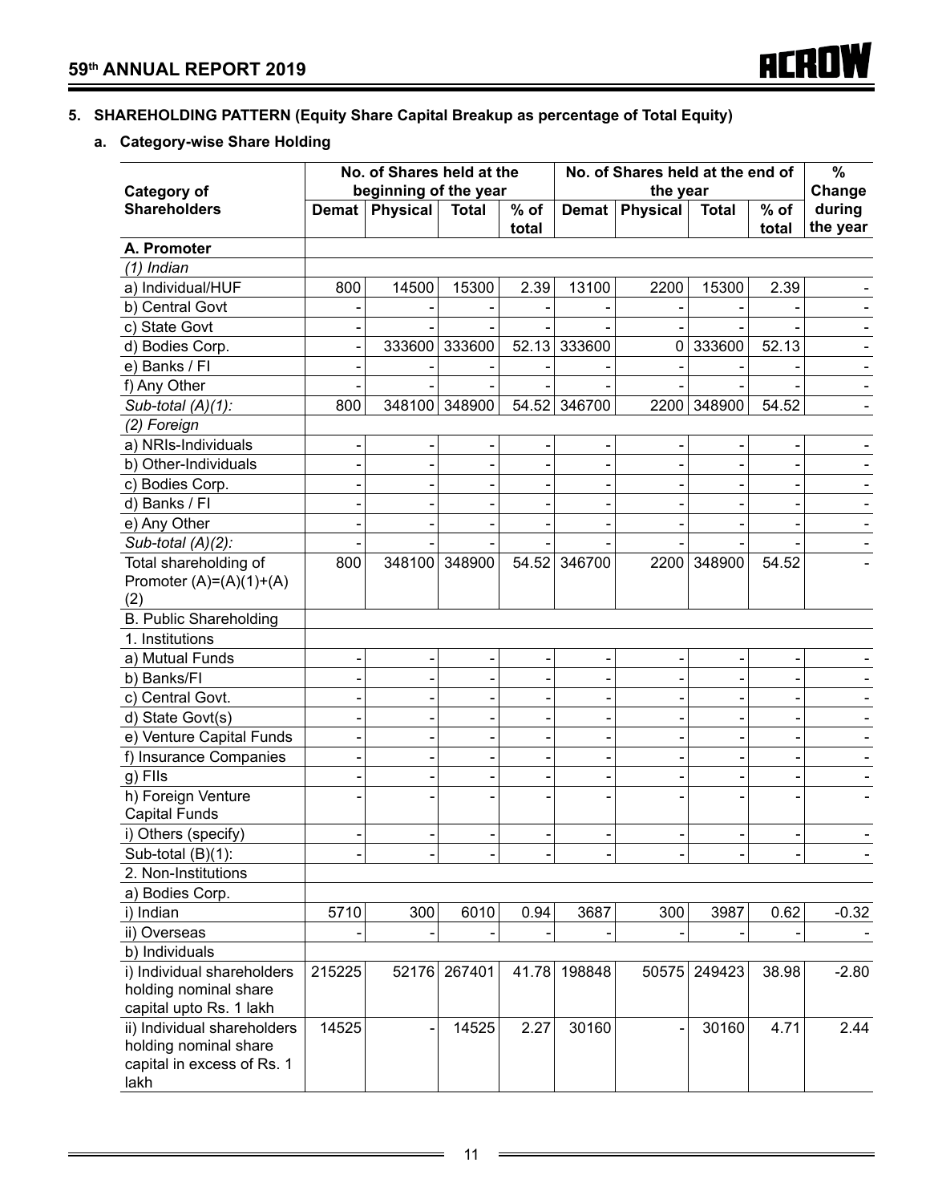## 5. SHAREHOLDING PATTERN (Equity Share Capital Breakup as percentage of Total Equity)

### a. Category-wise Share Holding

| Category of Shareholders | No. of Shares held at the beginning of the year | | | | No. of Shares held at the end of the year | | | | % Change during the year |
|---|---|---|---|---|---|---|---|---|---|
| | Demat | Physical | Total | % of total | Demat | Physical | Total | % of total | |
| **A. Promoter** | | | | | | | | | |
| *(1) Indian* | | | | | | | | | |
| a) Individual/HUF | 800 | 14500 | 15300 | 2.39 | 13100 | 2200 | 15300 | 2.39 | - |
| b) Central Govt | - | - | - | - | - | - | - | - | - |
| c) State Govt | - | - | - | - | - | - | - | - | - |
| d) Bodies Corp. | - | 333600 | 333600 | 52.13 | 333600 | 0 | 333600 | 52.13 | - |
| e) Banks / FI | - | - | - | - | - | - | - | - | - |
| f) Any Other | - | - | - | - | - | - | - | - | - |
| *Sub-total (A)(1):* | 800 | 348100 | 348900 | 54.52 | 346700 | 2200 | 348900 | 54.52 | - |
| *(2) Foreign* | | | | | | | | | |
| a) NRIs-Individuals | - | - | - | - | - | - | - | - | - |
| b) Other-Individuals | - | - | - | - | - | - | - | - | - |
| c) Bodies Corp. | - | - | - | - | - | - | - | - | - |
| d) Banks / FI | - | - | - | - | - | - | - | - | - |
| e) Any Other | - | - | - | - | - | - | - | - | - |
| *Sub-total (A)(2):* | - | - | - | - | - | - | - | - | - |
| Total shareholding of Promoter (A)=(A)(1)+(A)(2) | 800 | 348100 | 348900 | 54.52 | 346700 | 2200 | 348900 | 54.52 | - |
| B. Public Shareholding | | | | | | | | | |
| 1. Institutions | | | | | | | | | |
| a) Mutual Funds | - | - | - | - | - | - | - | - | - |
| b) Banks/FI | - | - | - | - | - | - | - | - | - |
| c) Central Govt. | - | - | - | - | - | - | - | - | - |
| d) State Govt(s) | - | - | - | - | - | - | - | - | - |
| e) Venture Capital Funds | - | - | - | - | - | - | - | - | - |
| f) Insurance Companies | - | - | - | - | - | - | - | - | - |
| g) FIIs | - | - | - | - | - | - | - | - | - |
| h) Foreign Venture Capital Funds | - | - | - | - | - | - | - | - | - |
| i) Others (specify) | - | - | - | - | - | - | - | - | - |
| Sub-total (B)(1): | - | - | - | - | - | - | - | - | - |
| 2. Non-Institutions | | | | | | | | | |
| a) Bodies Corp. | | | | | | | | | |
| i) Indian | 5710 | 300 | 6010 | 0.94 | 3687 | 300 | 3987 | 0.62 | -0.32 |
| ii) Overseas | - | - | - | - | - | - | - | - | - |
| b) Individuals | | | | | | | | | |
| i) Individual shareholders holding nominal share capital upto Rs. 1 lakh | 215225 | 52176 | 267401 | 41.78 | 198848 | 50575 | 249423 | 38.98 | -2.80 |
| ii) Individual shareholders holding nominal share capital in excess of Rs. 1 lakh | 14525 | - | 14525 | 2.27 | 30160 | - | 30160 | 4.71 | 2.44 |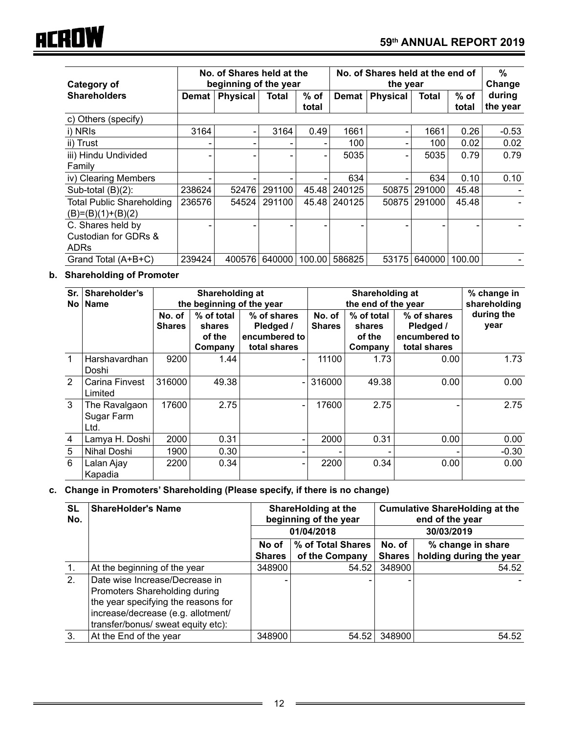| Category of Shareholders | No. of Shares held at the beginning of the year | | | | No. of Shares held at the end of the year | | | | % Change during the year |
|---|---|---|---|---|---|---|---|---|---|
| | Demat | Physical | Total | % of total | Demat | Physical | Total | % of total | |
| c) Others (specify) | | | | | | | | | |
| i) NRIs | 3164 | - | 3164 | 0.49 | 1661 | - | 1661 | 0.26 | -0.53 |
| ii) Trust | - | - | - | - | 100 | - | 100 | 0.02 | 0.02 |
| iii) Hindu Undivided Family | - | - | - | - | 5035 | - | 5035 | 0.79 | 0.79 |
| iv) Clearing Members | - | - | - | - | 634 | - | 634 | 0.10 | 0.10 |
| Sub-total (B)(2): | 238624 | 52476 | 291100 | 45.48 | 240125 | 50875 | 291000 | 45.48 | - |
| Total Public Shareholding (B)=(B)(1)+(B)(2) | 236576 | 54524 | 291100 | 45.48 | 240125 | 50875 | 291000 | 45.48 | - |
| C. Shares held by Custodian for GDRs & ADRs | - | - | - | - | - | - | - | - | - |
| Grand Total (A+B+C) | 239424 | 400576 | 640000 | 100.00 | 586825 | 53175 | 640000 | 100.00 | - |

**b. Shareholding of Promoter**

| Sr. No | Shareholder's Name | Shareholding at the beginning of the year | | | Shareholding at the end of the year | | | % change in shareholding during the year |
|---|---|---|---|---|---|---|---|---|
| | | No. of Shares | % of total shares of the Company | % of shares Pledged / encumbered to total shares | No. of Shares | % of total shares of the Company | % of shares Pledged / encumbered to total shares | |
| 1 | Harshavardhan Doshi | 9200 | 1.44 | - | 11100 | 1.73 | 0.00 | 1.73 |
| 2 | Carina Finvest Limited | 316000 | 49.38 | - | 316000 | 49.38 | 0.00 | 0.00 |
| 3 | The Ravalgaon Sugar Farm Ltd. | 17600 | 2.75 | - | 17600 | 2.75 | - | 2.75 |
| 4 | Lamya H. Doshi | 2000 | 0.31 | - | 2000 | 0.31 | 0.00 | 0.00 |
| 5 | Nihal Doshi | 1900 | 0.30 | - | - | - | - | -0.30 |
| 6 | Lalan Ajay Kapadia | 2200 | 0.34 | - | 2200 | 0.34 | 0.00 | 0.00 |

**c. Change in Promoters' Shareholding (Please specify, if there is no change)**

| SL No. | ShareHolder's Name | ShareHolding at the beginning of the year | | Cumulative ShareHolding at the end of the year | |
|---|---|---|---|---|---|
| | | 01/04/2018 | | 30/03/2019 | |
| | | No of Shares | % of Total Shares of the Company | No. of Shares | % change in share holding during the year |
| 1. | At the beginning of the year | 348900 | 54.52 | 348900 | 54.52 |
| 2. | Date wise Increase/Decrease in Promoters Shareholding during the year specifying the reasons for increase/decrease (e.g. allotment/ transfer/bonus/ sweat equity etc): | - | - | - | - |
| 3. | At the End of the year | 348900 | 54.52 | 348900 | 54.52 |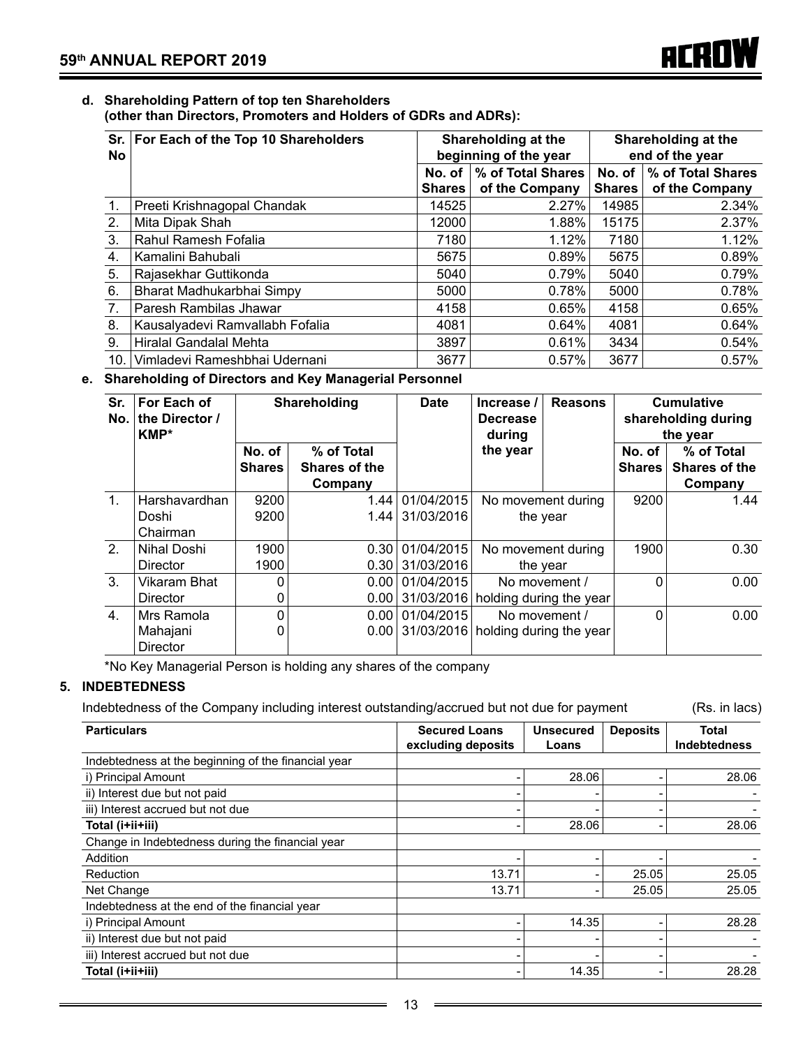**d. Shareholding Pattern of top ten Shareholders (other than Directors, Promoters and Holders of GDRs and ADRs):**

| Sr. No | For Each of the Top 10 Shareholders | Shareholding at the beginning of the year | | Shareholding at the end of the year | |
|---|---|---|---|---|---|
| | | No. of Shares | % of Total Shares of the Company | No. of Shares | % of Total Shares of the Company |
| 1. | Preeti Krishnagopal Chandak | 14525 | 2.27% | 14985 | 2.34% |
| 2. | Mita Dipak Shah | 12000 | 1.88% | 15175 | 2.37% |
| 3. | Rahul Ramesh Fofalia | 7180 | 1.12% | 7180 | 1.12% |
| 4. | Kamalini Bahubali | 5675 | 0.89% | 5675 | 0.89% |
| 5. | Rajasekhar Guttikonda | 5040 | 0.79% | 5040 | 0.79% |
| 6. | Bharat Madhukarbhai Simpy | 5000 | 0.78% | 5000 | 0.78% |
| 7. | Paresh Rambilas Jhawar | 4158 | 0.65% | 4158 | 0.65% |
| 8. | Kausalyadevi Ramvallabh Fofalia | 4081 | 0.64% | 4081 | 0.64% |
| 9. | Hiralal Gandalal Mehta | 3897 | 0.61% | 3434 | 0.54% |
| 10. | Vimladevi Rameshbhai Udernani | 3677 | 0.57% | 3677 | 0.57% |

**e. Shareholding of Directors and Key Managerial Personnel**

| Sr. No. | For Each of the Director / KMP* | Shareholding | | Date | Increase / Decrease during the year | Reasons | Cumulative shareholding during the year | |
|---|---|---|---|---|---|---|---|---|
| | | No. of Shares | % of Total Shares of the Company | | | | No. of Shares | % of Total Shares of the Company |
| 1. | Harshavardhan Doshi Chairman | 9200<br>9200 | 1.44<br>1.44 | 01/04/2015<br>31/03/2016 | No movement during the year | | 9200 | 1.44 |
| 2. | Nihal Doshi Director | 1900<br>1900 | 0.30<br>0.30 | 01/04/2015<br>31/03/2016 | No movement during the year | | 1900 | 0.30 |
| 3. | Vikaram Bhat Director | 0<br>0 | 0.00<br>0.00 | 01/04/2015<br>31/03/2016 | No movement / holding during the year | | 0 | 0.00 |
| 4. | Mrs Ramola Mahajani Director | 0<br>0 | 0.00<br>0.00 | 01/04/2015<br>31/03/2016 | No movement / holding during the year | | 0 | 0.00 |

*No Key Managerial Person is holding any shares of the company

## 5. INDEBTEDNESS

Indebtedness of the Company including interest outstanding/accrued but not due for payment (Rs. in lacs)

| Particulars | Secured Loans excluding deposits | Unsecured Loans | Deposits | Total Indebtedness |
|---|---|---|---|---|
| Indebtedness at the beginning of the financial year | | | | |
| i) Principal Amount | - | 28.06 | - | 28.06 |
| ii) Interest due but not paid | - | - | - | - |
| iii) Interest accrued but not due | - | - | - | - |
| **Total (i+ii+iii)** | - | 28.06 | - | 28.06 |
| Change in Indebtedness during the financial year | | | | |
| Addition | - | - | - | - |
| Reduction | 13.71 | - | 25.05 | 25.05 |
| Net Change | 13.71 | - | 25.05 | 25.05 |
| Indebtedness at the end of the financial year | | | | |
| i) Principal Amount | - | 14.35 | - | 28.28 |
| ii) Interest due but not paid | - | - | - | - |
| iii) Interest accrued but not due | - | - | - | - |
| **Total (i+ii+iii)** | - | 14.35 | - | 28.28 |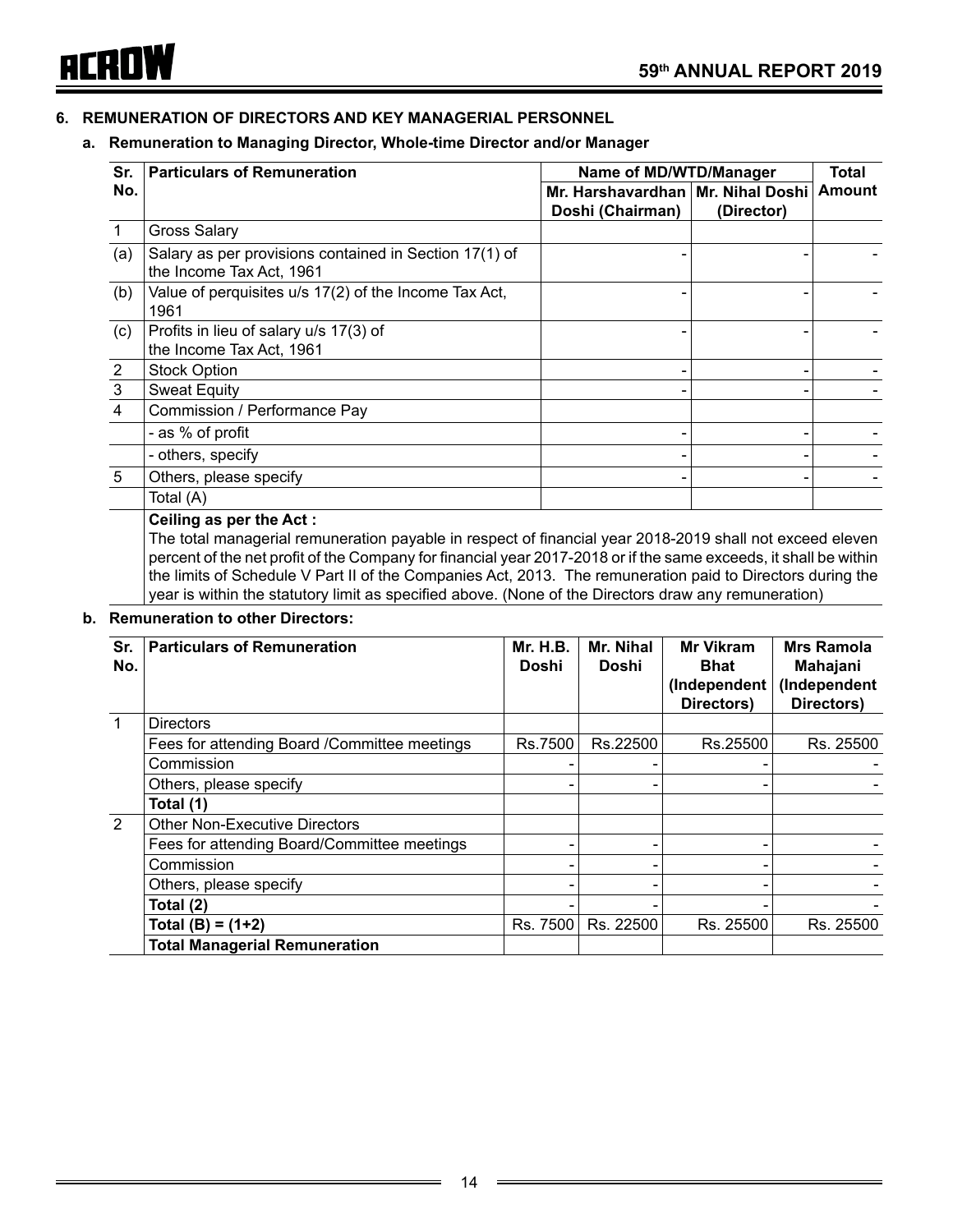## 6. REMUNERATION OF DIRECTORS AND KEY MANAGERIAL PERSONNEL

### a. Remuneration to Managing Director, Whole-time Director and/or Manager

| Sr. No. | Particulars of Remuneration | Name of MD/WTD/Manager | | Total Amount |
|---|---|---|---|---|
| | | Mr. Harshavardhan Doshi (Chairman) | Mr. Nihal Doshi (Director) | |
| 1 | Gross Salary | | | |
| (a) | Salary as per provisions contained in Section 17(1) of the Income Tax Act, 1961 | - | - | - |
| (b) | Value of perquisites u/s 17(2) of the Income Tax Act, 1961 | - | - | - |
| (c) | Profits in lieu of salary u/s 17(3) of the Income Tax Act, 1961 | - | - | - |
| 2 | Stock Option | - | - | - |
| 3 | Sweat Equity | - | - | - |
| 4 | Commission / Performance Pay | | | |
| | - as % of profit | - | - | - |
| | - others, specify | - | - | - |
| 5 | Others, please specify | - | - | - |
| | Total (A) | | | |

**Ceiling as per the Act :**

The total managerial remuneration payable in respect of financial year 2018-2019 shall not exceed eleven percent of the net profit of the Company for financial year 2017-2018 or if the same exceeds, it shall be within the limits of Schedule V Part II of the Companies Act, 2013. The remuneration paid to Directors during the year is within the statutory limit as specified above. (None of the Directors draw any remuneration)

### b. Remuneration to other Directors:

| Sr. No. | Particulars of Remuneration | Mr. H.B. Doshi | Mr. Nihal Doshi | Mr Vikram Bhat (Independent Directors) | Mrs Ramola Mahajani (Independent Directors) |
|---|---|---|---|---|---|
| 1 | Directors | | | | |
| | Fees for attending Board /Committee meetings | Rs.7500 | Rs.22500 | Rs.25500 | Rs. 25500 |
| | Commission | - | - | - | - |
| | Others, please specify | - | - | - | - |
| | **Total (1)** | | | | |
| 2 | Other Non-Executive Directors | | | | |
| | Fees for attending Board/Committee meetings | - | - | - | - |
| | Commission | - | - | - | - |
| | Others, please specify | - | - | - | - |
| | **Total (2)** | - | - | - | - |
| | **Total (B) = (1+2)** | Rs. 7500 | Rs. 22500 | Rs. 25500 | Rs. 25500 |
| | **Total Managerial Remuneration** | | | | |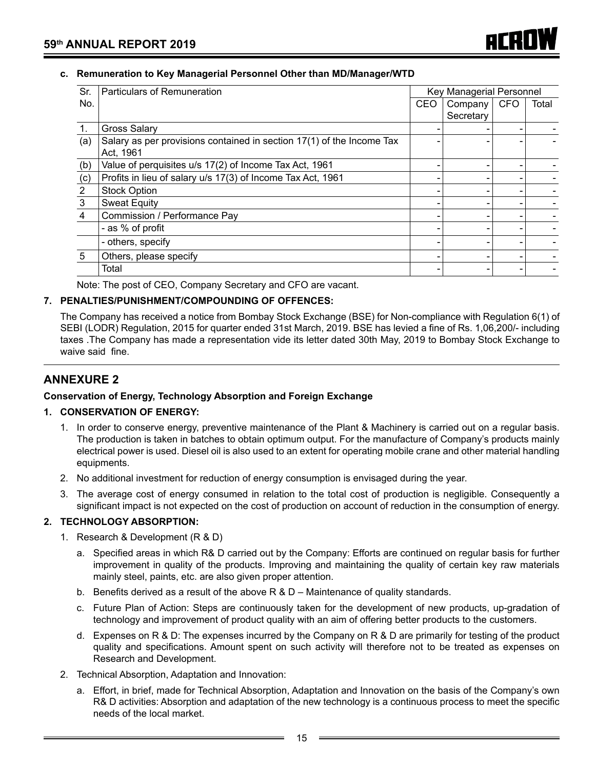**c. Remuneration to Key Managerial Personnel Other than MD/Manager/WTD**

| Sr. No. | Particulars of Remuneration | Key Managerial Personnel | | | |
|---|---|---|---|---|---|
| | | CEO | Company Secretary | CFO | Total |
| 1. | Gross Salary | - | - | - | - |
| (a) | Salary as per provisions contained in section 17(1) of the Income Tax Act, 1961 | - | - | - | - |
| (b) | Value of perquisites u/s 17(2) of Income Tax Act, 1961 | - | - | - | - |
| (c) | Profits in lieu of salary u/s 17(3) of Income Tax Act, 1961 | - | - | - | - |
| 2 | Stock Option | - | - | - | - |
| 3 | Sweat Equity | - | - | - | - |
| 4 | Commission / Performance Pay | - | - | - | - |
| | - as % of profit | - | - | - | - |
| | - others, specify | - | - | - | - |
| 5 | Others, please specify | - | - | - | - |
| | Total | - | - | - | - |

Note: The post of CEO, Company Secretary and CFO are vacant.

**7. PENALTIES/PUNISHMENT/COMPOUNDING OF OFFENCES:**

The Company has received a notice from Bombay Stock Exchange (BSE) for Non-compliance with Regulation 6(1) of SEBI (LODR) Regulation, 2015 for quarter ended 31st March, 2019. BSE has levied a fine of Rs. 1,06,200/- including taxes .The Company has made a representation vide its letter dated 30th May, 2019 to Bombay Stock Exchange to waive said fine.

## ANNEXURE 2

**Conservation of Energy, Technology Absorption and Foreign Exchange**

**1. CONSERVATION OF ENERGY:**

1. In order to conserve energy, preventive maintenance of the Plant & Machinery is carried out on a regular basis. The production is taken in batches to obtain optimum output. For the manufacture of Company's products mainly electrical power is used. Diesel oil is also used to an extent for operating mobile crane and other material handling equipments.
2. No additional investment for reduction of energy consumption is envisaged during the year.
3. The average cost of energy consumed in relation to the total cost of production is negligible. Consequently a significant impact is not expected on the cost of production on account of reduction in the consumption of energy.

**2. TECHNOLOGY ABSORPTION:**

1. Research & Development (R & D)
   a. Specified areas in which R& D carried out by the Company: Efforts are continued on regular basis for further improvement in quality of the products. Improving and maintaining the quality of certain key raw materials mainly steel, paints, etc. are also given proper attention.
   b. Benefits derived as a result of the above R & D – Maintenance of quality standards.
   c. Future Plan of Action: Steps are continuously taken for the development of new products, up-gradation of technology and improvement of product quality with an aim of offering better products to the customers.
   d. Expenses on R & D: The expenses incurred by the Company on R & D are primarily for testing of the product quality and specifications. Amount spent on such activity will therefore not to be treated as expenses on Research and Development.
2. Technical Absorption, Adaptation and Innovation:
   a. Effort, in brief, made for Technical Absorption, Adaptation and Innovation on the basis of the Company's own R& D activities: Absorption and adaptation of the new technology is a continuous process to meet the specific needs of the local market.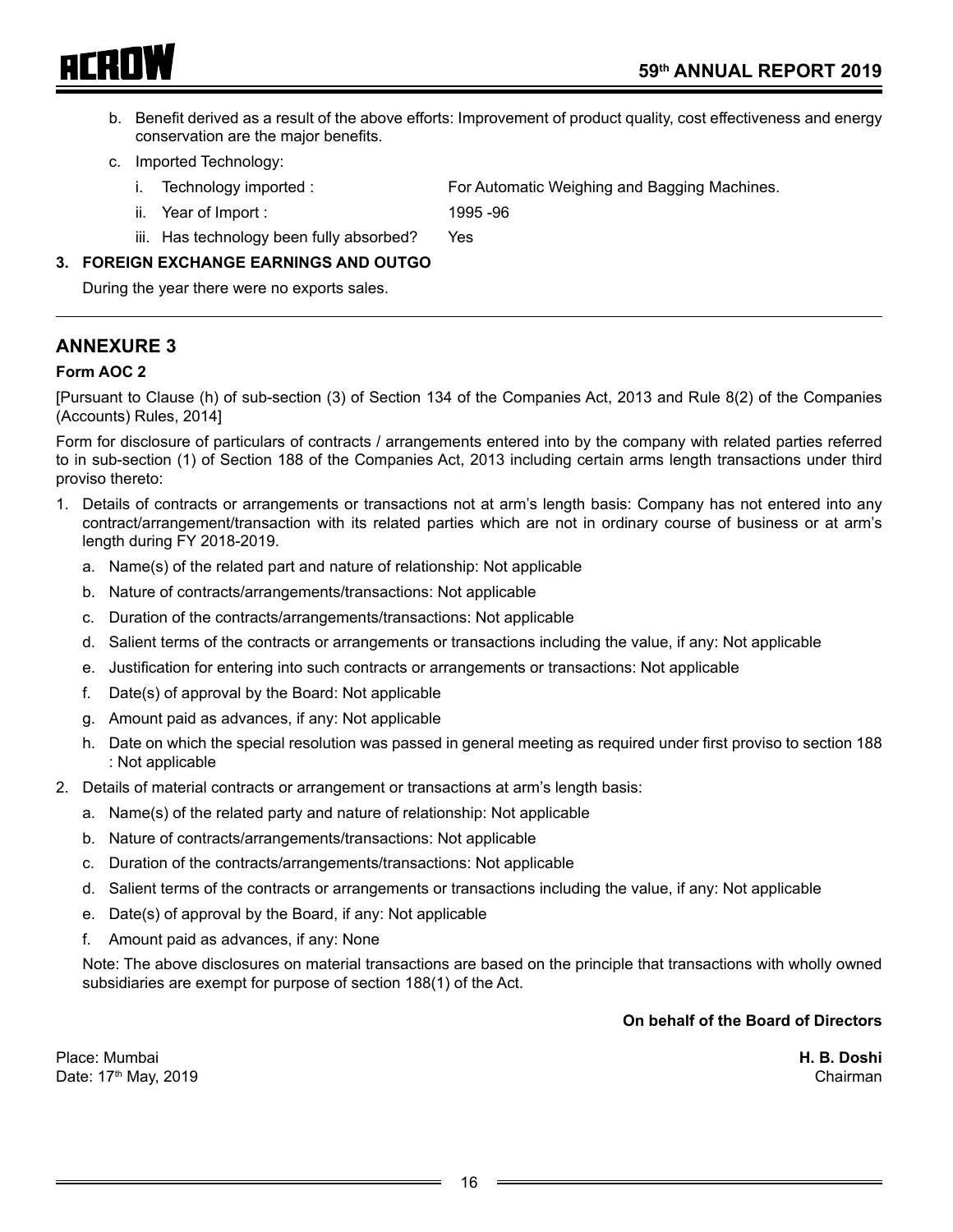b. Benefit derived as a result of the above efforts: Improvement of product quality, cost effectiveness and energy conservation are the major benefits.

c. Imported Technology:

   i. Technology imported : For Automatic Weighing and Bagging Machines.

   ii. Year of Import : 1995 -96

   iii. Has technology been fully absorbed? Yes

**3. FOREIGN EXCHANGE EARNINGS AND OUTGO**

During the year there were no exports sales.

---

## ANNEXURE 3

**Form AOC 2**

[Pursuant to Clause (h) of sub-section (3) of Section 134 of the Companies Act, 2013 and Rule 8(2) of the Companies (Accounts) Rules, 2014]

Form for disclosure of particulars of contracts / arrangements entered into by the company with related parties referred to in sub-section (1) of Section 188 of the Companies Act, 2013 including certain arms length transactions under third proviso thereto:

1. Details of contracts or arrangements or transactions not at arm's length basis: Company has not entered into any contract/arrangement/transaction with its related parties which are not in ordinary course of business or at arm's length during FY 2018-2019.

   a. Name(s) of the related part and nature of relationship: Not applicable

   b. Nature of contracts/arrangements/transactions: Not applicable

   c. Duration of the contracts/arrangements/transactions: Not applicable

   d. Salient terms of the contracts or arrangements or transactions including the value, if any: Not applicable

   e. Justification for entering into such contracts or arrangements or transactions: Not applicable

   f. Date(s) of approval by the Board: Not applicable

   g. Amount paid as advances, if any: Not applicable

   h. Date on which the special resolution was passed in general meeting as required under first proviso to section 188 : Not applicable

2. Details of material contracts or arrangement or transactions at arm's length basis:

   a. Name(s) of the related party and nature of relationship: Not applicable

   b. Nature of contracts/arrangements/transactions: Not applicable

   c. Duration of the contracts/arrangements/transactions: Not applicable

   d. Salient terms of the contracts or arrangements or transactions including the value, if any: Not applicable

   e. Date(s) of approval by the Board, if any: Not applicable

   f. Amount paid as advances, if any: None

   Note: The above disclosures on material transactions are based on the principle that transactions with wholly owned subsidiaries are exempt for purpose of section 188(1) of the Act.

**On behalf of the Board of Directors**

Place: Mumbai
Date: 17th May, 2019

**H. B. Doshi**
Chairman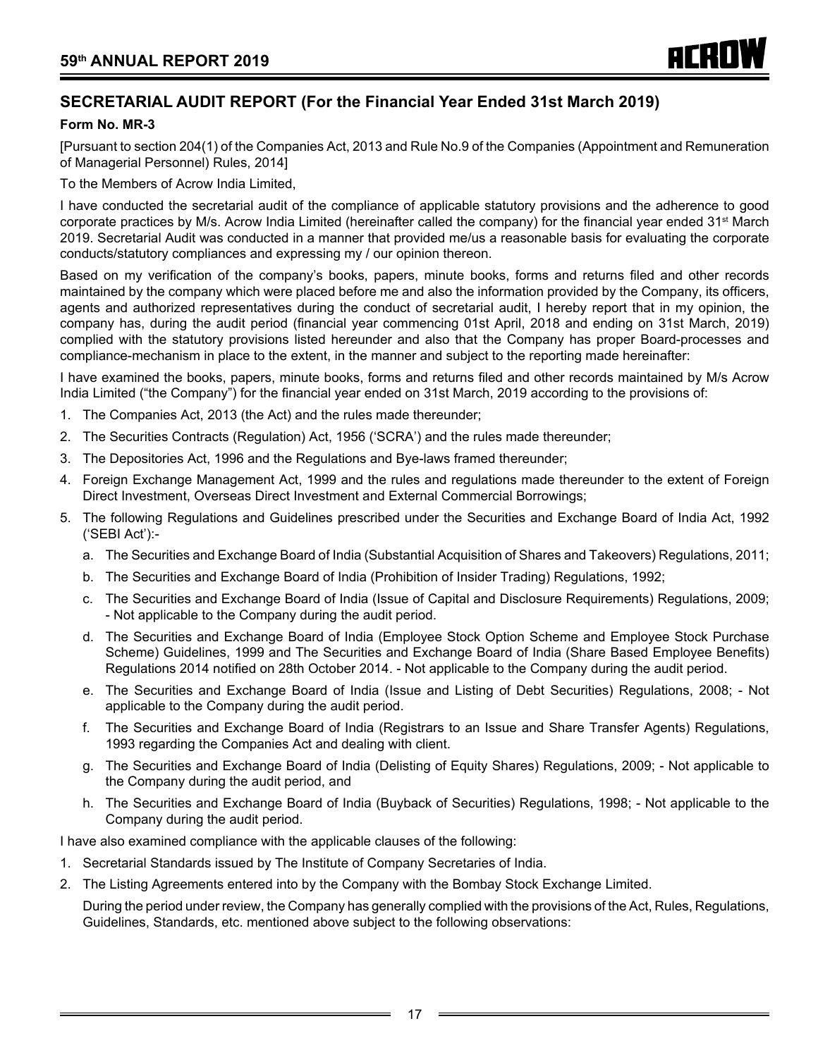## SECRETARIAL AUDIT REPORT (For the Financial Year Ended 31st March 2019)

**Form No. MR-3**

[Pursuant to section 204(1) of the Companies Act, 2013 and Rule No.9 of the Companies (Appointment and Remuneration of Managerial Personnel) Rules, 2014]

To the Members of Acrow India Limited,

I have conducted the secretarial audit of the compliance of applicable statutory provisions and the adherence to good corporate practices by M/s. Acrow India Limited (hereinafter called the company) for the financial year ended 31st March 2019. Secretarial Audit was conducted in a manner that provided me/us a reasonable basis for evaluating the corporate conducts/statutory compliances and expressing my / our opinion thereon.

Based on my verification of the company's books, papers, minute books, forms and returns filed and other records maintained by the company which were placed before me and also the information provided by the Company, its officers, agents and authorized representatives during the conduct of secretarial audit, I hereby report that in my opinion, the company has, during the audit period (financial year commencing 01st April, 2018 and ending on 31st March, 2019) complied with the statutory provisions listed hereunder and also that the Company has proper Board-processes and compliance-mechanism in place to the extent, in the manner and subject to the reporting made hereinafter:

I have examined the books, papers, minute books, forms and returns filed and other records maintained by M/s Acrow India Limited ("the Company") for the financial year ended on 31st March, 2019 according to the provisions of:

1. The Companies Act, 2013 (the Act) and the rules made thereunder;
2. The Securities Contracts (Regulation) Act, 1956 ('SCRA') and the rules made thereunder;
3. The Depositories Act, 1996 and the Regulations and Bye-laws framed thereunder;
4. Foreign Exchange Management Act, 1999 and the rules and regulations made thereunder to the extent of Foreign Direct Investment, Overseas Direct Investment and External Commercial Borrowings;
5. The following Regulations and Guidelines prescribed under the Securities and Exchange Board of India Act, 1992 ('SEBI Act'):-
   a. The Securities and Exchange Board of India (Substantial Acquisition of Shares and Takeovers) Regulations, 2011;
   b. The Securities and Exchange Board of India (Prohibition of Insider Trading) Regulations, 1992;
   c. The Securities and Exchange Board of India (Issue of Capital and Disclosure Requirements) Regulations, 2009; - Not applicable to the Company during the audit period.
   d. The Securities and Exchange Board of India (Employee Stock Option Scheme and Employee Stock Purchase Scheme) Guidelines, 1999 and The Securities and Exchange Board of India (Share Based Employee Benefits) Regulations 2014 notified on 28th October 2014. - Not applicable to the Company during the audit period.
   e. The Securities and Exchange Board of India (Issue and Listing of Debt Securities) Regulations, 2008; - Not applicable to the Company during the audit period.
   f. The Securities and Exchange Board of India (Registrars to an Issue and Share Transfer Agents) Regulations, 1993 regarding the Companies Act and dealing with client.
   g. The Securities and Exchange Board of India (Delisting of Equity Shares) Regulations, 2009; - Not applicable to the Company during the audit period, and
   h. The Securities and Exchange Board of India (Buyback of Securities) Regulations, 1998; - Not applicable to the Company during the audit period.

I have also examined compliance with the applicable clauses of the following:

1. Secretarial Standards issued by The Institute of Company Secretaries of India.
2. The Listing Agreements entered into by the Company with the Bombay Stock Exchange Limited.

   During the period under review, the Company has generally complied with the provisions of the Act, Rules, Regulations, Guidelines, Standards, etc. mentioned above subject to the following observations: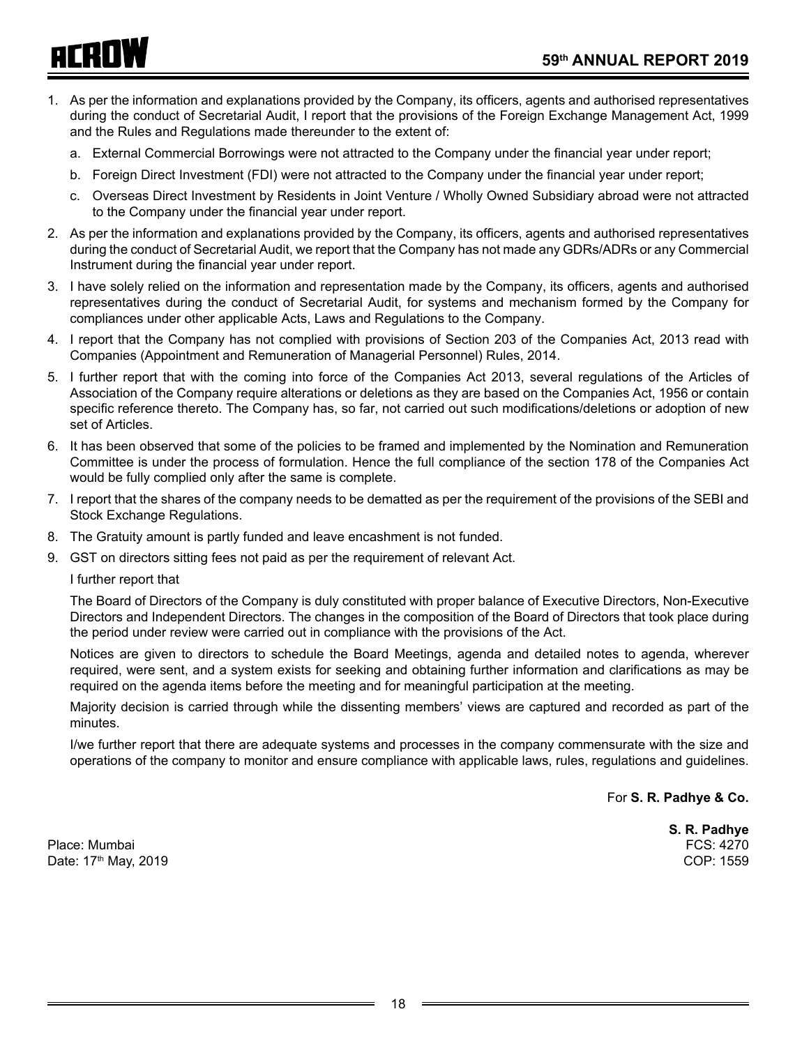1. As per the information and explanations provided by the Company, its officers, agents and authorised representatives during the conduct of Secretarial Audit, I report that the provisions of the Foreign Exchange Management Act, 1999 and the Rules and Regulations made thereunder to the extent of:
   a. External Commercial Borrowings were not attracted to the Company under the financial year under report;
   b. Foreign Direct Investment (FDI) were not attracted to the Company under the financial year under report;
   c. Overseas Direct Investment by Residents in Joint Venture / Wholly Owned Subsidiary abroad were not attracted to the Company under the financial year under report.
2. As per the information and explanations provided by the Company, its officers, agents and authorised representatives during the conduct of Secretarial Audit, we report that the Company has not made any GDRs/ADRs or any Commercial Instrument during the financial year under report.
3. I have solely relied on the information and representation made by the Company, its officers, agents and authorised representatives during the conduct of Secretarial Audit, for systems and mechanism formed by the Company for compliances under other applicable Acts, Laws and Regulations to the Company.
4. I report that the Company has not complied with provisions of Section 203 of the Companies Act, 2013 read with Companies (Appointment and Remuneration of Managerial Personnel) Rules, 2014.
5. I further report that with the coming into force of the Companies Act 2013, several regulations of the Articles of Association of the Company require alterations or deletions as they are based on the Companies Act, 1956 or contain specific reference thereto. The Company has, so far, not carried out such modifications/deletions or adoption of new set of Articles.
6. It has been observed that some of the policies to be framed and implemented by the Nomination and Remuneration Committee is under the process of formulation. Hence the full compliance of the section 178 of the Companies Act would be fully complied only after the same is complete.
7. I report that the shares of the company needs to be dematted as per the requirement of the provisions of the SEBI and Stock Exchange Regulations.
8. The Gratuity amount is partly funded and leave encashment is not funded.
9. GST on directors sitting fees not paid as per the requirement of relevant Act.

   I further report that

   The Board of Directors of the Company is duly constituted with proper balance of Executive Directors, Non-Executive Directors and Independent Directors. The changes in the composition of the Board of Directors that took place during the period under review were carried out in compliance with the provisions of the Act.

   Notices are given to directors to schedule the Board Meetings, agenda and detailed notes to agenda, wherever required, were sent, and a system exists for seeking and obtaining further information and clarifications as may be required on the agenda items before the meeting and for meaningful participation at the meeting.

   Majority decision is carried through while the dissenting members' views are captured and recorded as part of the minutes.

   I/we further report that there are adequate systems and processes in the company commensurate with the size and operations of the company to monitor and ensure compliance with applicable laws, rules, regulations and guidelines.

For **S. R. Padhye & Co.**

**S. R. Padhye**
FCS: 4270
COP: 1559

Place: Mumbai
Date: 17th May, 2019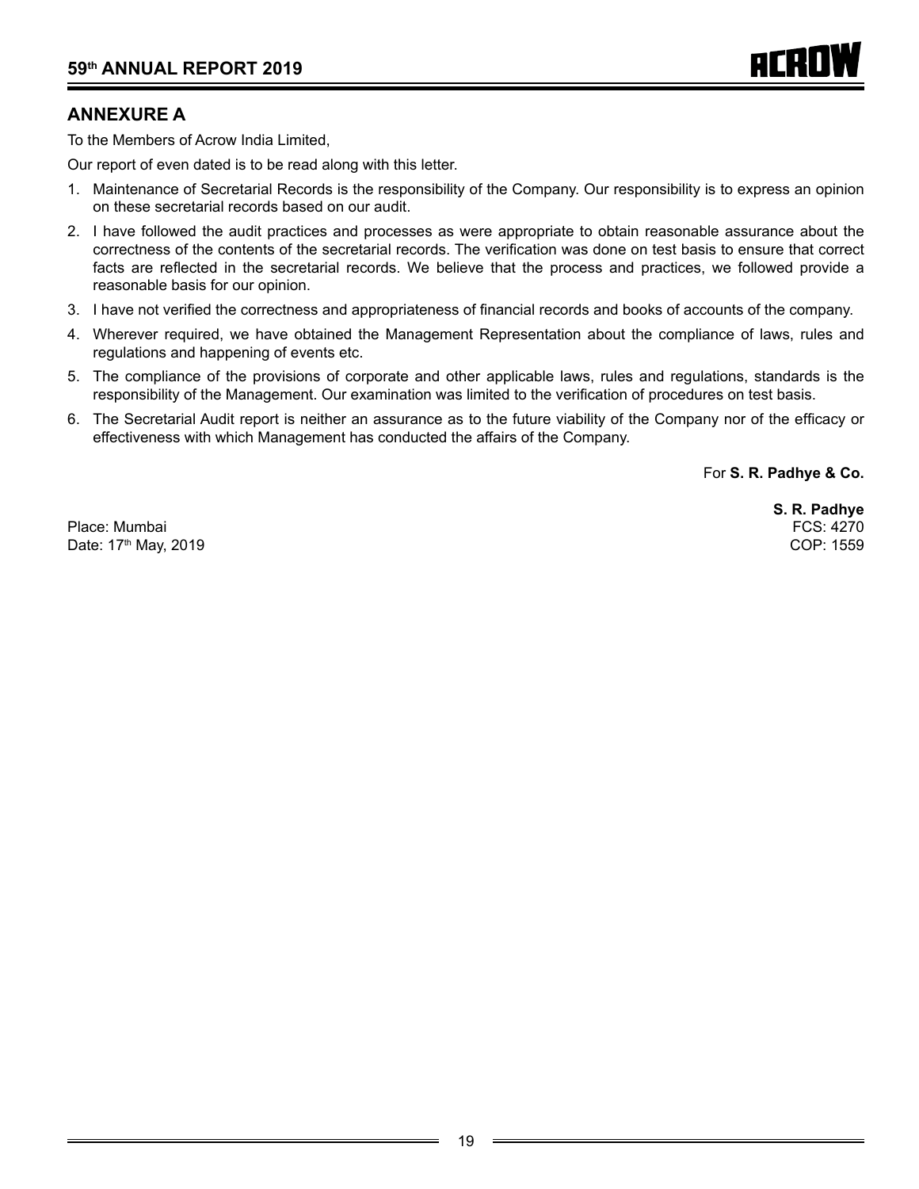## ANNEXURE A

To the Members of Acrow India Limited,

Our report of even dated is to be read along with this letter.

1. Maintenance of Secretarial Records is the responsibility of the Company. Our responsibility is to express an opinion on these secretarial records based on our audit.
2. I have followed the audit practices and processes as were appropriate to obtain reasonable assurance about the correctness of the contents of the secretarial records. The verification was done on test basis to ensure that correct facts are reflected in the secretarial records. We believe that the process and practices, we followed provide a reasonable basis for our opinion.
3. I have not verified the correctness and appropriateness of financial records and books of accounts of the company.
4. Wherever required, we have obtained the Management Representation about the compliance of laws, rules and regulations and happening of events etc.
5. The compliance of the provisions of corporate and other applicable laws, rules and regulations, standards is the responsibility of the Management. Our examination was limited to the verification of procedures on test basis.
6. The Secretarial Audit report is neither an assurance as to the future viability of the Company nor of the efficacy or effectiveness with which Management has conducted the affairs of the Company.

For **S. R. Padhye & Co.**

**S. R. Padhye**
FCS: 4270
COP: 1559

Place: Mumbai
Date: 17th May, 2019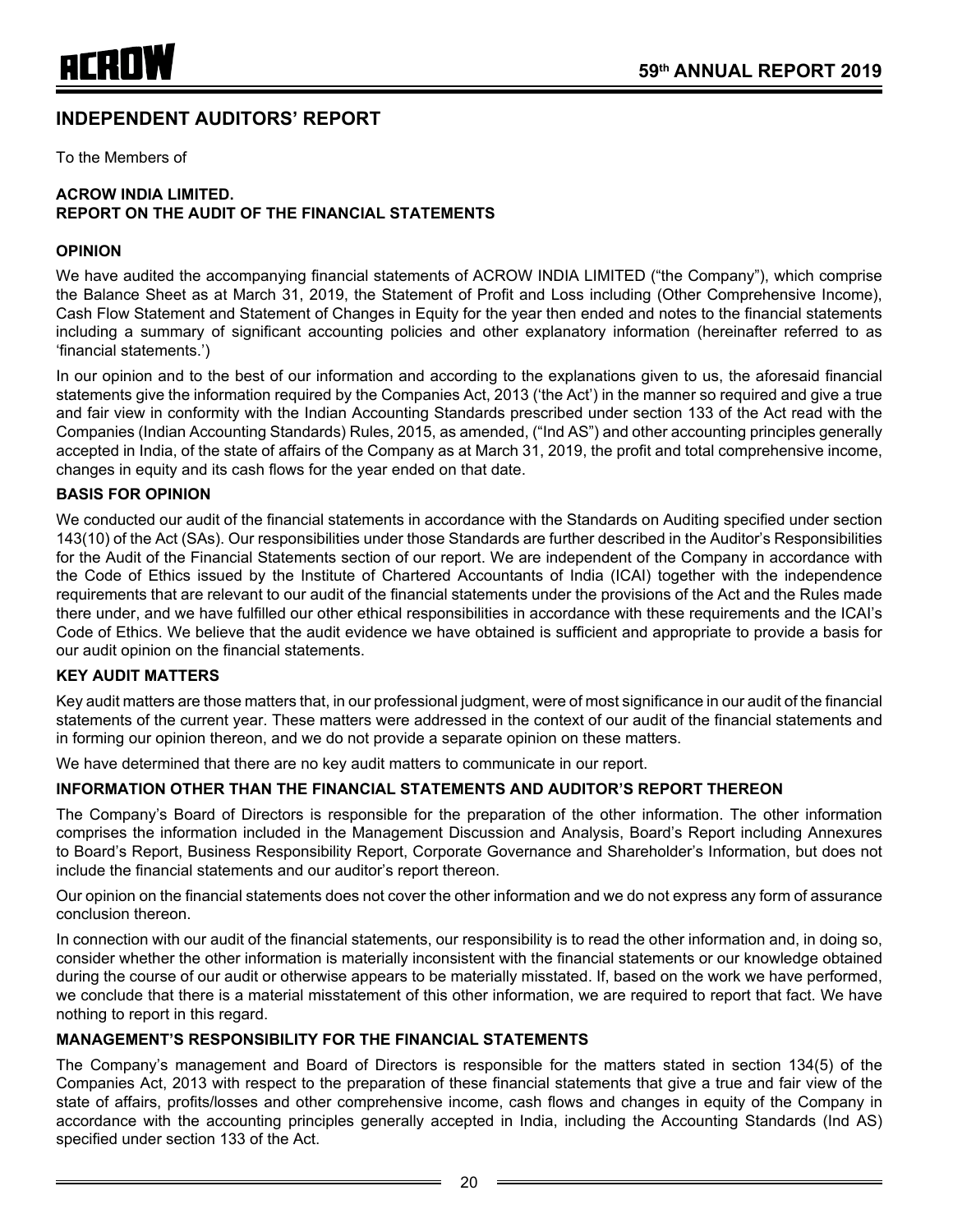## INDEPENDENT AUDITORS' REPORT

To the Members of

**ACROW INDIA LIMITED.**
**REPORT ON THE AUDIT OF THE FINANCIAL STATEMENTS**

### OPINION

We have audited the accompanying financial statements of ACROW INDIA LIMITED ("the Company"), which comprise the Balance Sheet as at March 31, 2019, the Statement of Profit and Loss including (Other Comprehensive Income), Cash Flow Statement and Statement of Changes in Equity for the year then ended and notes to the financial statements including a summary of significant accounting policies and other explanatory information (hereinafter referred to as 'financial statements.')

In our opinion and to the best of our information and according to the explanations given to us, the aforesaid financial statements give the information required by the Companies Act, 2013 ('the Act') in the manner so required and give a true and fair view in conformity with the Indian Accounting Standards prescribed under section 133 of the Act read with the Companies (Indian Accounting Standards) Rules, 2015, as amended, ("Ind AS") and other accounting principles generally accepted in India, of the state of affairs of the Company as at March 31, 2019, the profit and total comprehensive income, changes in equity and its cash flows for the year ended on that date.

### BASIS FOR OPINION

We conducted our audit of the financial statements in accordance with the Standards on Auditing specified under section 143(10) of the Act (SAs). Our responsibilities under those Standards are further described in the Auditor's Responsibilities for the Audit of the Financial Statements section of our report. We are independent of the Company in accordance with the Code of Ethics issued by the Institute of Chartered Accountants of India (ICAI) together with the independence requirements that are relevant to our audit of the financial statements under the provisions of the Act and the Rules made there under, and we have fulfilled our other ethical responsibilities in accordance with these requirements and the ICAI's Code of Ethics. We believe that the audit evidence we have obtained is sufficient and appropriate to provide a basis for our audit opinion on the financial statements.

### KEY AUDIT MATTERS

Key audit matters are those matters that, in our professional judgment, were of most significance in our audit of the financial statements of the current year. These matters were addressed in the context of our audit of the financial statements and in forming our opinion thereon, and we do not provide a separate opinion on these matters.

We have determined that there are no key audit matters to communicate in our report.

### INFORMATION OTHER THAN THE FINANCIAL STATEMENTS AND AUDITOR'S REPORT THEREON

The Company's Board of Directors is responsible for the preparation of the other information. The other information comprises the information included in the Management Discussion and Analysis, Board's Report including Annexures to Board's Report, Business Responsibility Report, Corporate Governance and Shareholder's Information, but does not include the financial statements and our auditor's report thereon.

Our opinion on the financial statements does not cover the other information and we do not express any form of assurance conclusion thereon.

In connection with our audit of the financial statements, our responsibility is to read the other information and, in doing so, consider whether the other information is materially inconsistent with the financial statements or our knowledge obtained during the course of our audit or otherwise appears to be materially misstated. If, based on the work we have performed, we conclude that there is a material misstatement of this other information, we are required to report that fact. We have nothing to report in this regard.

### MANAGEMENT'S RESPONSIBILITY FOR THE FINANCIAL STATEMENTS

The Company's management and Board of Directors is responsible for the matters stated in section 134(5) of the Companies Act, 2013 with respect to the preparation of these financial statements that give a true and fair view of the state of affairs, profits/losses and other comprehensive income, cash flows and changes in equity of the Company in accordance with the accounting principles generally accepted in India, including the Accounting Standards (Ind AS) specified under section 133 of the Act.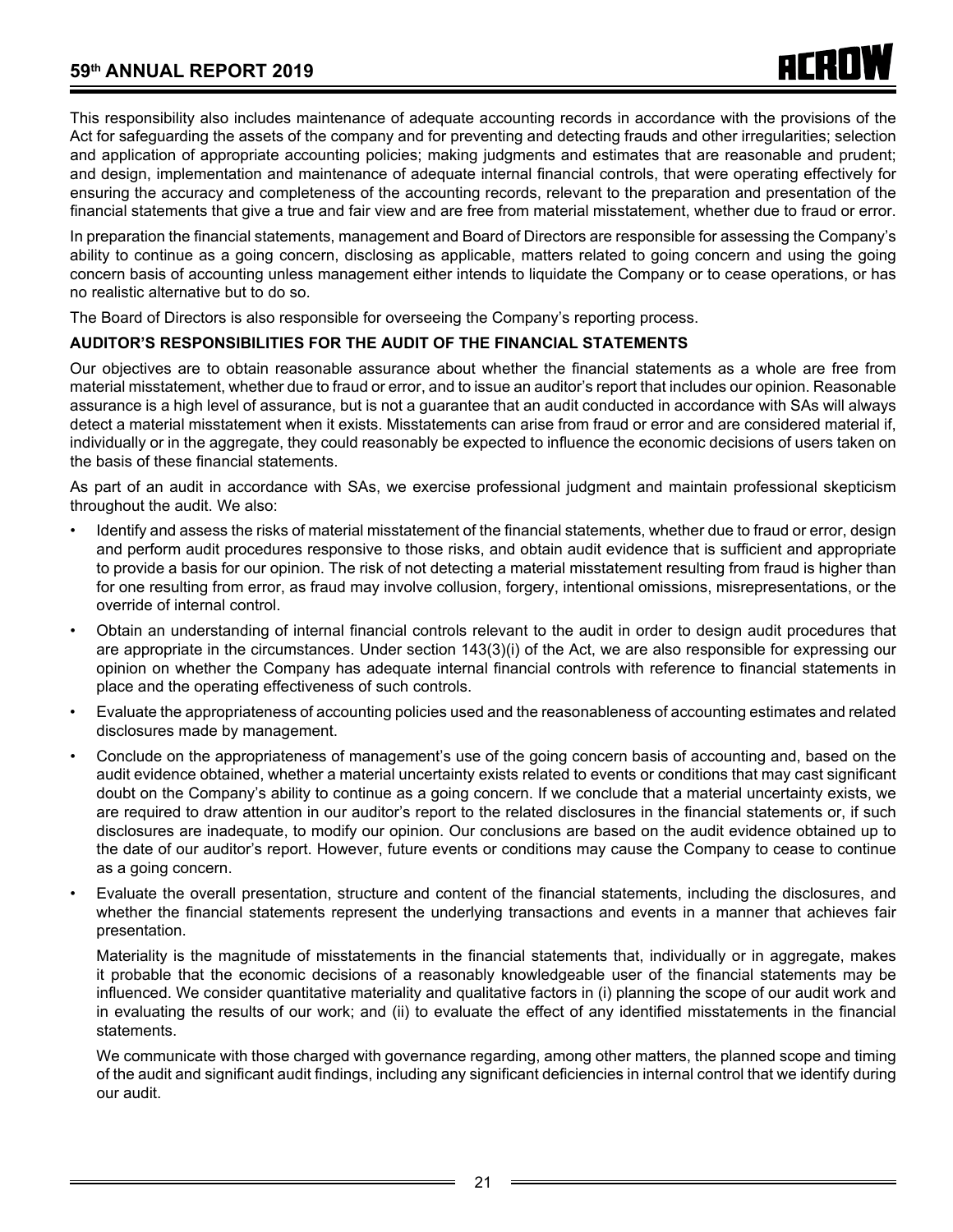This responsibility also includes maintenance of adequate accounting records in accordance with the provisions of the Act for safeguarding the assets of the company and for preventing and detecting frauds and other irregularities; selection and application of appropriate accounting policies; making judgments and estimates that are reasonable and prudent; and design, implementation and maintenance of adequate internal financial controls, that were operating effectively for ensuring the accuracy and completeness of the accounting records, relevant to the preparation and presentation of the financial statements that give a true and fair view and are free from material misstatement, whether due to fraud or error.

In preparation the financial statements, management and Board of Directors are responsible for assessing the Company's ability to continue as a going concern, disclosing as applicable, matters related to going concern and using the going concern basis of accounting unless management either intends to liquidate the Company or to cease operations, or has no realistic alternative but to do so.

The Board of Directors is also responsible for overseeing the Company's reporting process.

**AUDITOR'S RESPONSIBILITIES FOR THE AUDIT OF THE FINANCIAL STATEMENTS**

Our objectives are to obtain reasonable assurance about whether the financial statements as a whole are free from material misstatement, whether due to fraud or error, and to issue an auditor's report that includes our opinion. Reasonable assurance is a high level of assurance, but is not a guarantee that an audit conducted in accordance with SAs will always detect a material misstatement when it exists. Misstatements can arise from fraud or error and are considered material if, individually or in the aggregate, they could reasonably be expected to influence the economic decisions of users taken on the basis of these financial statements.

As part of an audit in accordance with SAs, we exercise professional judgment and maintain professional skepticism throughout the audit. We also:

- Identify and assess the risks of material misstatement of the financial statements, whether due to fraud or error, design and perform audit procedures responsive to those risks, and obtain audit evidence that is sufficient and appropriate to provide a basis for our opinion. The risk of not detecting a material misstatement resulting from fraud is higher than for one resulting from error, as fraud may involve collusion, forgery, intentional omissions, misrepresentations, or the override of internal control.
- Obtain an understanding of internal financial controls relevant to the audit in order to design audit procedures that are appropriate in the circumstances. Under section 143(3)(i) of the Act, we are also responsible for expressing our opinion on whether the Company has adequate internal financial controls with reference to financial statements in place and the operating effectiveness of such controls.
- Evaluate the appropriateness of accounting policies used and the reasonableness of accounting estimates and related disclosures made by management.
- Conclude on the appropriateness of management's use of the going concern basis of accounting and, based on the audit evidence obtained, whether a material uncertainty exists related to events or conditions that may cast significant doubt on the Company's ability to continue as a going concern. If we conclude that a material uncertainty exists, we are required to draw attention in our auditor's report to the related disclosures in the financial statements or, if such disclosures are inadequate, to modify our opinion. Our conclusions are based on the audit evidence obtained up to the date of our auditor's report. However, future events or conditions may cause the Company to cease to continue as a going concern.
- Evaluate the overall presentation, structure and content of the financial statements, including the disclosures, and whether the financial statements represent the underlying transactions and events in a manner that achieves fair presentation.

  Materiality is the magnitude of misstatements in the financial statements that, individually or in aggregate, makes it probable that the economic decisions of a reasonably knowledgeable user of the financial statements may be influenced. We consider quantitative materiality and qualitative factors in (i) planning the scope of our audit work and in evaluating the results of our work; and (ii) to evaluate the effect of any identified misstatements in the financial statements.

  We communicate with those charged with governance regarding, among other matters, the planned scope and timing of the audit and significant audit findings, including any significant deficiencies in internal control that we identify during our audit.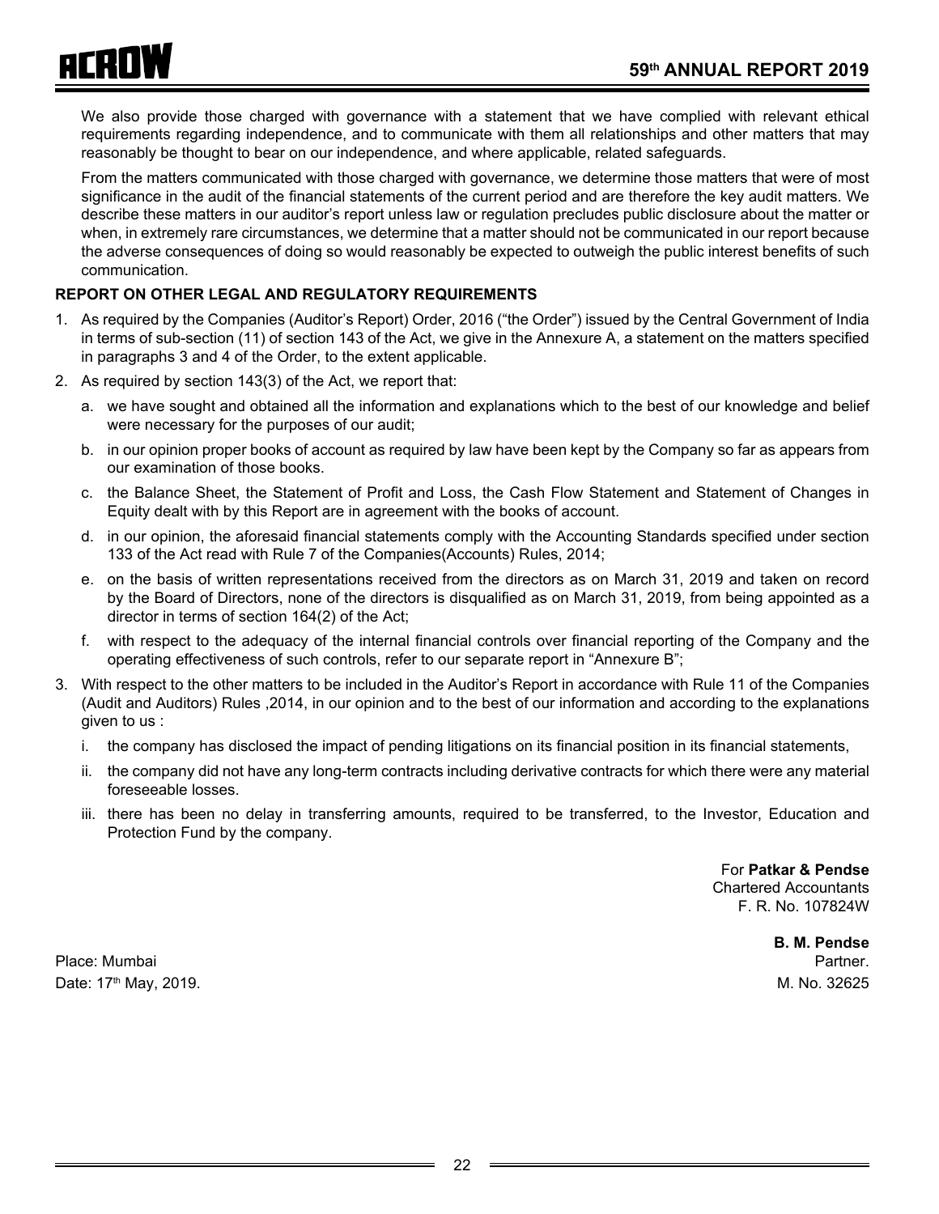We also provide those charged with governance with a statement that we have complied with relevant ethical requirements regarding independence, and to communicate with them all relationships and other matters that may reasonably be thought to bear on our independence, and where applicable, related safeguards.

From the matters communicated with those charged with governance, we determine those matters that were of most significance in the audit of the financial statements of the current period and are therefore the key audit matters. We describe these matters in our auditor's report unless law or regulation precludes public disclosure about the matter or when, in extremely rare circumstances, we determine that a matter should not be communicated in our report because the adverse consequences of doing so would reasonably be expected to outweigh the public interest benefits of such communication.

**REPORT ON OTHER LEGAL AND REGULATORY REQUIREMENTS**

1. As required by the Companies (Auditor's Report) Order, 2016 ("the Order") issued by the Central Government of India in terms of sub-section (11) of section 143 of the Act, we give in the Annexure A, a statement on the matters specified in paragraphs 3 and 4 of the Order, to the extent applicable.
2. As required by section 143(3) of the Act, we report that:
   a. we have sought and obtained all the information and explanations which to the best of our knowledge and belief were necessary for the purposes of our audit;
   b. in our opinion proper books of account as required by law have been kept by the Company so far as appears from our examination of those books.
   c. the Balance Sheet, the Statement of Profit and Loss, the Cash Flow Statement and Statement of Changes in Equity dealt with by this Report are in agreement with the books of account.
   d. in our opinion, the aforesaid financial statements comply with the Accounting Standards specified under section 133 of the Act read with Rule 7 of the Companies(Accounts) Rules, 2014;
   e. on the basis of written representations received from the directors as on March 31, 2019 and taken on record by the Board of Directors, none of the directors is disqualified as on March 31, 2019, from being appointed as a director in terms of section 164(2) of the Act;
   f. with respect to the adequacy of the internal financial controls over financial reporting of the Company and the operating effectiveness of such controls, refer to our separate report in "Annexure B";
3. With respect to the other matters to be included in the Auditor's Report in accordance with Rule 11 of the Companies (Audit and Auditors) Rules ,2014, in our opinion and to the best of our information and according to the explanations given to us :
   i. the company has disclosed the impact of pending litigations on its financial position in its financial statements,
   ii. the company did not have any long-term contracts including derivative contracts for which there were any material foreseeable losses.
   iii. there has been no delay in transferring amounts, required to be transferred, to the Investor, Education and Protection Fund by the company.

For **Patkar & Pendse**
Chartered Accountants
F. R. No. 107824W

**B. M. Pendse**
Partner.
M. No. 32625

Place: Mumbai
Date: 17th May, 2019.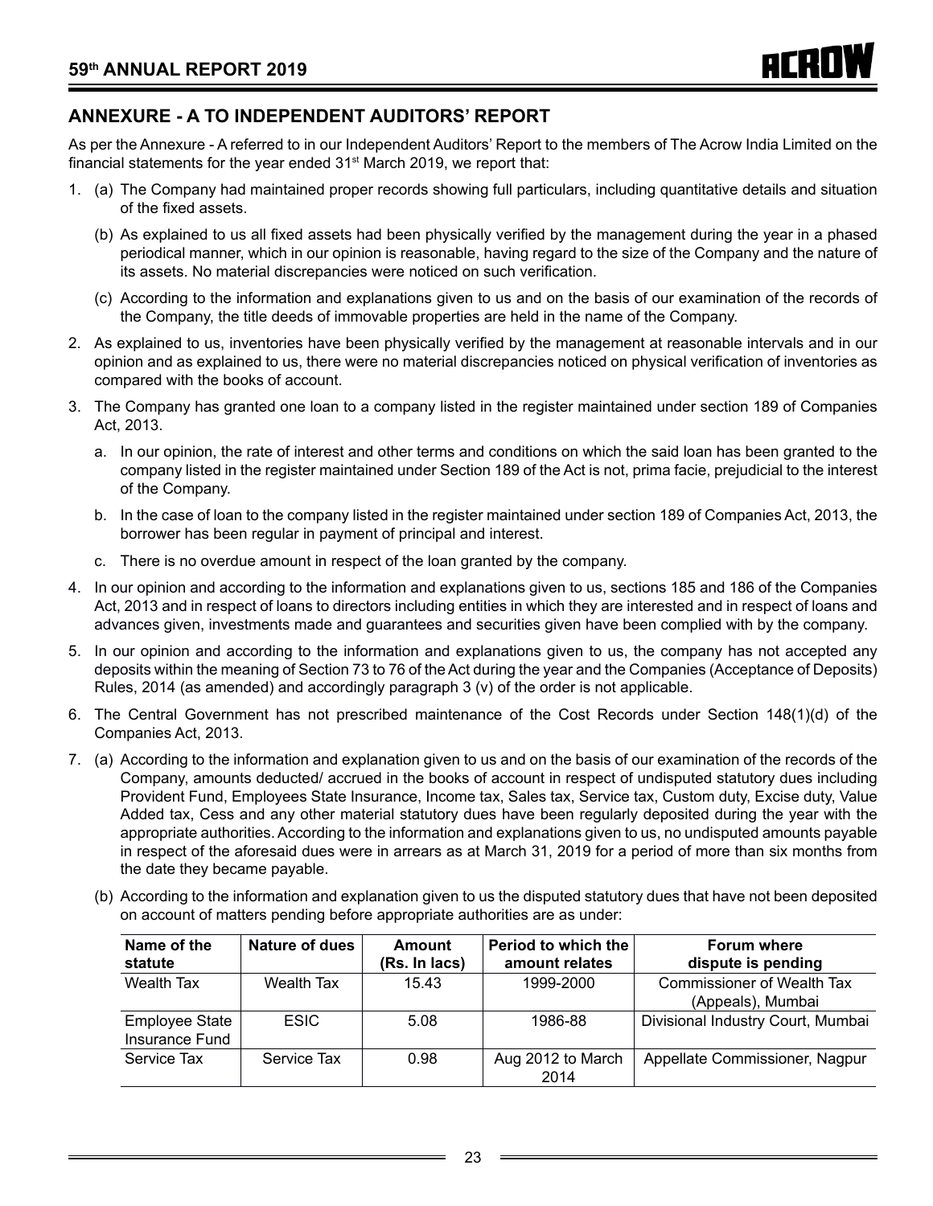## ANNEXURE - A TO INDEPENDENT AUDITORS' REPORT

As per the Annexure - A referred to in our Independent Auditors' Report to the members of The Acrow India Limited on the financial statements for the year ended 31st March 2019, we report that:

1. (a) The Company had maintained proper records showing full particulars, including quantitative details and situation of the fixed assets.

   (b) As explained to us all fixed assets had been physically verified by the management during the year in a phased periodical manner, which in our opinion is reasonable, having regard to the size of the Company and the nature of its assets. No material discrepancies were noticed on such verification.

   (c) According to the information and explanations given to us and on the basis of our examination of the records of the Company, the title deeds of immovable properties are held in the name of the Company.

2. As explained to us, inventories have been physically verified by the management at reasonable intervals and in our opinion and as explained to us, there were no material discrepancies noticed on physical verification of inventories as compared with the books of account.

3. The Company has granted one loan to a company listed in the register maintained under section 189 of Companies Act, 2013.

   a. In our opinion, the rate of interest and other terms and conditions on which the said loan has been granted to the company listed in the register maintained under Section 189 of the Act is not, prima facie, prejudicial to the interest of the Company.

   b. In the case of loan to the company listed in the register maintained under section 189 of Companies Act, 2013, the borrower has been regular in payment of principal and interest.

   c. There is no overdue amount in respect of the loan granted by the company.

4. In our opinion and according to the information and explanations given to us, sections 185 and 186 of the Companies Act, 2013 and in respect of loans to directors including entities in which they are interested and in respect of loans and advances given, investments made and guarantees and securities given have been complied with by the company.

5. In our opinion and according to the information and explanations given to us, the company has not accepted any deposits within the meaning of Section 73 to 76 of the Act during the year and the Companies (Acceptance of Deposits) Rules, 2014 (as amended) and accordingly paragraph 3 (v) of the order is not applicable.

6. The Central Government has not prescribed maintenance of the Cost Records under Section 148(1)(d) of the Companies Act, 2013.

7. (a) According to the information and explanation given to us and on the basis of our examination of the records of the Company, amounts deducted/ accrued in the books of account in respect of undisputed statutory dues including Provident Fund, Employees State Insurance, Income tax, Sales tax, Service tax, Custom duty, Excise duty, Value Added tax, Cess and any other material statutory dues have been regularly deposited during the year with the appropriate authorities. According to the information and explanations given to us, no undisputed amounts payable in respect of the aforesaid dues were in arrears as at March 31, 2019 for a period of more than six months from the date they became payable.

   (b) According to the information and explanation given to us the disputed statutory dues that have not been deposited on account of matters pending before appropriate authorities are as under:

| Name of the statute | Nature of dues | Amount (Rs. In lacs) | Period to which the amount relates | Forum where dispute is pending |
|---|---|---|---|---|
| Wealth Tax | Wealth Tax | 15.43 | 1999-2000 | Commissioner of Wealth Tax (Appeals), Mumbai |
| Employee State Insurance Fund | ESIC | 5.08 | 1986-88 | Divisional Industry Court, Mumbai |
| Service Tax | Service Tax | 0.98 | Aug 2012 to March 2014 | Appellate Commissioner, Nagpur |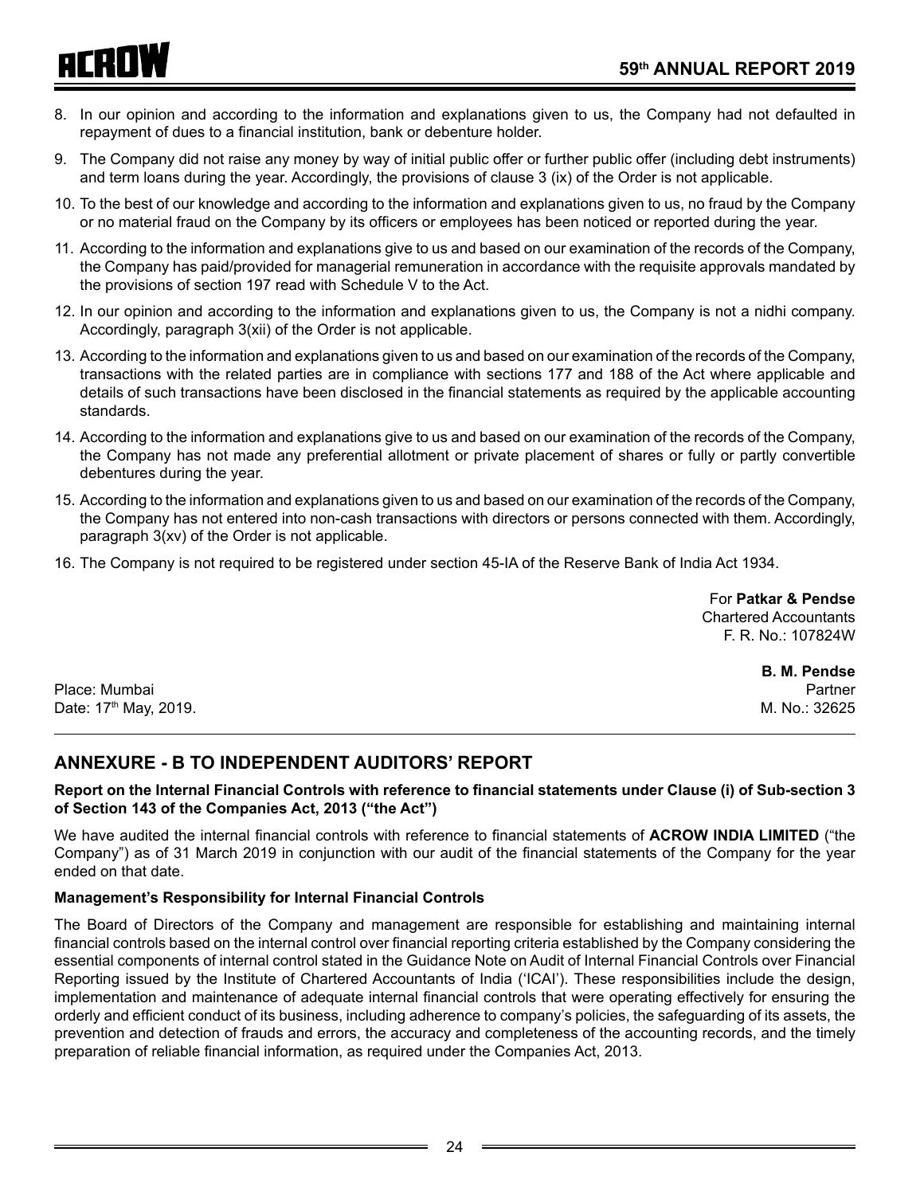8. In our opinion and according to the information and explanations given to us, the Company had not defaulted in repayment of dues to a financial institution, bank or debenture holder.

9. The Company did not raise any money by way of initial public offer or further public offer (including debt instruments) and term loans during the year. Accordingly, the provisions of clause 3 (ix) of the Order is not applicable.

10. To the best of our knowledge and according to the information and explanations given to us, no fraud by the Company or no material fraud on the Company by its officers or employees has been noticed or reported during the year.

11. According to the information and explanations give to us and based on our examination of the records of the Company, the Company has paid/provided for managerial remuneration in accordance with the requisite approvals mandated by the provisions of section 197 read with Schedule V to the Act.

12. In our opinion and according to the information and explanations given to us, the Company is not a nidhi company. Accordingly, paragraph 3(xii) of the Order is not applicable.

13. According to the information and explanations given to us and based on our examination of the records of the Company, transactions with the related parties are in compliance with sections 177 and 188 of the Act where applicable and details of such transactions have been disclosed in the financial statements as required by the applicable accounting standards.

14. According to the information and explanations give to us and based on our examination of the records of the Company, the Company has not made any preferential allotment or private placement of shares or fully or partly convertible debentures during the year.

15. According to the information and explanations given to us and based on our examination of the records of the Company, the Company has not entered into non-cash transactions with directors or persons connected with them. Accordingly, paragraph 3(xv) of the Order is not applicable.

16. The Company is not required to be registered under section 45-IA of the Reserve Bank of India Act 1934.

For **Patkar & Pendse**
Chartered Accountants
F. R. No.: 107824W

**B. M. Pendse**
Partner
M. No.: 32625

Place: Mumbai
Date: 17th May, 2019.

## ANNEXURE - B TO INDEPENDENT AUDITORS' REPORT

**Report on the Internal Financial Controls with reference to financial statements under Clause (i) of Sub-section 3 of Section 143 of the Companies Act, 2013 ("the Act")**

We have audited the internal financial controls with reference to financial statements of **ACROW INDIA LIMITED** ("the Company") as of 31 March 2019 in conjunction with our audit of the financial statements of the Company for the year ended on that date.

**Management's Responsibility for Internal Financial Controls**

The Board of Directors of the Company and management are responsible for establishing and maintaining internal financial controls based on the internal control over financial reporting criteria established by the Company considering the essential components of internal control stated in the Guidance Note on Audit of Internal Financial Controls over Financial Reporting issued by the Institute of Chartered Accountants of India ('ICAI'). These responsibilities include the design, implementation and maintenance of adequate internal financial controls that were operating effectively for ensuring the orderly and efficient conduct of its business, including adherence to company's policies, the safeguarding of its assets, the prevention and detection of frauds and errors, the accuracy and completeness of the accounting records, and the timely preparation of reliable financial information, as required under the Companies Act, 2013.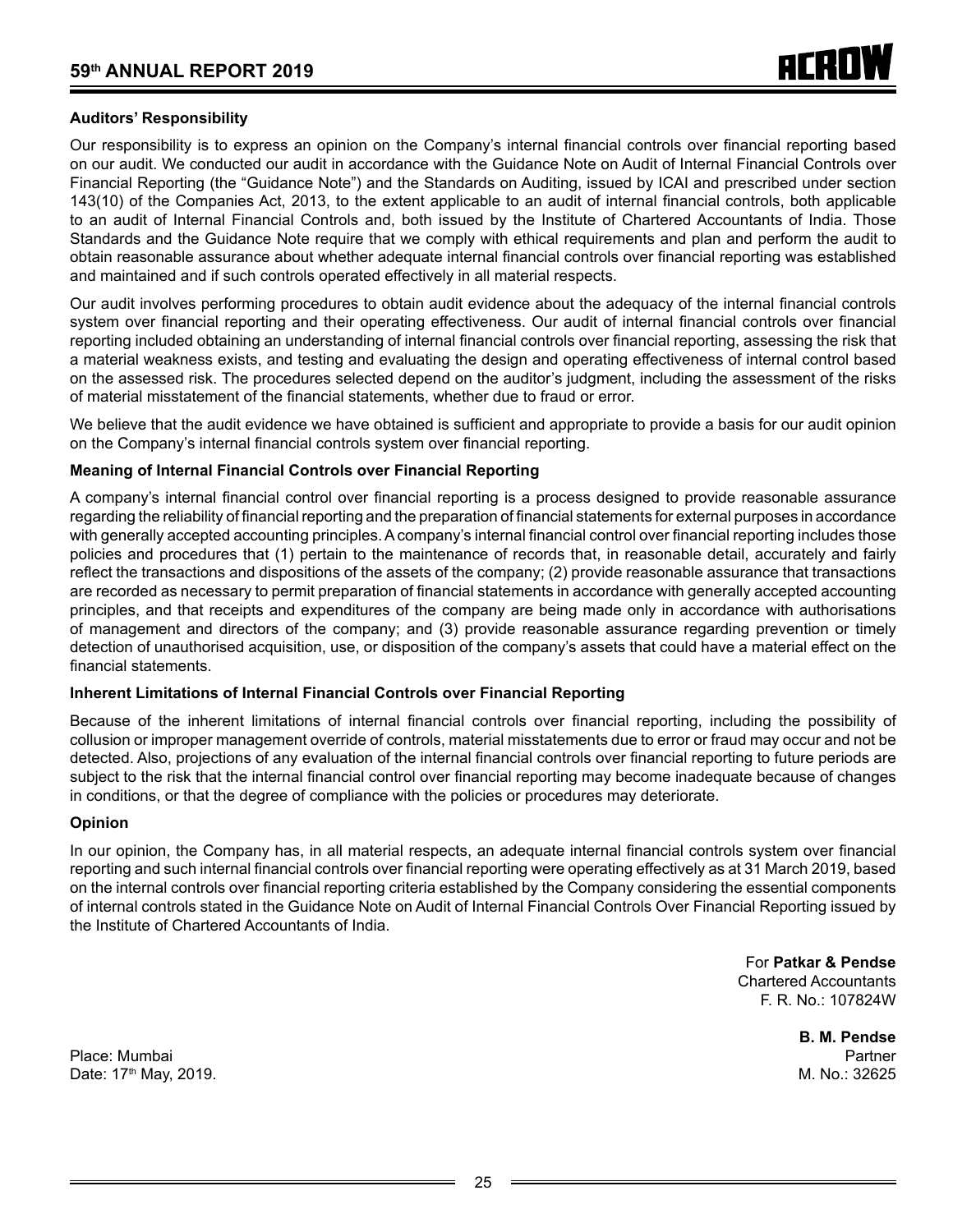### Auditors' Responsibility

Our responsibility is to express an opinion on the Company's internal financial controls over financial reporting based on our audit. We conducted our audit in accordance with the Guidance Note on Audit of Internal Financial Controls over Financial Reporting (the "Guidance Note") and the Standards on Auditing, issued by ICAI and prescribed under section 143(10) of the Companies Act, 2013, to the extent applicable to an audit of internal financial controls, both applicable to an audit of Internal Financial Controls and, both issued by the Institute of Chartered Accountants of India. Those Standards and the Guidance Note require that we comply with ethical requirements and plan and perform the audit to obtain reasonable assurance about whether adequate internal financial controls over financial reporting was established and maintained and if such controls operated effectively in all material respects.

Our audit involves performing procedures to obtain audit evidence about the adequacy of the internal financial controls system over financial reporting and their operating effectiveness. Our audit of internal financial controls over financial reporting included obtaining an understanding of internal financial controls over financial reporting, assessing the risk that a material weakness exists, and testing and evaluating the design and operating effectiveness of internal control based on the assessed risk. The procedures selected depend on the auditor's judgment, including the assessment of the risks of material misstatement of the financial statements, whether due to fraud or error.

We believe that the audit evidence we have obtained is sufficient and appropriate to provide a basis for our audit opinion on the Company's internal financial controls system over financial reporting.

### Meaning of Internal Financial Controls over Financial Reporting

A company's internal financial control over financial reporting is a process designed to provide reasonable assurance regarding the reliability of financial reporting and the preparation of financial statements for external purposes in accordance with generally accepted accounting principles. A company's internal financial control over financial reporting includes those policies and procedures that (1) pertain to the maintenance of records that, in reasonable detail, accurately and fairly reflect the transactions and dispositions of the assets of the company; (2) provide reasonable assurance that transactions are recorded as necessary to permit preparation of financial statements in accordance with generally accepted accounting principles, and that receipts and expenditures of the company are being made only in accordance with authorisations of management and directors of the company; and (3) provide reasonable assurance regarding prevention or timely detection of unauthorised acquisition, use, or disposition of the company's assets that could have a material effect on the financial statements.

### Inherent Limitations of Internal Financial Controls over Financial Reporting

Because of the inherent limitations of internal financial controls over financial reporting, including the possibility of collusion or improper management override of controls, material misstatements due to error or fraud may occur and not be detected. Also, projections of any evaluation of the internal financial controls over financial reporting to future periods are subject to the risk that the internal financial control over financial reporting may become inadequate because of changes in conditions, or that the degree of compliance with the policies or procedures may deteriorate.

### Opinion

In our opinion, the Company has, in all material respects, an adequate internal financial controls system over financial reporting and such internal financial controls over financial reporting were operating effectively as at 31 March 2019, based on the internal controls over financial reporting criteria established by the Company considering the essential components of internal controls stated in the Guidance Note on Audit of Internal Financial Controls Over Financial Reporting issued by the Institute of Chartered Accountants of India.

For **Patkar & Pendse**
Chartered Accountants
F. R. No.: 107824W

**B. M. Pendse**
Partner
M. No.: 32625

Place: Mumbai
Date: 17th May, 2019.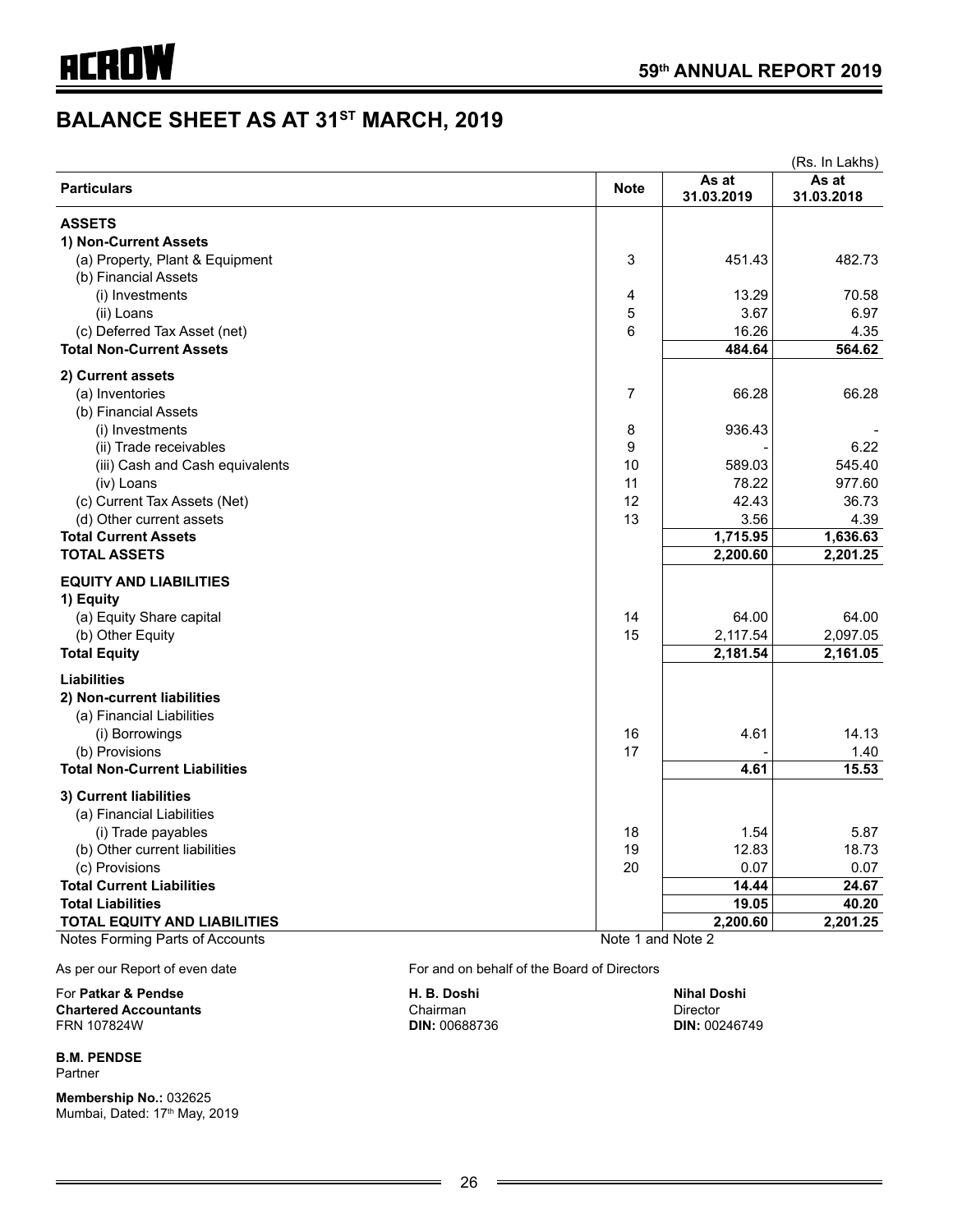# BALANCE SHEET AS AT 31ST MARCH, 2019

(Rs. In Lakhs)

| Particulars | Note | As at 31.03.2019 | As at 31.03.2018 |
|---|---|---|---|
| **ASSETS** | | | |
| **1) Non-Current Assets** | | | |
| (a) Property, Plant & Equipment | 3 | 451.43 | 482.73 |
| (b) Financial Assets | | | |
| (i) Investments | 4 | 13.29 | 70.58 |
| (ii) Loans | 5 | 3.67 | 6.97 |
| (c) Deferred Tax Asset (net) | 6 | 16.26 | 4.35 |
| **Total Non-Current Assets** | | **484.64** | **564.62** |
| **2) Current assets** | | | |
| (a) Inventories | 7 | 66.28 | 66.28 |
| (b) Financial Assets | | | |
| (i) Investments | 8 | 936.43 | - |
| (ii) Trade receivables | 9 | - | 6.22 |
| (iii) Cash and Cash equivalents | 10 | 589.03 | 545.40 |
| (iv) Loans | 11 | 78.22 | 977.60 |
| (c) Current Tax Assets (Net) | 12 | 42.43 | 36.73 |
| (d) Other current assets | 13 | 3.56 | 4.39 |
| **Total Current Assets** | | **1,715.95** | **1,636.63** |
| **TOTAL ASSETS** | | **2,200.60** | **2,201.25** |
| **EQUITY AND LIABILITIES** | | | |
| **1) Equity** | | | |
| (a) Equity Share capital | 14 | 64.00 | 64.00 |
| (b) Other Equity | 15 | 2,117.54 | 2,097.05 |
| **Total Equity** | | **2,181.54** | **2,161.05** |
| **Liabilities** | | | |
| **2) Non-current liabilities** | | | |
| (a) Financial Liabilities | | | |
| (i) Borrowings | 16 | 4.61 | 14.13 |
| (b) Provisions | 17 | - | 1.40 |
| **Total Non-Current Liabilities** | | **4.61** | **15.53** |
| **3) Current liabilities** | | | |
| (a) Financial Liabilities | | | |
| (i) Trade payables | 18 | 1.54 | 5.87 |
| (b) Other current liabilities | 19 | 12.83 | 18.73 |
| (c) Provisions | 20 | 0.07 | 0.07 |
| **Total Current Liabilities** | | **14.44** | **24.67** |
| **Total Liabilities** | | **19.05** | **40.20** |
| **TOTAL EQUITY AND LIABILITIES** | | **2,200.60** | **2,201.25** |
| Notes Forming Parts of Accounts | Note 1 and Note 2 | | |

As per our Report of even date

For **Patkar & Pendse**
**Chartered Accountants**
FRN 107824W

**B.M. PENDSE**
Partner

**Membership No.:** 032625
Mumbai, Dated: 17th May, 2019

For and on behalf of the Board of Directors

**H. B. Doshi**
Chairman
**DIN:** 00688736

**Nihal Doshi**
Director
**DIN:** 00246749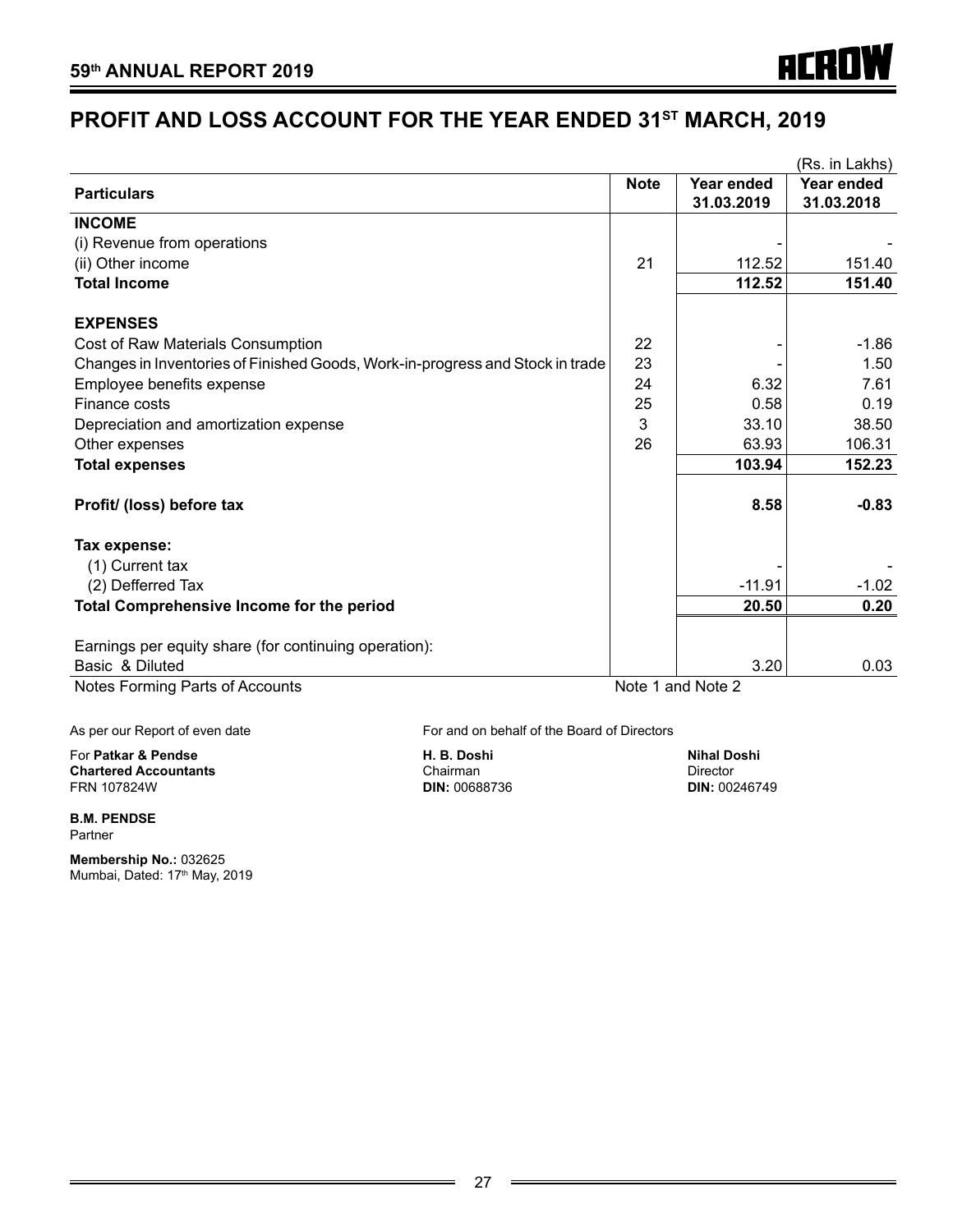# PROFIT AND LOSS ACCOUNT FOR THE YEAR ENDED 31ST MARCH, 2019

(Rs. in Lakhs)

| Particulars | Note | Year ended 31.03.2019 | Year ended 31.03.2018 |
|---|---|---|---|
| **INCOME** | | | |
| (i) Revenue from operations | | - | - |
| (ii) Other income | 21 | 112.52 | 151.40 |
| **Total Income** | | **112.52** | **151.40** |
| **EXPENSES** | | | |
| Cost of Raw Materials Consumption | 22 | - | -1.86 |
| Changes in Inventories of Finished Goods, Work-in-progress and Stock in trade | 23 | - | 1.50 |
| Employee benefits expense | 24 | 6.32 | 7.61 |
| Finance costs | 25 | 0.58 | 0.19 |
| Depreciation and amortization expense | 3 | 33.10 | 38.50 |
| Other expenses | 26 | 63.93 | 106.31 |
| **Total expenses** | | **103.94** | **152.23** |
| **Profit/ (loss) before tax** | | **8.58** | **-0.83** |
| **Tax expense:** | | | |
| (1) Current tax | | - | - |
| (2) Defferred Tax | | -11.91 | -1.02 |
| **Total Comprehensive Income for the period** | | **20.50** | **0.20** |
| Earnings per equity share (for continuing operation): | | | |
| Basic & Diluted | | 3.20 | 0.03 |
| Notes Forming Parts of Accounts | Note 1 and Note 2 | | |

As per our Report of even date

For **Patkar & Pendse**
**Chartered Accountants**
FRN 107824W

**B.M. PENDSE**
Partner

**Membership No.:** 032625
Mumbai, Dated: 17th May, 2019

For and on behalf of the Board of Directors

**H. B. Doshi**
Chairman
**DIN:** 00688736

**Nihal Doshi**
Director
**DIN:** 00246749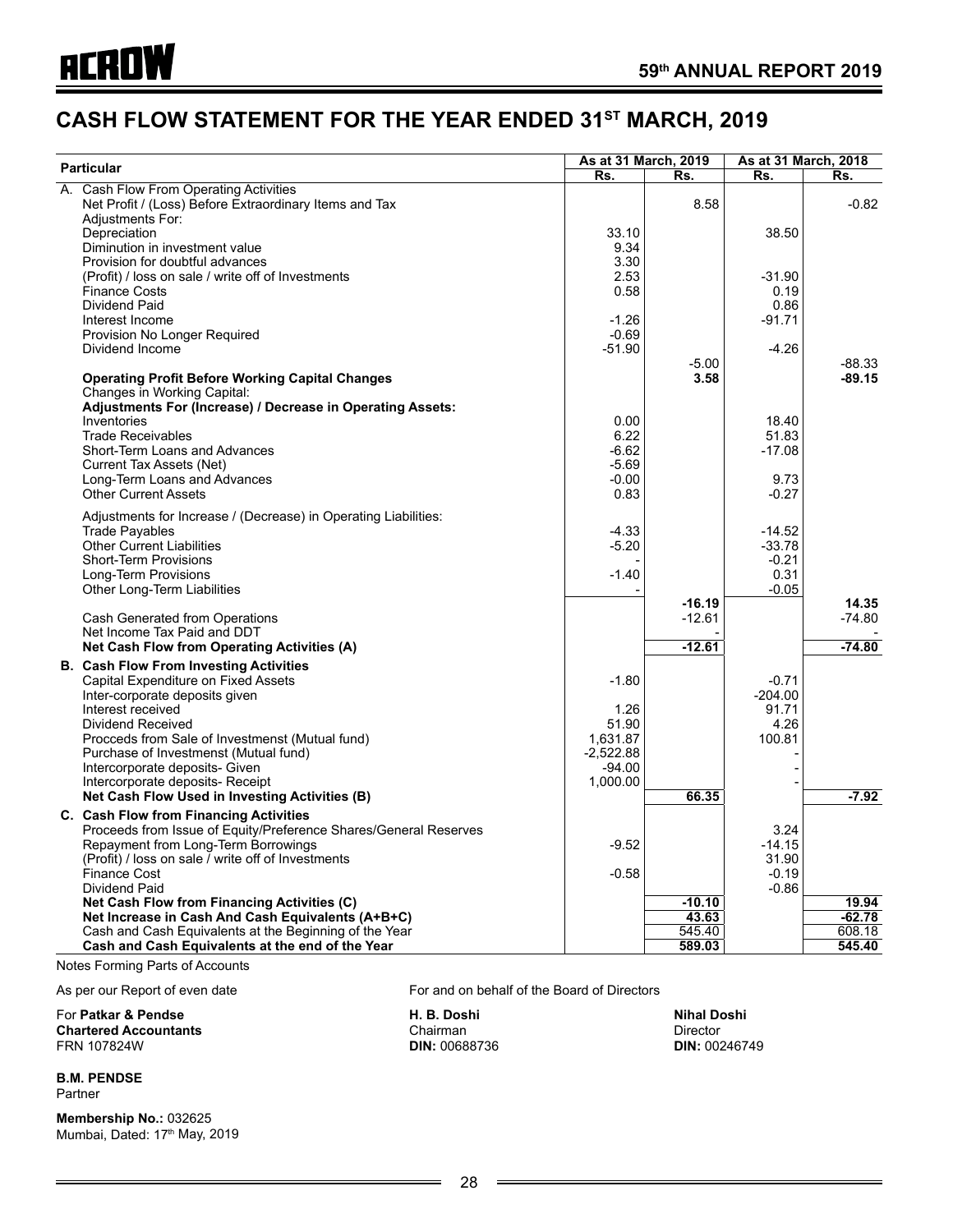# CASH FLOW STATEMENT FOR THE YEAR ENDED 31ST MARCH, 2019

| Particular | As at 31 March, 2019 | | As at 31 March, 2018 | |
|---|---|---|---|---|
| | Rs. | Rs. | Rs. | Rs. |
| A. Cash Flow From Operating Activities | | | | |
| Net Profit / (Loss) Before Extraordinary Items and Tax | | 8.58 | | -0.82 |
| Adjustments For: | | | | |
| Depreciation | 33.10 | | 38.50 | |
| Diminution in investment value | 9.34 | | | |
| Provision for doubtful advances | 3.30 | | | |
| (Profit) / loss on sale / write off of Investments | 2.53 | | -31.90 | |
| Finance Costs | 0.58 | | 0.19 | |
| Dividend Paid | | | 0.86 | |
| Interest Income | -1.26 | | -91.71 | |
| Provision No Longer Required | -0.69 | | | |
| Dividend Income | -51.90 | | -4.26 | |
| | | -5.00 | | -88.33 |
| **Operating Profit Before Working Capital Changes** | | **3.58** | | **-89.15** |
| Changes in Working Capital: | | | | |
| **Adjustments For (Increase) / Decrease in Operating Assets:** | | | | |
| Inventories | 0.00 | | 18.40 | |
| Trade Receivables | 6.22 | | 51.83 | |
| Short-Term Loans and Advances | -6.62 | | -17.08 | |
| Current Tax Assets (Net) | -5.69 | | | |
| Long-Term Loans and Advances | -0.00 | | 9.73 | |
| Other Current Assets | 0.83 | | -0.27 | |
| Adjustments for Increase / (Decrease) in Operating Liabilities: | | | | |
| Trade Payables | -4.33 | | -14.52 | |
| Other Current Liabilities | -5.20 | | -33.78 | |
| Short-Term Provisions | - | | -0.21 | |
| Long-Term Provisions | -1.40 | | 0.31 | |
| Other Long-Term Liabilities | - | | -0.05 | |
| | | **-16.19** | | **14.35** |
| Cash Generated from Operations | | -12.61 | | -74.80 |
| Net Income Tax Paid and DDT | | - | | - |
| **Net Cash Flow from Operating Activities (A)** | | **-12.61** | | **-74.80** |
| **B. Cash Flow From Investing Activities** | | | | |
| Capital Expenditure on Fixed Assets | -1.80 | | -0.71 | |
| Inter-corporate deposits given | | | -204.00 | |
| Interest received | 1.26 | | 91.71 | |
| Dividend Received | 51.90 | | 4.26 | |
| Procceds from Sale of Investmenst (Mutual fund) | 1,631.87 | | 100.81 | |
| Purchase of Investmenst (Mutual fund) | -2,522.88 | | - | |
| Intercorporate deposits- Given | -94.00 | | - | |
| Intercorporate deposits- Receipt | 1,000.00 | | - | |
| **Net Cash Flow Used in Investing Activities (B)** | | **66.35** | | **-7.92** |
| **C. Cash Flow from Financing Activities** | | | | |
| Proceeds from Issue of Equity/Preference Shares/General Reserves | | | 3.24 | |
| Repayment from Long-Term Borrowings | -9.52 | | -14.15 | |
| (Profit) / loss on sale / write off of Investments | | | 31.90 | |
| Finance Cost | -0.58 | | -0.19 | |
| Dividend Paid | | | -0.86 | |
| **Net Cash Flow from Financing Activities (C)** | | **-10.10** | | **19.94** |
| **Net Increase in Cash And Cash Equivalents (A+B+C)** | | **43.63** | | **-62.78** |
| Cash and Cash Equivalents at the Beginning of the Year | | 545.40 | | 608.18 |
| **Cash and Cash Equivalents at the end of the Year** | | **589.03** | | **545.40** |

Notes Forming Parts of Accounts

As per our Report of even date

For **Patkar & Pendse**
**Chartered Accountants**
FRN 107824W

**B.M. PENDSE**
Partner

**Membership No.:** 032625
Mumbai, Dated: 17th May, 2019

For and on behalf of the Board of Directors

**H. B. Doshi**
Chairman
**DIN:** 00688736

**Nihal Doshi**
Director
**DIN:** 00246749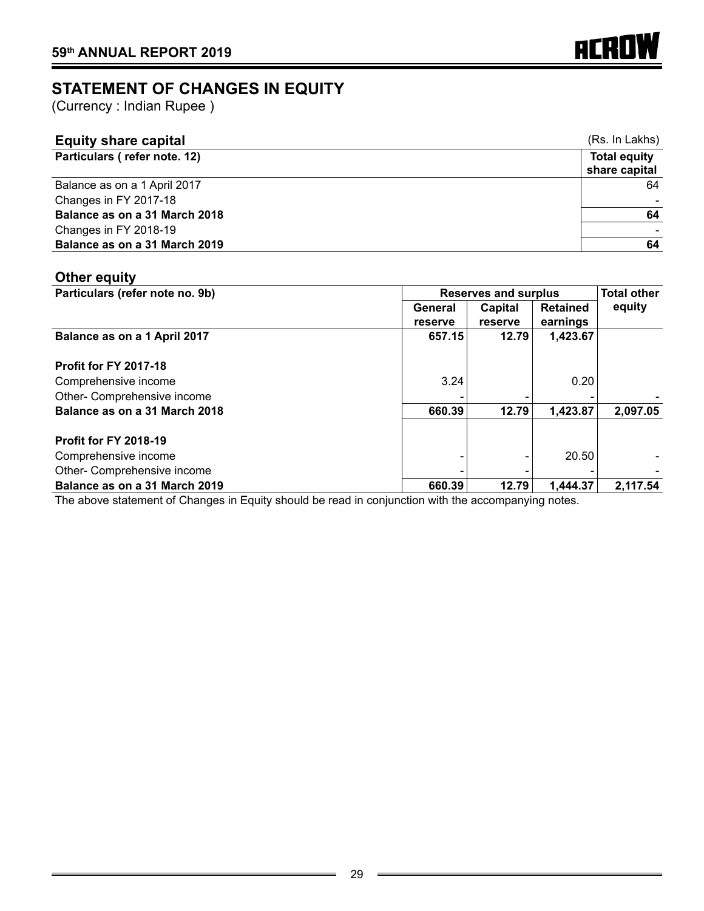## STATEMENT OF CHANGES IN EQUITY

(Currency : Indian Rupee )

### Equity share capital

(Rs. In Lakhs)

| Particulars ( refer note. 12) | Total equity share capital |
|---|---|
| Balance as on a 1 April 2017 | 64 |
| Changes in FY 2017-18 | - |
| **Balance as on a 31 March 2018** | **64** |
| Changes in FY 2018-19 | - |
| **Balance as on a 31 March 2019** | **64** |

### Other equity

| Particulars (refer note no. 9b) | Reserves and surplus | | | Total other equity |
|---|---|---|---|---|
| | General reserve | Capital reserve | Retained earnings | |
| **Balance as on a 1 April 2017** | **657.15** | **12.79** | **1,423.67** | |
| **Profit for FY 2017-18** | | | | |
| Comprehensive income | 3.24 | | 0.20 | |
| Other- Comprehensive income | - | - | - | - |
| **Balance as on a 31 March 2018** | **660.39** | **12.79** | **1,423.87** | **2,097.05** |
| **Profit for FY 2018-19** | | | | |
| Comprehensive income | - | - | 20.50 | - |
| Other- Comprehensive income | - | - | - | - |
| **Balance as on a 31 March 2019** | **660.39** | **12.79** | **1,444.37** | **2,117.54** |

The above statement of Changes in Equity should be read in conjunction with the accompanying notes.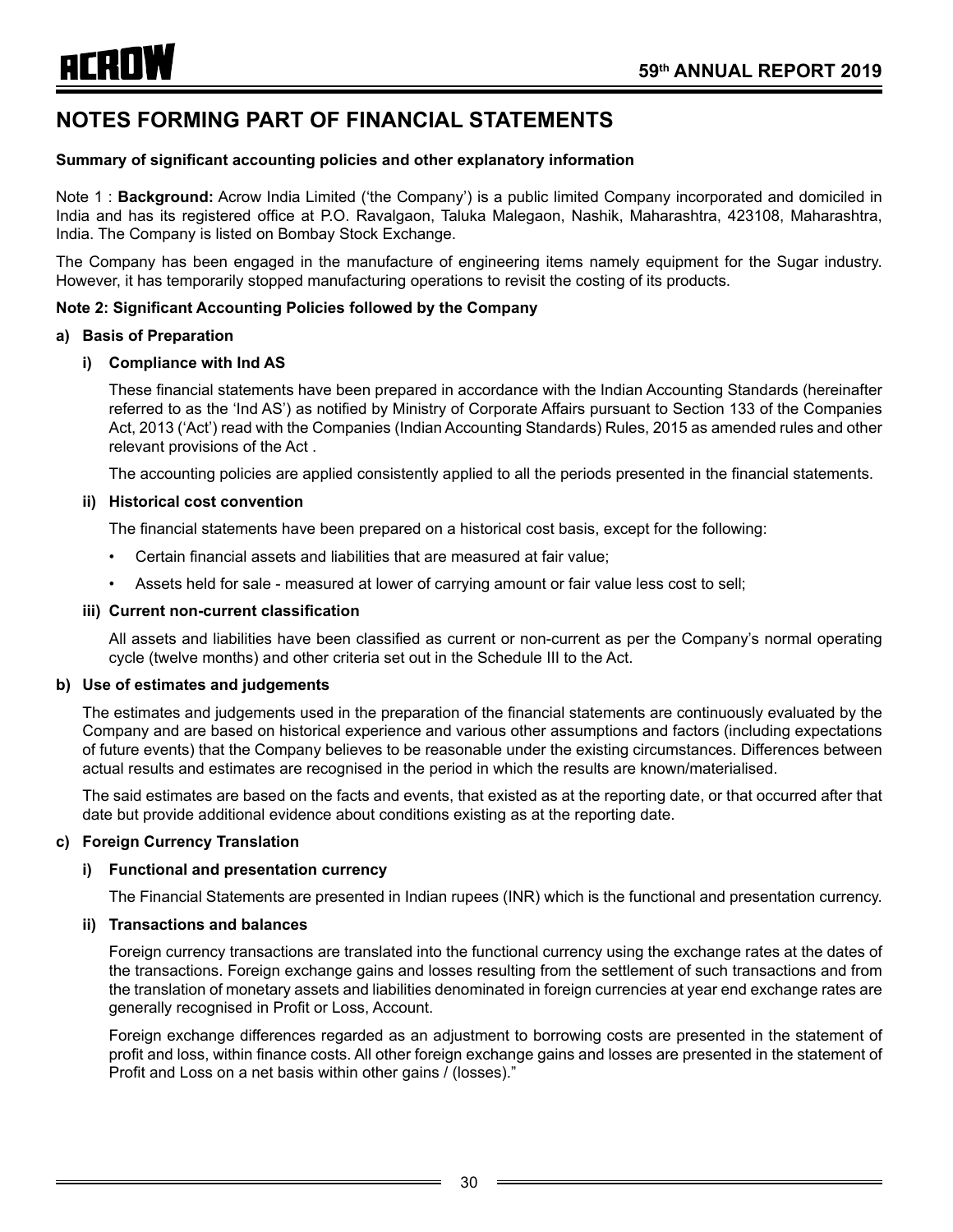# NOTES FORMING PART OF FINANCIAL STATEMENTS

**Summary of significant accounting policies and other explanatory information**

Note 1 : **Background:** Acrow India Limited ('the Company') is a public limited Company incorporated and domiciled in India and has its registered office at P.O. Ravalgaon, Taluka Malegaon, Nashik, Maharashtra, 423108, Maharashtra, India. The Company is listed on Bombay Stock Exchange.

The Company has been engaged in the manufacture of engineering items namely equipment for the Sugar industry. However, it has temporarily stopped manufacturing operations to revisit the costing of its products.

**Note 2: Significant Accounting Policies followed by the Company**

**a) Basis of Preparation**

**i) Compliance with Ind AS**

These financial statements have been prepared in accordance with the Indian Accounting Standards (hereinafter referred to as the 'Ind AS') as notified by Ministry of Corporate Affairs pursuant to Section 133 of the Companies Act, 2013 ('Act') read with the Companies (Indian Accounting Standards) Rules, 2015 as amended rules and other relevant provisions of the Act .

The accounting policies are applied consistently applied to all the periods presented in the financial statements.

**ii) Historical cost convention**

The financial statements have been prepared on a historical cost basis, except for the following:

- Certain financial assets and liabilities that are measured at fair value;
- Assets held for sale - measured at lower of carrying amount or fair value less cost to sell;

**iii) Current non-current classification**

All assets and liabilities have been classified as current or non-current as per the Company's normal operating cycle (twelve months) and other criteria set out in the Schedule III to the Act.

**b) Use of estimates and judgements**

The estimates and judgements used in the preparation of the financial statements are continuously evaluated by the Company and are based on historical experience and various other assumptions and factors (including expectations of future events) that the Company believes to be reasonable under the existing circumstances. Differences between actual results and estimates are recognised in the period in which the results are known/materialised.

The said estimates are based on the facts and events, that existed as at the reporting date, or that occurred after that date but provide additional evidence about conditions existing as at the reporting date.

**c) Foreign Currency Translation**

**i) Functional and presentation currency**

The Financial Statements are presented in Indian rupees (INR) which is the functional and presentation currency.

**ii) Transactions and balances**

Foreign currency transactions are translated into the functional currency using the exchange rates at the dates of the transactions. Foreign exchange gains and losses resulting from the settlement of such transactions and from the translation of monetary assets and liabilities denominated in foreign currencies at year end exchange rates are generally recognised in Profit or Loss, Account.

Foreign exchange differences regarded as an adjustment to borrowing costs are presented in the statement of profit and loss, within finance costs. All other foreign exchange gains and losses are presented in the statement of Profit and Loss on a net basis within other gains / (losses)."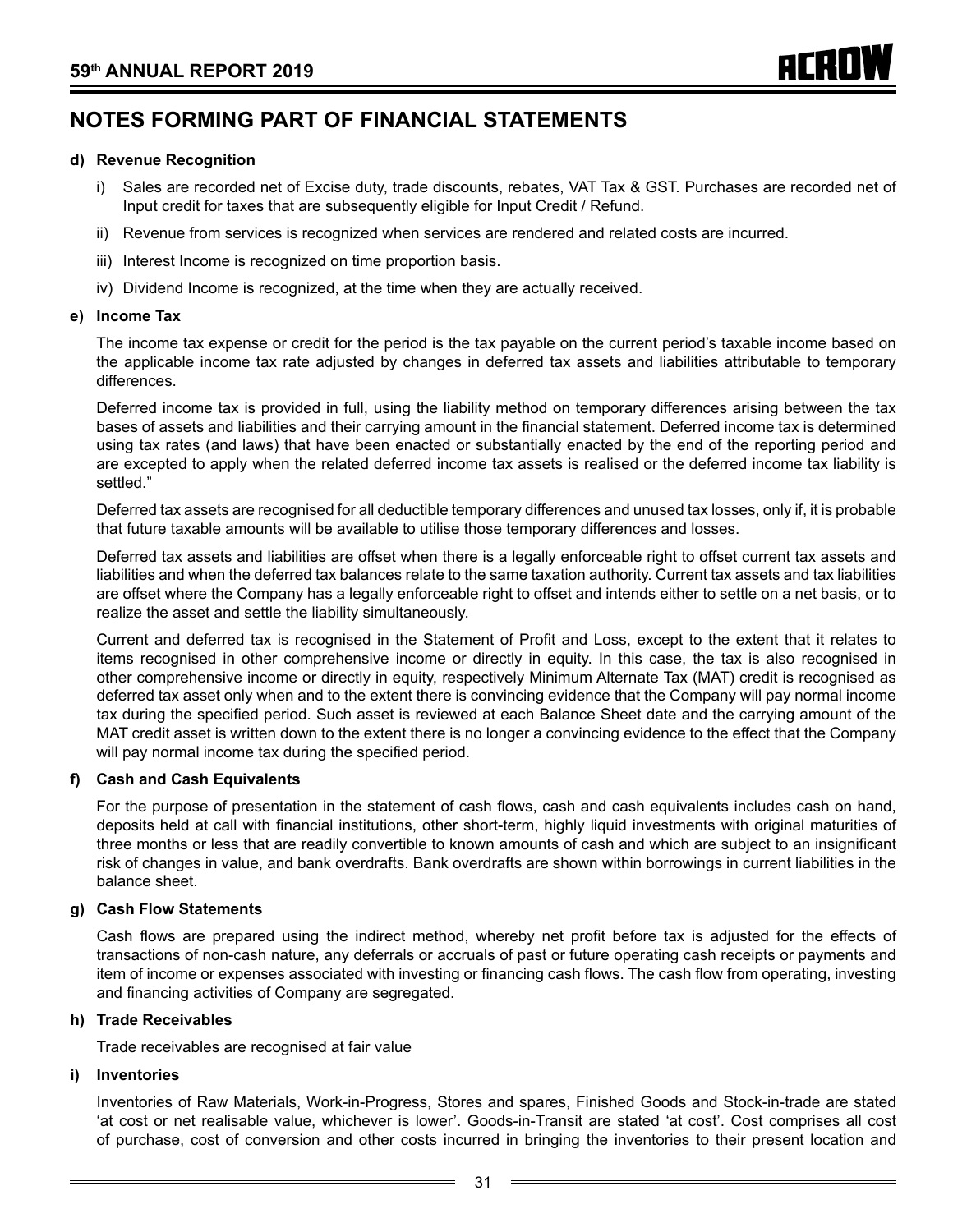## NOTES FORMING PART OF FINANCIAL STATEMENTS

**d) Revenue Recognition**

i) Sales are recorded net of Excise duty, trade discounts, rebates, VAT Tax & GST. Purchases are recorded net of Input credit for taxes that are subsequently eligible for Input Credit / Refund.

ii) Revenue from services is recognized when services are rendered and related costs are incurred.

iii) Interest Income is recognized on time proportion basis.

iv) Dividend Income is recognized, at the time when they are actually received.

**e) Income Tax**

The income tax expense or credit for the period is the tax payable on the current period's taxable income based on the applicable income tax rate adjusted by changes in deferred tax assets and liabilities attributable to temporary differences.

Deferred income tax is provided in full, using the liability method on temporary differences arising between the tax bases of assets and liabilities and their carrying amount in the financial statement. Deferred income tax is determined using tax rates (and laws) that have been enacted or substantially enacted by the end of the reporting period and are excepted to apply when the related deferred income tax assets is realised or the deferred income tax liability is settled."

Deferred tax assets are recognised for all deductible temporary differences and unused tax losses, only if, it is probable that future taxable amounts will be available to utilise those temporary differences and losses.

Deferred tax assets and liabilities are offset when there is a legally enforceable right to offset current tax assets and liabilities and when the deferred tax balances relate to the same taxation authority. Current tax assets and tax liabilities are offset where the Company has a legally enforceable right to offset and intends either to settle on a net basis, or to realize the asset and settle the liability simultaneously.

Current and deferred tax is recognised in the Statement of Profit and Loss, except to the extent that it relates to items recognised in other comprehensive income or directly in equity. In this case, the tax is also recognised in other comprehensive income or directly in equity, respectively Minimum Alternate Tax (MAT) credit is recognised as deferred tax asset only when and to the extent there is convincing evidence that the Company will pay normal income tax during the specified period. Such asset is reviewed at each Balance Sheet date and the carrying amount of the MAT credit asset is written down to the extent there is no longer a convincing evidence to the effect that the Company will pay normal income tax during the specified period.

**f) Cash and Cash Equivalents**

For the purpose of presentation in the statement of cash flows, cash and cash equivalents includes cash on hand, deposits held at call with financial institutions, other short-term, highly liquid investments with original maturities of three months or less that are readily convertible to known amounts of cash and which are subject to an insignificant risk of changes in value, and bank overdrafts. Bank overdrafts are shown within borrowings in current liabilities in the balance sheet.

**g) Cash Flow Statements**

Cash flows are prepared using the indirect method, whereby net profit before tax is adjusted for the effects of transactions of non-cash nature, any deferrals or accruals of past or future operating cash receipts or payments and item of income or expenses associated with investing or financing cash flows. The cash flow from operating, investing and financing activities of Company are segregated.

**h) Trade Receivables**

Trade receivables are recognised at fair value

**i) Inventories**

Inventories of Raw Materials, Work-in-Progress, Stores and spares, Finished Goods and Stock-in-trade are stated 'at cost or net realisable value, whichever is lower'. Goods-in-Transit are stated 'at cost'. Cost comprises all cost of purchase, cost of conversion and other costs incurred in bringing the inventories to their present location and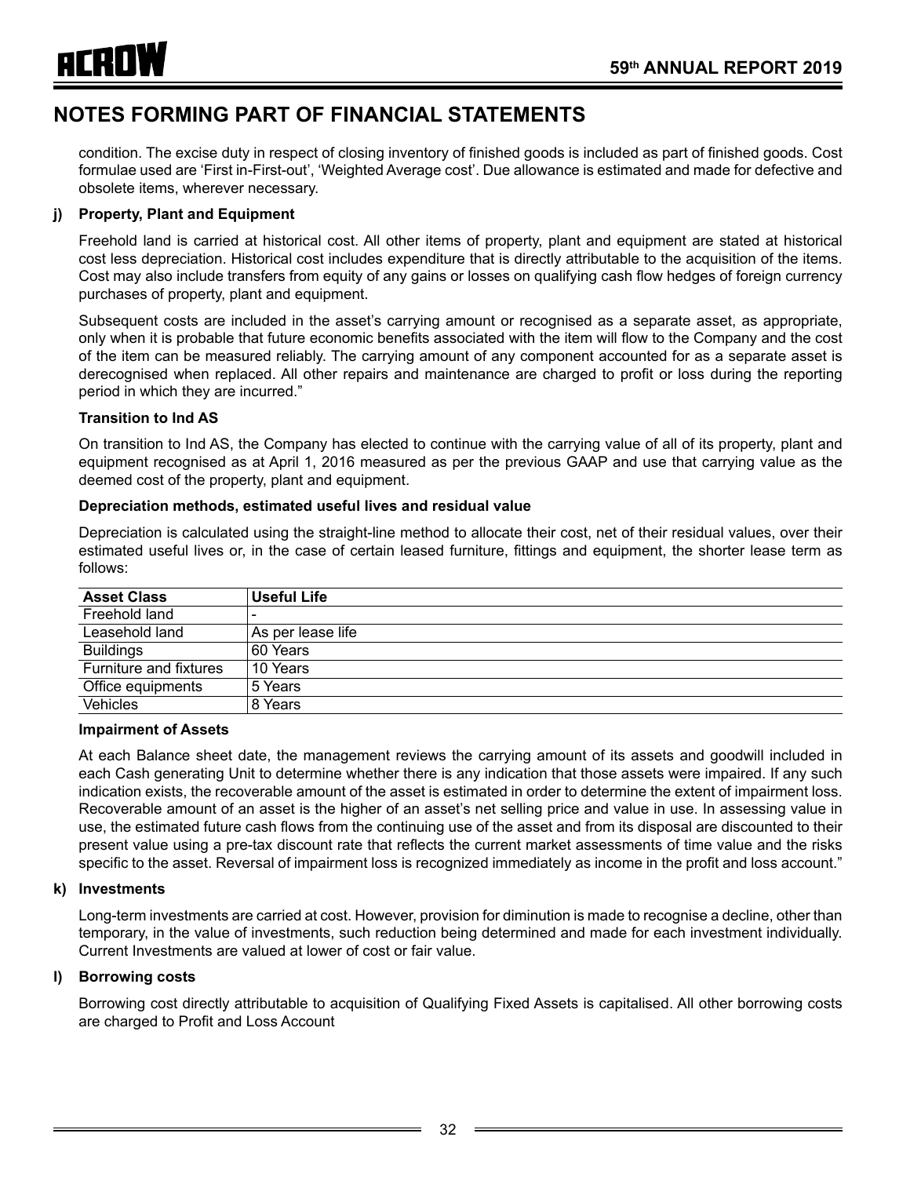# NOTES FORMING PART OF FINANCIAL STATEMENTS

condition. The excise duty in respect of closing inventory of finished goods is included as part of finished goods. Cost formulae used are 'First in-First-out', 'Weighted Average cost'. Due allowance is estimated and made for defective and obsolete items, wherever necessary.

### j) Property, Plant and Equipment

Freehold land is carried at historical cost. All other items of property, plant and equipment are stated at historical cost less depreciation. Historical cost includes expenditure that is directly attributable to the acquisition of the items. Cost may also include transfers from equity of any gains or losses on qualifying cash flow hedges of foreign currency purchases of property, plant and equipment.

Subsequent costs are included in the asset's carrying amount or recognised as a separate asset, as appropriate, only when it is probable that future economic benefits associated with the item will flow to the Company and the cost of the item can be measured reliably. The carrying amount of any component accounted for as a separate asset is derecognised when replaced. All other repairs and maintenance are charged to profit or loss during the reporting period in which they are incurred."

**Transition to Ind AS**

On transition to Ind AS, the Company has elected to continue with the carrying value of all of its property, plant and equipment recognised as at April 1, 2016 measured as per the previous GAAP and use that carrying value as the deemed cost of the property, plant and equipment.

**Depreciation methods, estimated useful lives and residual value**

Depreciation is calculated using the straight-line method to allocate their cost, net of their residual values, over their estimated useful lives or, in the case of certain leased furniture, fittings and equipment, the shorter lease term as follows:

| Asset Class | Useful Life |
|---|---|
| Freehold land | - |
| Leasehold land | As per lease life |
| Buildings | 60 Years |
| Furniture and fixtures | 10 Years |
| Office equipments | 5 Years |
| Vehicles | 8 Years |

**Impairment of Assets**

At each Balance sheet date, the management reviews the carrying amount of its assets and goodwill included in each Cash generating Unit to determine whether there is any indication that those assets were impaired. If any such indication exists, the recoverable amount of the asset is estimated in order to determine the extent of impairment loss. Recoverable amount of an asset is the higher of an asset's net selling price and value in use. In assessing value in use, the estimated future cash flows from the continuing use of the asset and from its disposal are discounted to their present value using a pre-tax discount rate that reflects the current market assessments of time value and the risks specific to the asset. Reversal of impairment loss is recognized immediately as income in the profit and loss account."

### k) Investments

Long-term investments are carried at cost. However, provision for diminution is made to recognise a decline, other than temporary, in the value of investments, such reduction being determined and made for each investment individually. Current Investments are valued at lower of cost or fair value.

### l) Borrowing costs

Borrowing cost directly attributable to acquisition of Qualifying Fixed Assets is capitalised. All other borrowing costs are charged to Profit and Loss Account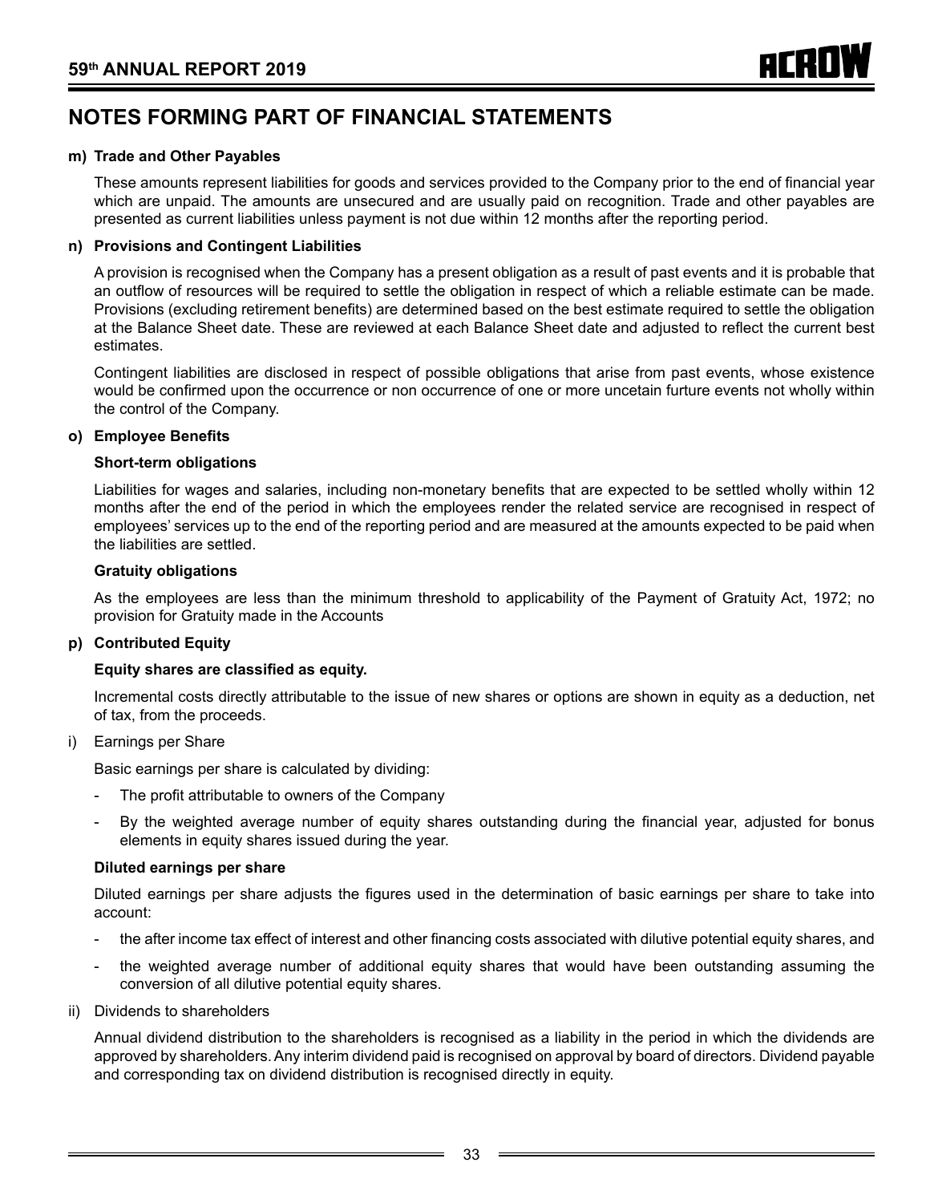# NOTES FORMING PART OF FINANCIAL STATEMENTS

**m) Trade and Other Payables**

These amounts represent liabilities for goods and services provided to the Company prior to the end of financial year which are unpaid. The amounts are unsecured and are usually paid on recognition. Trade and other payables are presented as current liabilities unless payment is not due within 12 months after the reporting period.

**n) Provisions and Contingent Liabilities**

A provision is recognised when the Company has a present obligation as a result of past events and it is probable that an outflow of resources will be required to settle the obligation in respect of which a reliable estimate can be made. Provisions (excluding retirement benefits) are determined based on the best estimate required to settle the obligation at the Balance Sheet date. These are reviewed at each Balance Sheet date and adjusted to reflect the current best estimates.

Contingent liabilities are disclosed in respect of possible obligations that arise from past events, whose existence would be confirmed upon the occurrence or non occurrence of one or more uncetain furture events not wholly within the control of the Company.

**o) Employee Benefits**

**Short-term obligations**

Liabilities for wages and salaries, including non-monetary benefits that are expected to be settled wholly within 12 months after the end of the period in which the employees render the related service are recognised in respect of employees' services up to the end of the reporting period and are measured at the amounts expected to be paid when the liabilities are settled.

**Gratuity obligations**

As the employees are less than the minimum threshold to applicability of the Payment of Gratuity Act, 1972; no provision for Gratuity made in the Accounts

**p) Contributed Equity**

**Equity shares are classified as equity.**

Incremental costs directly attributable to the issue of new shares or options are shown in equity as a deduction, net of tax, from the proceeds.

i) Earnings per Share

Basic earnings per share is calculated by dividing:

- The profit attributable to owners of the Company
- By the weighted average number of equity shares outstanding during the financial year, adjusted for bonus elements in equity shares issued during the year.

**Diluted earnings per share**

Diluted earnings per share adjusts the figures used in the determination of basic earnings per share to take into account:

- the after income tax effect of interest and other financing costs associated with dilutive potential equity shares, and
- the weighted average number of additional equity shares that would have been outstanding assuming the conversion of all dilutive potential equity shares.

ii) Dividends to shareholders

Annual dividend distribution to the shareholders is recognised as a liability in the period in which the dividends are approved by shareholders. Any interim dividend paid is recognised on approval by board of directors. Dividend payable and corresponding tax on dividend distribution is recognised directly in equity.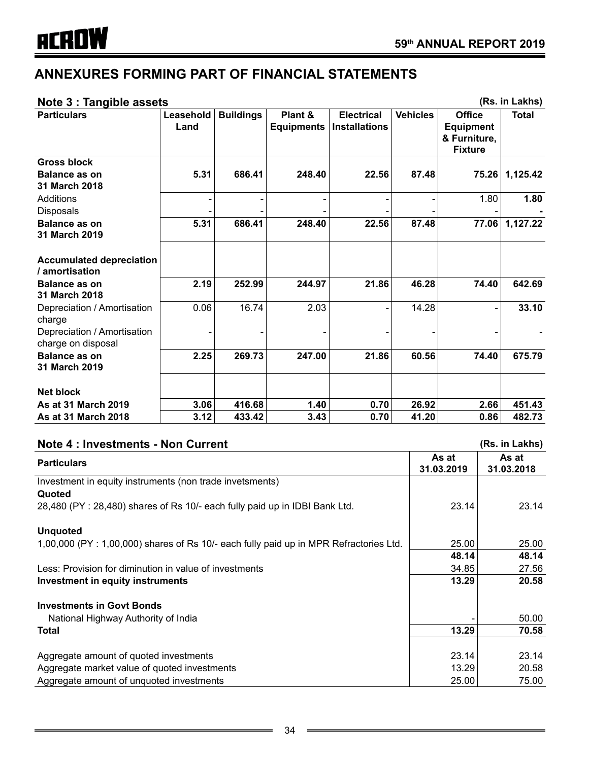# ANNEXURES FORMING PART OF FINANCIAL STATEMENTS

## Note 3 : Tangible assets

(Rs. in Lakhs)

| Particulars | Leasehold Land | Buildings | Plant & Equipments | Electrical Installations | Vehicles | Office Equipment & Furniture, Fixture | Total |
|---|---|---|---|---|---|---|---|
| **Gross block** | | | | | | | |
| **Balance as on 31 March 2018** | **5.31** | **686.41** | **248.40** | **22.56** | **87.48** | **75.26** | **1,125.42** |
| Additions | - | - | - | - | - | 1.80 | **1.80** |
| Disposals | - | - | - | - | - | - | **-** |
| **Balance as on 31 March 2019** | **5.31** | **686.41** | **248.40** | **22.56** | **87.48** | **77.06** | **1,127.22** |
| **Accumulated depreciation / amortisation** | | | | | | | |
| **Balance as on 31 March 2018** | **2.19** | **252.99** | **244.97** | **21.86** | **46.28** | **74.40** | **642.69** |
| Depreciation / Amortisation charge | 0.06 | 16.74 | 2.03 | - | 14.28 | - | **33.10** |
| Depreciation / Amortisation charge on disposal | - | - | - | - | - | - | - |
| **Balance as on 31 March 2019** | **2.25** | **269.73** | **247.00** | **21.86** | **60.56** | **74.40** | **675.79** |
| **Net block** | | | | | | | |
| **As at 31 March 2019** | **3.06** | **416.68** | **1.40** | **0.70** | **26.92** | **2.66** | **451.43** |
| **As at 31 March 2018** | **3.12** | **433.42** | **3.43** | **0.70** | **41.20** | **0.86** | **482.73** |

## Note 4 : Investments - Non Current

(Rs. in Lakhs)

| Particulars | As at 31.03.2019 | As at 31.03.2018 |
|---|---|---|
| Investment in equity instruments (non trade invetsments) | | |
| **Quoted** | | |
| 28,480 (PY : 28,480) shares of Rs 10/- each fully paid up in IDBI Bank Ltd. | 23.14 | 23.14 |
| **Unquoted** | | |
| 1,00,000 (PY : 1,00,000) shares of Rs 10/- each fully paid up in MPR Refractories Ltd. | 25.00 | 25.00 |
| | **48.14** | **48.14** |
| Less: Provision for diminution in value of investments | 34.85 | 27.56 |
| **Investment in equity instruments** | **13.29** | **20.58** |
| **Investments in Govt Bonds** | | |
| National Highway Authority of India | - | 50.00 |
| **Total** | **13.29** | **70.58** |
| Aggregate amount of quoted investments | 23.14 | 23.14 |
| Aggregate market value of quoted investments | 13.29 | 20.58 |
| Aggregate amount of unquoted investments | 25.00 | 75.00 |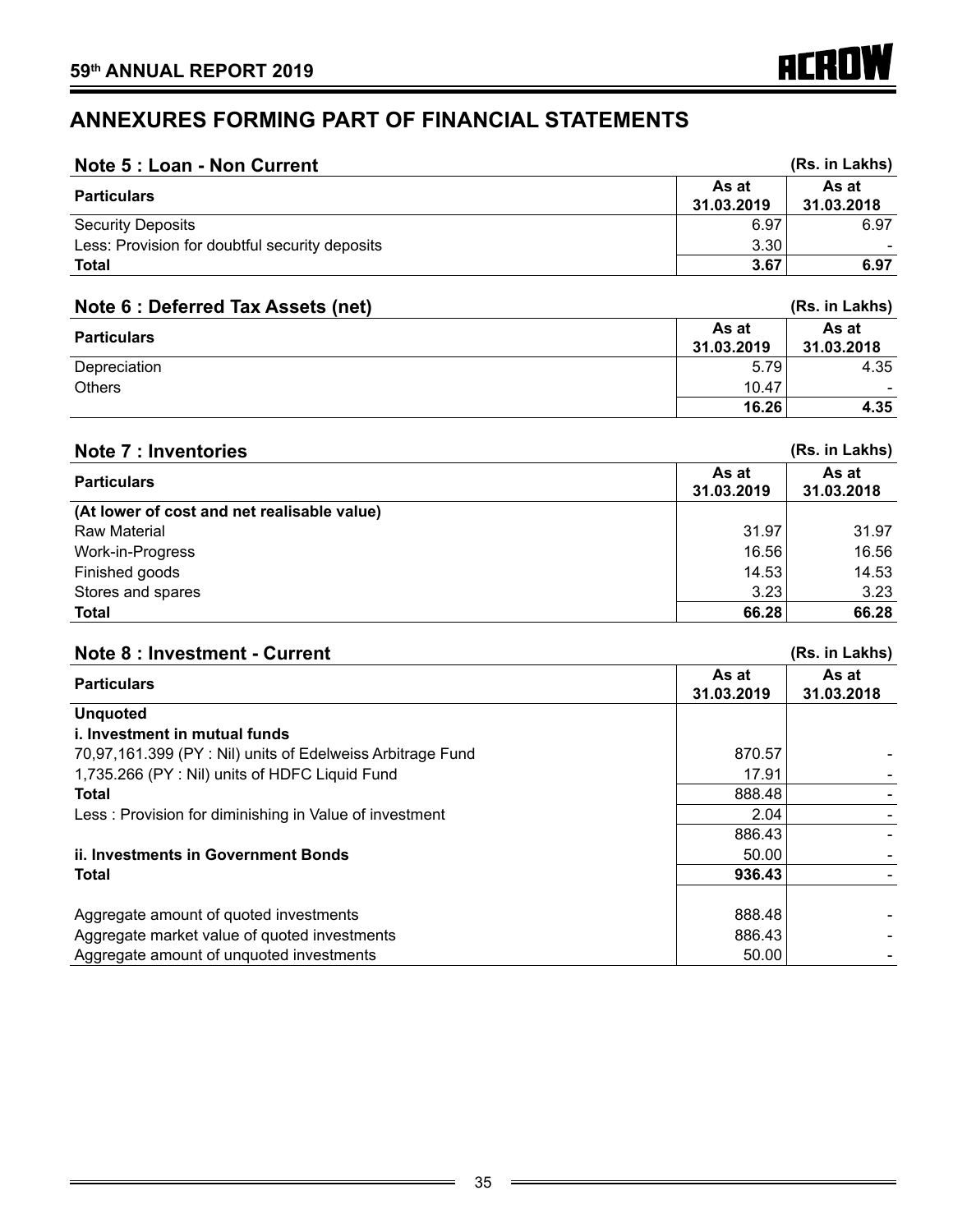# ANNEXURES FORMING PART OF FINANCIAL STATEMENTS

## Note 5 : Loan - Non Current

(Rs. in Lakhs)

| Particulars | As at 31.03.2019 | As at 31.03.2018 |
|---|---|---|
| Security Deposits | 6.97 | 6.97 |
| Less: Provision for doubtful security deposits | 3.30 | - |
| **Total** | **3.67** | **6.97** |

## Note 6 : Deferred Tax Assets (net)

(Rs. in Lakhs)

| Particulars | As at 31.03.2019 | As at 31.03.2018 |
|---|---|---|
| Depreciation | 5.79 | 4.35 |
| Others | 10.47 | - |
| | **16.26** | **4.35** |

## Note 7 : Inventories

(Rs. in Lakhs)

| Particulars | As at 31.03.2019 | As at 31.03.2018 |
|---|---|---|
| **(At lower of cost and net realisable value)** | | |
| Raw Material | 31.97 | 31.97 |
| Work-in-Progress | 16.56 | 16.56 |
| Finished goods | 14.53 | 14.53 |
| Stores and spares | 3.23 | 3.23 |
| **Total** | **66.28** | **66.28** |

## Note 8 : Investment - Current

(Rs. in Lakhs)

| Particulars | As at 31.03.2019 | As at 31.03.2018 |
|---|---|---|
| **Unquoted** | | |
| **i. Investment in mutual funds** | | |
| 70,97,161.399 (PY : Nil) units of Edelweiss Arbitrage Fund | 870.57 | - |
| 1,735.266 (PY : Nil) units of HDFC Liquid Fund | 17.91 | - |
| **Total** | 888.48 | - |
| Less : Provision for diminishing in Value of investment | 2.04 | - |
| | 886.43 | - |
| **ii. Investments in Government Bonds** | 50.00 | - |
| **Total** | **936.43** | - |
| | | |
| Aggregate amount of quoted investments | 888.48 | - |
| Aggregate market value of quoted investments | 886.43 | - |
| Aggregate amount of unquoted investments | 50.00 | - |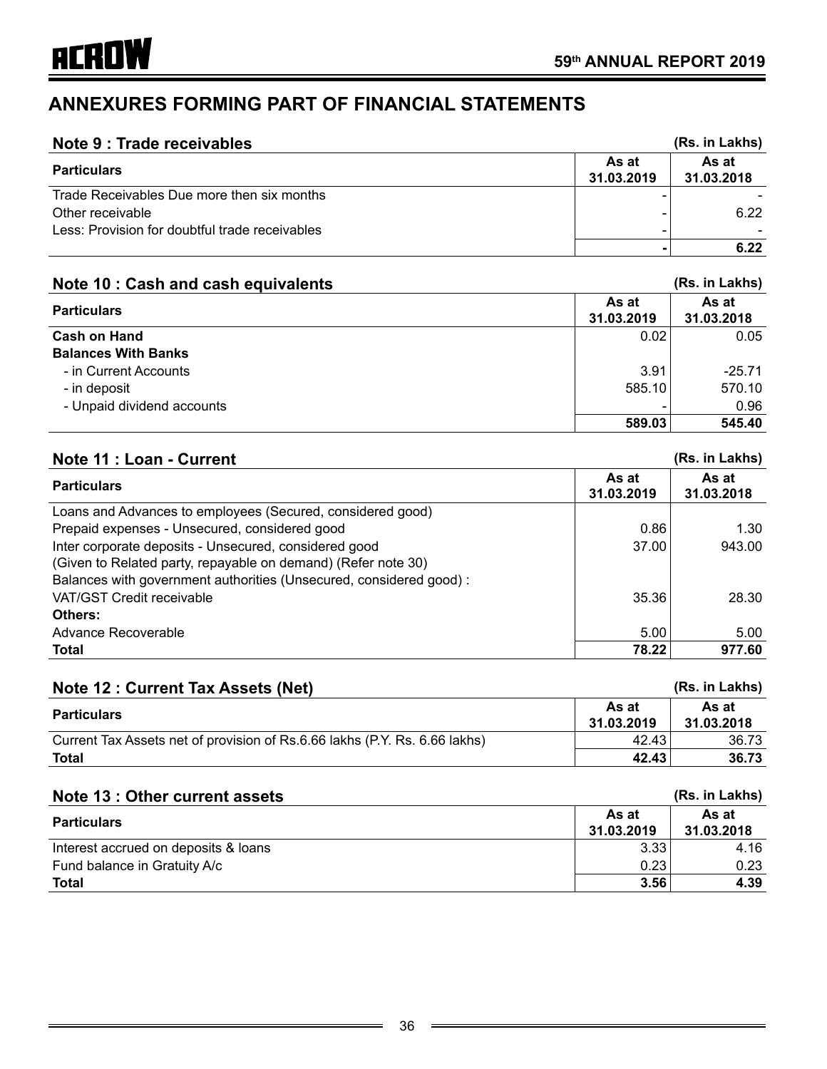# ANNEXURES FORMING PART OF FINANCIAL STATEMENTS

## Note 9 : Trade receivables

(Rs. in Lakhs)

| Particulars | As at 31.03.2019 | As at 31.03.2018 |
|---|---|---|
| Trade Receivables Due more then six months | - | - |
| Other receivable | - | 6.22 |
| Less: Provision for doubtful trade receivables | - | - |
| | **-** | **6.22** |

## Note 10 : Cash and cash equivalents

(Rs. in Lakhs)

| Particulars | As at 31.03.2019 | As at 31.03.2018 |
|---|---|---|
| **Cash on Hand** | 0.02 | 0.05 |
| **Balances With Banks** | | |
| - in Current Accounts | 3.91 | -25.71 |
| - in deposit | 585.10 | 570.10 |
| - Unpaid dividend accounts | - | 0.96 |
| | **589.03** | **545.40** |

## Note 11 : Loan - Current

(Rs. in Lakhs)

| Particulars | As at 31.03.2019 | As at 31.03.2018 |
|---|---|---|
| Loans and Advances to employees (Secured, considered good) | | |
| Prepaid expenses - Unsecured, considered good | 0.86 | 1.30 |
| Inter corporate deposits - Unsecured, considered good | 37.00 | 943.00 |
| (Given to Related party, repayable on demand) (Refer note 30) | | |
| Balances with government authorities (Unsecured, considered good) : | | |
| VAT/GST Credit receivable | 35.36 | 28.30 |
| **Others:** | | |
| Advance Recoverable | 5.00 | 5.00 |
| **Total** | **78.22** | **977.60** |

## Note 12 : Current Tax Assets (Net)

(Rs. in Lakhs)

| Particulars | As at 31.03.2019 | As at 31.03.2018 |
|---|---|---|
| Current Tax Assets net of provision of Rs.6.66 lakhs (P.Y. Rs. 6.66 lakhs) | 42.43 | 36.73 |
| **Total** | **42.43** | **36.73** |

## Note 13 : Other current assets

(Rs. in Lakhs)

| Particulars | As at 31.03.2019 | As at 31.03.2018 |
|---|---|---|
| Interest accrued on deposits & loans | 3.33 | 4.16 |
| Fund balance in Gratuity A/c | 0.23 | 0.23 |
| **Total** | **3.56** | **4.39** |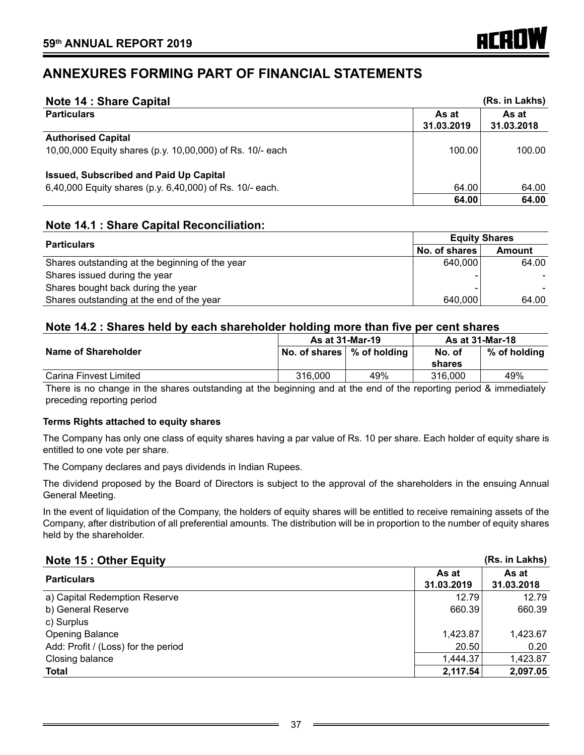# ANNEXURES FORMING PART OF FINANCIAL STATEMENTS

## Note 14 : Share Capital

(Rs. in Lakhs)

| Particulars | As at 31.03.2019 | As at 31.03.2018 |
|---|---|---|
| **Authorised Capital** | | |
| 10,00,000 Equity shares (p.y. 10,00,000) of Rs. 10/- each | 100.00 | 100.00 |
| **Issued, Subscribed and Paid Up Capital** | | |
| 6,40,000 Equity shares (p.y. 6,40,000) of Rs. 10/- each. | 64.00 | 64.00 |
| | **64.00** | **64.00** |

## Note 14.1 : Share Capital Reconciliation:

| Particulars | Equity Shares | |
|---|---|---|
| | No. of shares | Amount |
| Shares outstanding at the beginning of the year | 640,000 | 64.00 |
| Shares issued during the year | - | - |
| Shares bought back during the year | - | - |
| Shares outstanding at the end of the year | 640,000 | 64.00 |

## Note 14.2 : Shares held by each shareholder holding more than five per cent shares

| Name of Shareholder | As at 31-Mar-19 | | As at 31-Mar-18 | |
|---|---|---|---|---|
| | No. of shares | % of holding | No. of shares | % of holding |
| Carina Finvest Limited | 316,000 | 49% | 316,000 | 49% |

There is no change in the shares outstanding at the beginning and at the end of the reporting period & immediately preceding reporting period

**Terms Rights attached to equity shares**

The Company has only one class of equity shares having a par value of Rs. 10 per share. Each holder of equity share is entitled to one vote per share.

The Company declares and pays dividends in Indian Rupees.

The dividend proposed by the Board of Directors is subject to the approval of the shareholders in the ensuing Annual General Meeting.

In the event of liquidation of the Company, the holders of equity shares will be entitled to receive remaining assets of the Company, after distribution of all preferential amounts. The distribution will be in proportion to the number of equity shares held by the shareholder.

## Note 15 : Other Equity

(Rs. in Lakhs)

| Particulars | As at 31.03.2019 | As at 31.03.2018 |
|---|---|---|
| a) Capital Redemption Reserve | 12.79 | 12.79 |
| b) General Reserve | 660.39 | 660.39 |
| c) Surplus | | |
| Opening Balance | 1,423.87 | 1,423.67 |
| Add: Profit / (Loss) for the period | 20.50 | 0.20 |
| Closing balance | 1,444.37 | 1,423.87 |
| **Total** | **2,117.54** | **2,097.05** |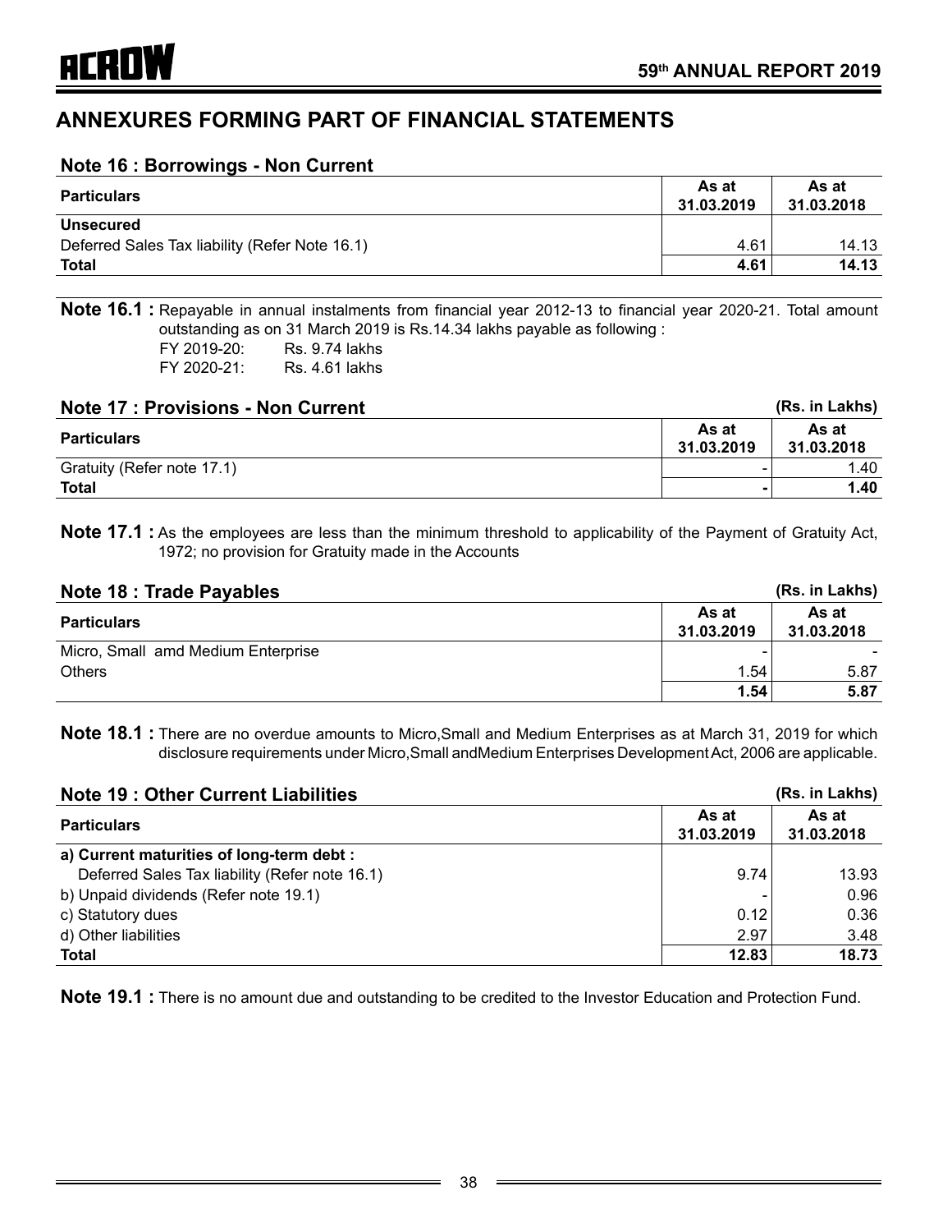# ANNEXURES FORMING PART OF FINANCIAL STATEMENTS

## Note 16 : Borrowings - Non Current

| Particulars | As at 31.03.2019 | As at 31.03.2018 |
|---|---|---|
| **Unsecured** | | |
| Deferred Sales Tax liability (Refer Note 16.1) | 4.61 | 14.13 |
| **Total** | **4.61** | **14.13** |

**Note 16.1 :** Repayable in annual instalments from financial year 2012-13 to financial year 2020-21. Total amount outstanding as on 31 March 2019 is Rs.14.34 lakhs payable as following :

FY 2019-20: Rs. 9.74 lakhs
FY 2020-21: Rs. 4.61 lakhs

## Note 17 : Provisions - Non Current

(Rs. in Lakhs)

| Particulars | As at 31.03.2019 | As at 31.03.2018 |
|---|---|---|
| Gratuity (Refer note 17.1) | - | 1.40 |
| **Total** | **-** | **1.40** |

**Note 17.1 :** As the employees are less than the minimum threshold to applicability of the Payment of Gratuity Act, 1972; no provision for Gratuity made in the Accounts

## Note 18 : Trade Payables

(Rs. in Lakhs)

| Particulars | As at 31.03.2019 | As at 31.03.2018 |
|---|---|---|
| Micro, Small amd Medium Enterprise | - | - |
| Others | 1.54 | 5.87 |
| | **1.54** | **5.87** |

**Note 18.1 :** There are no overdue amounts to Micro,Small and Medium Enterprises as at March 31, 2019 for which disclosure requirements under Micro,Small andMedium Enterprises Development Act, 2006 are applicable.

## Note 19 : Other Current Liabilities

(Rs. in Lakhs)

| Particulars | As at 31.03.2019 | As at 31.03.2018 |
|---|---|---|
| **a) Current maturities of long-term debt :** | | |
| Deferred Sales Tax liability (Refer note 16.1) | 9.74 | 13.93 |
| b) Unpaid dividends (Refer note 19.1) | - | 0.96 |
| c) Statutory dues | 0.12 | 0.36 |
| d) Other liabilities | 2.97 | 3.48 |
| **Total** | **12.83** | **18.73** |

**Note 19.1 :** There is no amount due and outstanding to be credited to the Investor Education and Protection Fund.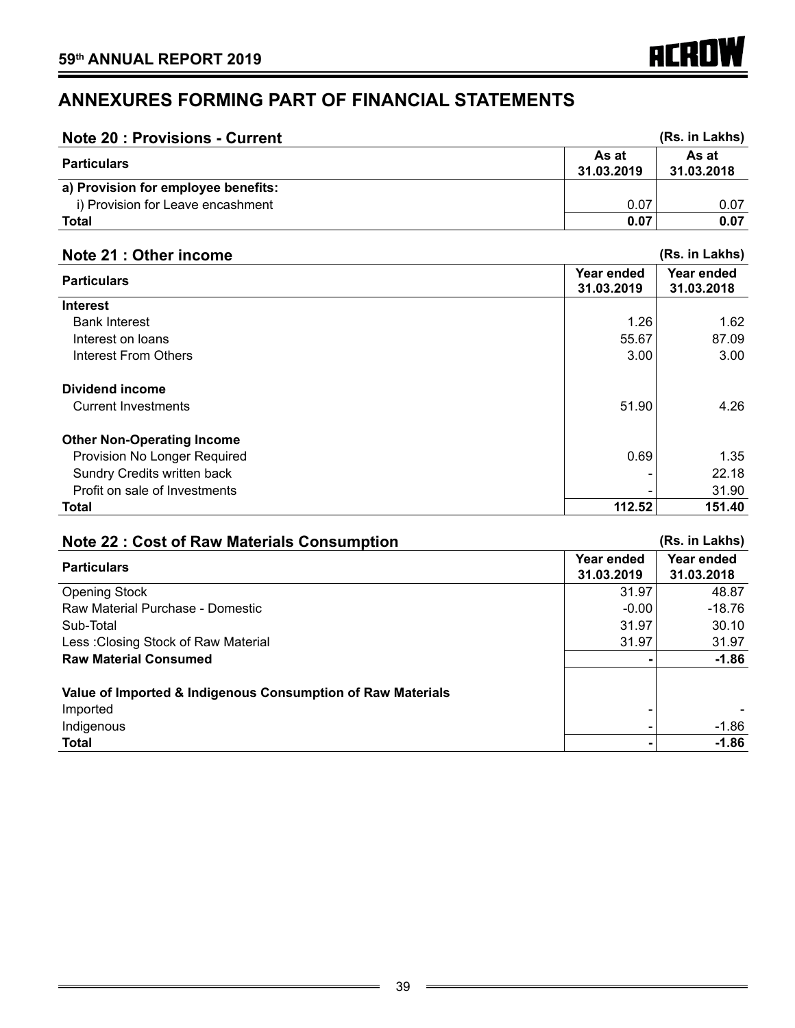# ANNEXURES FORMING PART OF FINANCIAL STATEMENTS

## Note 20 : Provisions - Current

(Rs. in Lakhs)

| Particulars | As at 31.03.2019 | As at 31.03.2018 |
|---|---|---|
| **a) Provision for employee benefits:** | | |
| i) Provision for Leave encashment | 0.07 | 0.07 |
| **Total** | **0.07** | **0.07** |

## Note 21 : Other income

(Rs. in Lakhs)

| Particulars | Year ended 31.03.2019 | Year ended 31.03.2018 |
|---|---|---|
| **Interest** | | |
| Bank Interest | 1.26 | 1.62 |
| Interest on loans | 55.67 | 87.09 |
| Interest From Others | 3.00 | 3.00 |
| **Dividend income** | | |
| Current Investments | 51.90 | 4.26 |
| **Other Non-Operating Income** | | |
| Provision No Longer Required | 0.69 | 1.35 |
| Sundry Credits written back | - | 22.18 |
| Profit on sale of Investments | - | 31.90 |
| **Total** | **112.52** | **151.40** |

## Note 22 : Cost of Raw Materials Consumption

(Rs. in Lakhs)

| Particulars | Year ended 31.03.2019 | Year ended 31.03.2018 |
|---|---|---|
| Opening Stock | 31.97 | 48.87 |
| Raw Material Purchase - Domestic | -0.00 | -18.76 |
| Sub-Total | 31.97 | 30.10 |
| Less :Closing Stock of Raw Material | 31.97 | 31.97 |
| **Raw Material Consumed** | **-** | **-1.86** |
| **Value of Imported & Indigenous Consumption of Raw Materials** | | |
| Imported | - | - |
| Indigenous | - | -1.86 |
| **Total** | **-** | **-1.86** |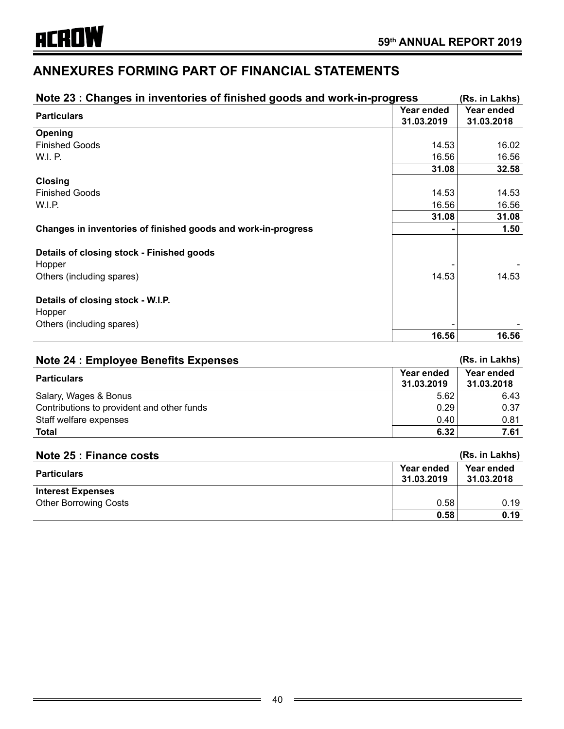## ANNEXURES FORMING PART OF FINANCIAL STATEMENTS

### Note 23 : Changes in inventories of finished goods and work-in-progress

(Rs. in Lakhs)

| Particulars | Year ended 31.03.2019 | Year ended 31.03.2018 |
|---|---|---|
| **Opening** | | |
| Finished Goods | 14.53 | 16.02 |
| W.I. P. | 16.56 | 16.56 |
| | **31.08** | **32.58** |
| **Closing** | | |
| Finished Goods | 14.53 | 14.53 |
| W.I.P. | 16.56 | 16.56 |
| | **31.08** | **31.08** |
| **Changes in inventories of finished goods and work-in-progress** | **-** | **1.50** |
| **Details of closing stock - Finished goods** | | |
| Hopper | - | - |
| Others (including spares) | 14.53 | 14.53 |
| **Details of closing stock - W.I.P.** | | |
| Hopper | | |
| Others (including spares) | - | - |
| | **16.56** | **16.56** |

### Note 24 : Employee Benefits Expenses

(Rs. in Lakhs)

| Particulars | Year ended 31.03.2019 | Year ended 31.03.2018 |
|---|---|---|
| Salary, Wages & Bonus | 5.62 | 6.43 |
| Contributions to provident and other funds | 0.29 | 0.37 |
| Staff welfare expenses | 0.40 | 0.81 |
| **Total** | **6.32** | **7.61** |

### Note 25 : Finance costs

(Rs. in Lakhs)

| Particulars | Year ended 31.03.2019 | Year ended 31.03.2018 |
|---|---|---|
| **Interest Expenses** | | |
| Other Borrowing Costs | 0.58 | 0.19 |
| | **0.58** | **0.19** |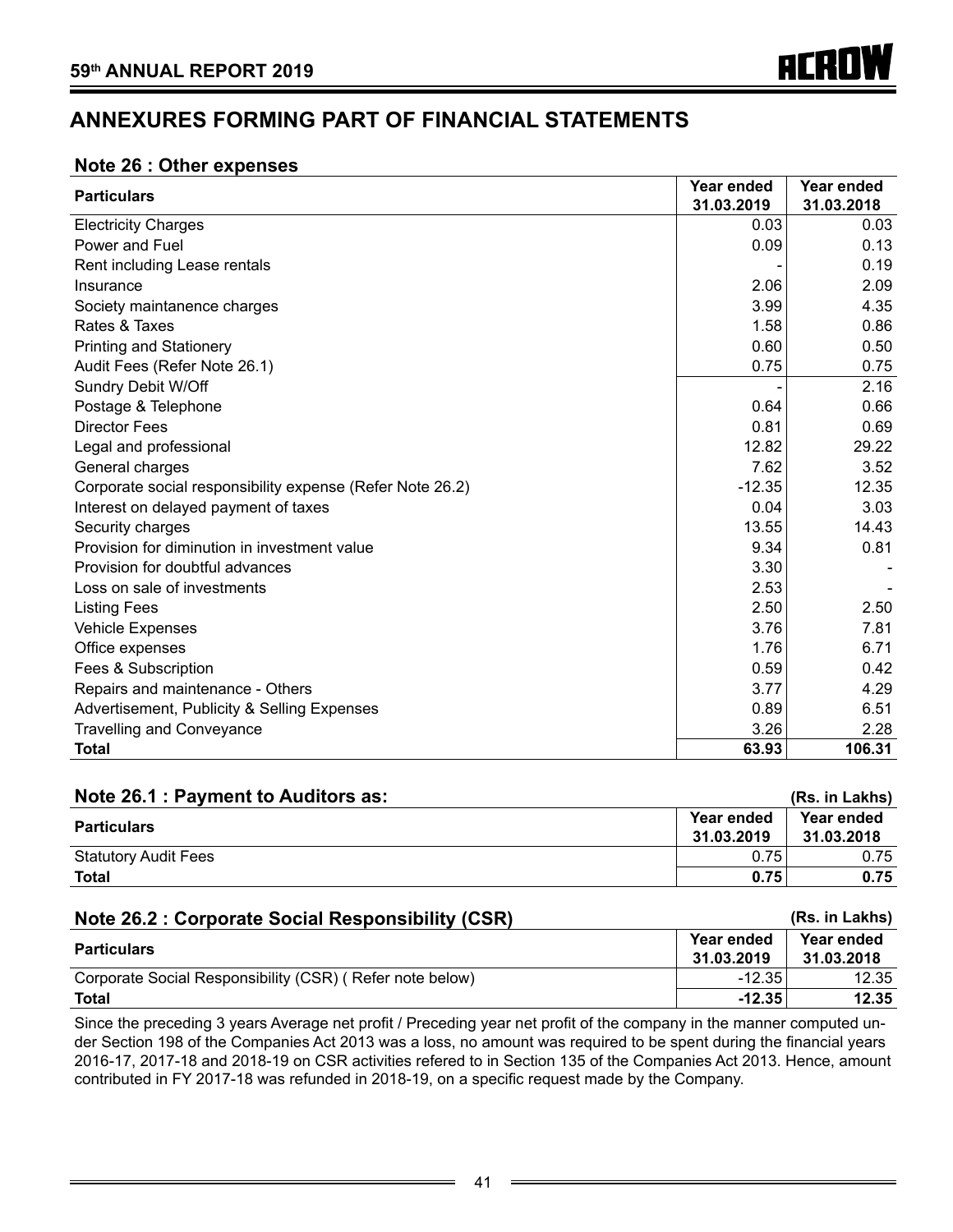# ANNEXURES FORMING PART OF FINANCIAL STATEMENTS

## Note 26 : Other expenses

| Particulars | Year ended 31.03.2019 | Year ended 31.03.2018 |
|---|---|---|
| Electricity Charges | 0.03 | 0.03 |
| Power and Fuel | 0.09 | 0.13 |
| Rent including Lease rentals | - | 0.19 |
| Insurance | 2.06 | 2.09 |
| Society maintanence charges | 3.99 | 4.35 |
| Rates & Taxes | 1.58 | 0.86 |
| Printing and Stationery | 0.60 | 0.50 |
| Audit Fees (Refer Note 26.1) | 0.75 | 0.75 |
| Sundry Debit W/Off | - | 2.16 |
| Postage & Telephone | 0.64 | 0.66 |
| Director Fees | 0.81 | 0.69 |
| Legal and professional | 12.82 | 29.22 |
| General charges | 7.62 | 3.52 |
| Corporate social responsibility expense (Refer Note 26.2) | -12.35 | 12.35 |
| Interest on delayed payment of taxes | 0.04 | 3.03 |
| Security charges | 13.55 | 14.43 |
| Provision for diminution in investment value | 9.34 | 0.81 |
| Provision for doubtful advances | 3.30 | - |
| Loss on sale of investments | 2.53 | - |
| Listing Fees | 2.50 | 2.50 |
| Vehicle Expenses | 3.76 | 7.81 |
| Office expenses | 1.76 | 6.71 |
| Fees & Subscription | 0.59 | 0.42 |
| Repairs and maintenance - Others | 3.77 | 4.29 |
| Advertisement, Publicity & Selling Expenses | 0.89 | 6.51 |
| Travelling and Conveyance | 3.26 | 2.28 |
| **Total** | **63.93** | **106.31** |

## Note 26.1 : Payment to Auditors as:

(Rs. in Lakhs)

| Particulars | Year ended 31.03.2019 | Year ended 31.03.2018 |
|---|---|---|
| Statutory Audit Fees | 0.75 | 0.75 |
| **Total** | **0.75** | **0.75** |

## Note 26.2 : Corporate Social Responsibility (CSR)

(Rs. in Lakhs)

| Particulars | Year ended 31.03.2019 | Year ended 31.03.2018 |
|---|---|---|
| Corporate Social Responsibility (CSR) ( Refer note below) | -12.35 | 12.35 |
| **Total** | **-12.35** | **12.35** |

Since the preceding 3 years Average net profit / Preceding year net profit of the company in the manner computed under Section 198 of the Companies Act 2013 was a loss, no amount was required to be spent during the financial years 2016-17, 2017-18 and 2018-19 on CSR activities refered to in Section 135 of the Companies Act 2013. Hence, amount contributed in FY 2017-18 was refunded in 2018-19, on a specific request made by the Company.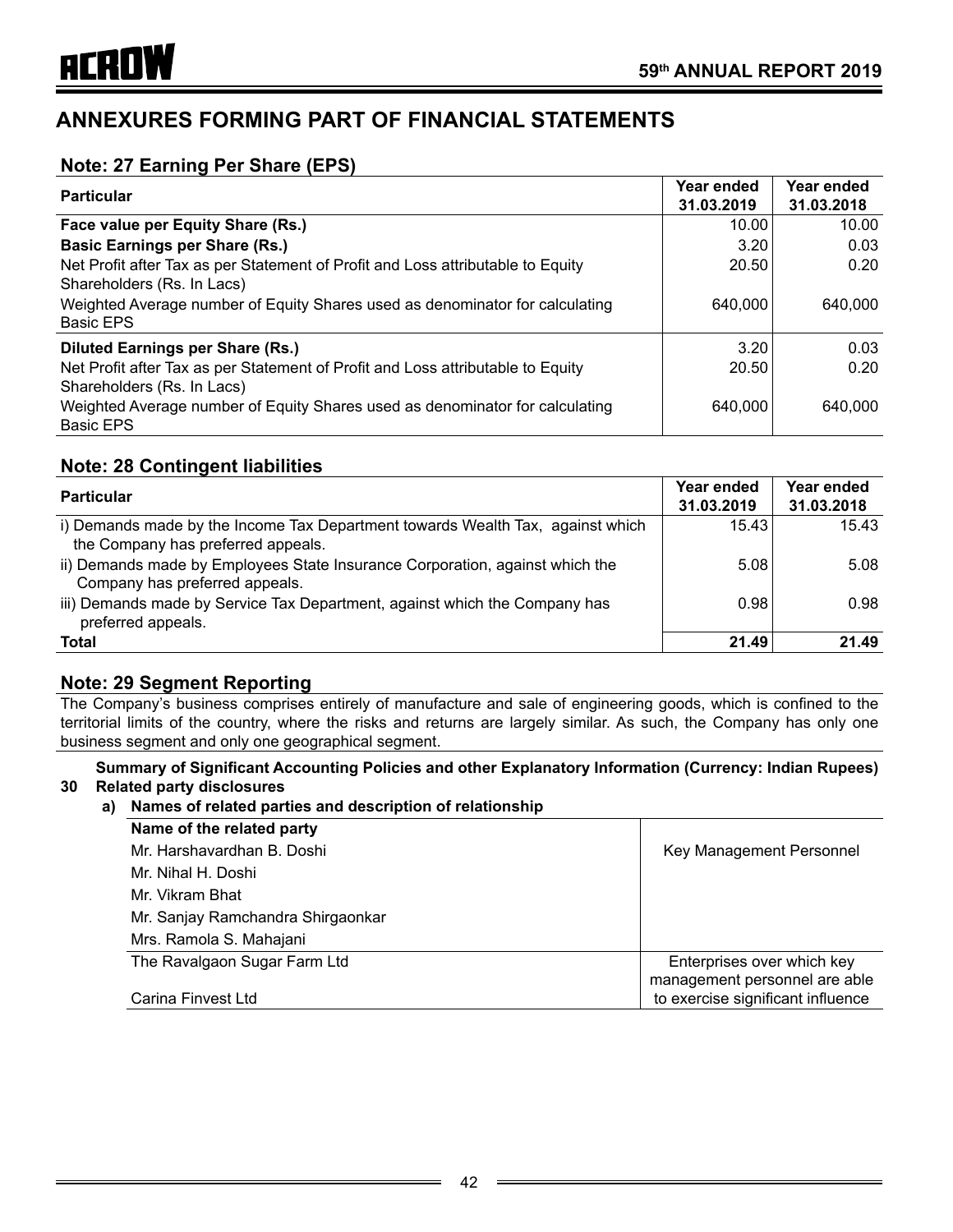# ANNEXURES FORMING PART OF FINANCIAL STATEMENTS

## Note: 27 Earning Per Share (EPS)

| Particular | Year ended 31.03.2019 | Year ended 31.03.2018 |
|---|---|---|
| **Face value per Equity Share (Rs.)** | 10.00 | 10.00 |
| **Basic Earnings per Share (Rs.)** | 3.20 | 0.03 |
| Net Profit after Tax as per Statement of Profit and Loss attributable to Equity Shareholders (Rs. In Lacs) | 20.50 | 0.20 |
| Weighted Average number of Equity Shares used as denominator for calculating Basic EPS | 640,000 | 640,000 |
| **Diluted Earnings per Share (Rs.)** | 3.20 | 0.03 |
| Net Profit after Tax as per Statement of Profit and Loss attributable to Equity Shareholders (Rs. In Lacs) | 20.50 | 0.20 |
| Weighted Average number of Equity Shares used as denominator for calculating Basic EPS | 640,000 | 640,000 |

## Note: 28 Contingent liabilities

| Particular | Year ended 31.03.2019 | Year ended 31.03.2018 |
|---|---|---|
| i) Demands made by the Income Tax Department towards Wealth Tax, against which the Company has preferred appeals. | 15.43 | 15.43 |
| ii) Demands made by Employees State Insurance Corporation, against which the Company has preferred appeals. | 5.08 | 5.08 |
| iii) Demands made by Service Tax Department, against which the Company has preferred appeals. | 0.98 | 0.98 |
| **Total** | **21.49** | **21.49** |

## Note: 29 Segment Reporting

The Company's business comprises entirely of manufacture and sale of engineering goods, which is confined to the territorial limits of the country, where the risks and returns are largely similar. As such, the Company has only one business segment and only one geographical segment.

**Summary of Significant Accounting Policies and other Explanatory Information (Currency: Indian Rupees)**

**30 Related party disclosures**

**a) Names of related parties and description of relationship**

| Name of the related party | |
|---|---|
| Mr. Harshavardhan B. Doshi | Key Management Personnel |
| Mr. Nihal H. Doshi | |
| Mr. Vikram Bhat | |
| Mr. Sanjay Ramchandra Shirgaonkar | |
| Mrs. Ramola S. Mahajani | |
| The Ravalgaon Sugar Farm Ltd | Enterprises over which key management personnel are able to exercise significant influence |
| Carina Finvest Ltd | |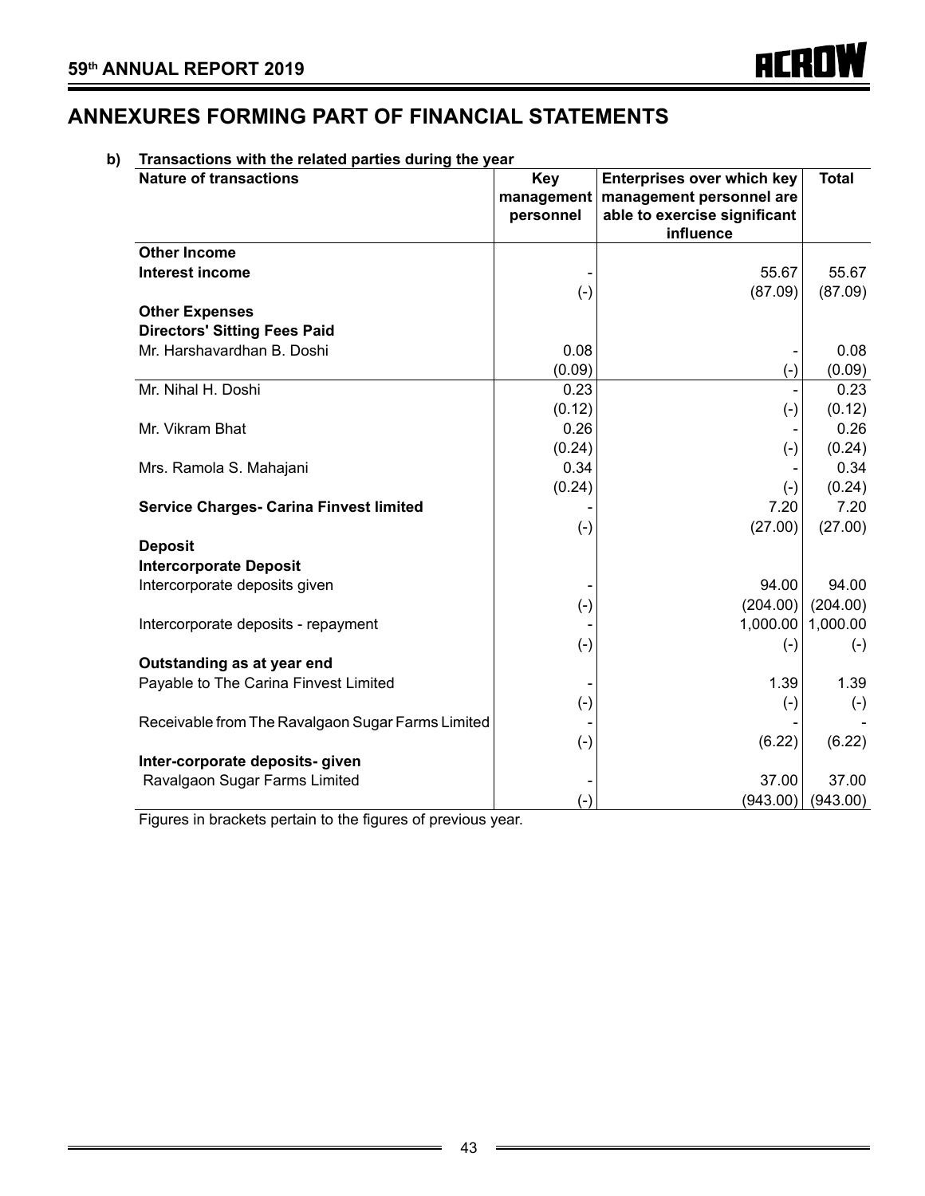## ANNEXURES FORMING PART OF FINANCIAL STATEMENTS

**b) Transactions with the related parties during the year**

| **Nature of transactions** | **Key management personnel** | **Enterprises over which key management personnel are able to exercise significant influence** | **Total** |
|---|---|---|---|
| **Other Income** | | | |
| **Interest income** | - | 55.67 | 55.67 |
| | (-) | (87.09) | (87.09) |
| **Other Expenses** | | | |
| **Directors' Sitting Fees Paid** | | | |
| Mr. Harshavardhan B. Doshi | 0.08 | - | 0.08 |
| | (0.09) | (-) | (0.09) |
| Mr. Nihal H. Doshi | 0.23 | - | 0.23 |
| | (0.12) | (-) | (0.12) |
| Mr. Vikram Bhat | 0.26 | - | 0.26 |
| | (0.24) | (-) | (0.24) |
| Mrs. Ramola S. Mahajani | 0.34 | - | 0.34 |
| | (0.24) | (-) | (0.24) |
| **Service Charges- Carina Finvest limited** | - | 7.20 | 7.20 |
| | (-) | (27.00) | (27.00) |
| **Deposit** | | | |
| **Intercorporate Deposit** | | | |
| Intercorporate deposits given | - | 94.00 | 94.00 |
| | (-) | (204.00) | (204.00) |
| Intercorporate deposits - repayment | - | 1,000.00 | 1,000.00 |
| | (-) | (-) | (-) |
| **Outstanding as at year end** | | | |
| Payable to The Carina Finvest Limited | - | 1.39 | 1.39 |
| | (-) | (-) | (-) |
| Receivable from The Ravalgaon Sugar Farms Limited | - | - | - |
| | (-) | (6.22) | (6.22) |
| **Inter-corporate deposits- given** | | | |
| Ravalgaon Sugar Farms Limited | - | 37.00 | 37.00 |
| | (-) | (943.00) | (943.00) |

Figures in brackets pertain to the figures of previous year.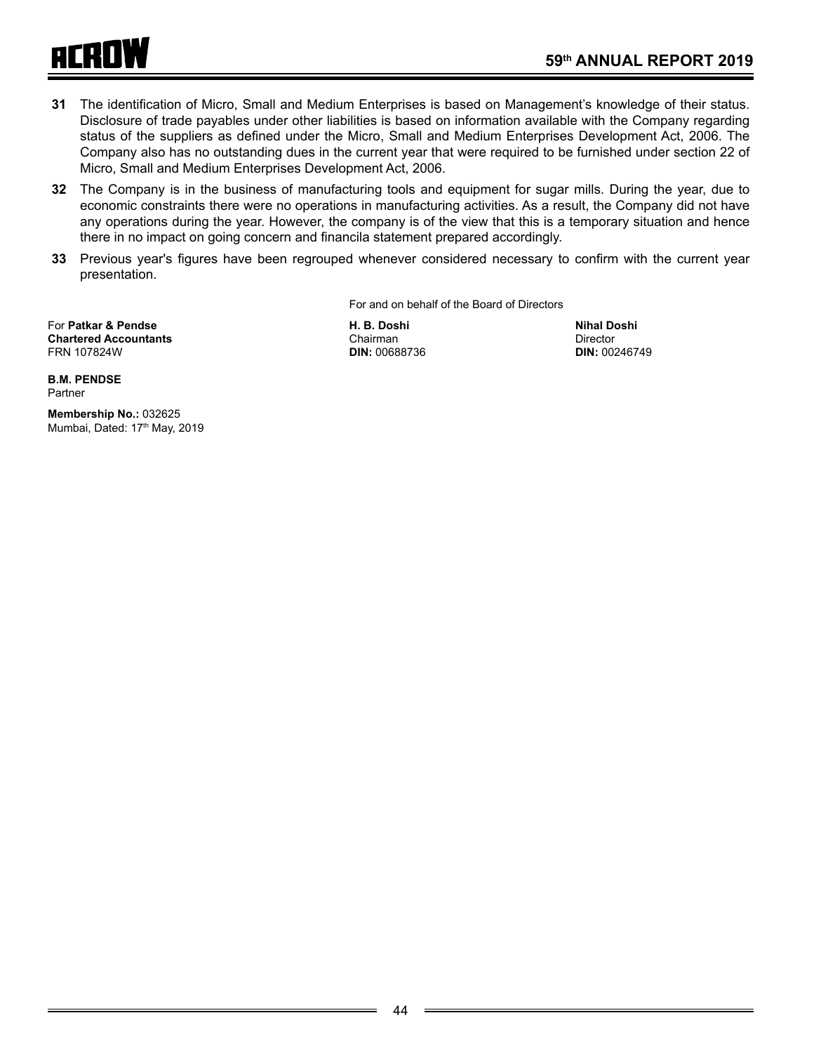**31** The identification of Micro, Small and Medium Enterprises is based on Management's knowledge of their status. Disclosure of trade payables under other liabilities is based on information available with the Company regarding status of the suppliers as defined under the Micro, Small and Medium Enterprises Development Act, 2006. The Company also has no outstanding dues in the current year that were required to be furnished under section 22 of Micro, Small and Medium Enterprises Development Act, 2006.

**32** The Company is in the business of manufacturing tools and equipment for sugar mills. During the year, due to economic constraints there were no operations in manufacturing activities. As a result, the Company did not have any operations during the year. However, the company is of the view that this is a temporary situation and hence there in no impact on going concern and financila statement prepared accordingly.

**33** Previous year's figures have been regrouped whenever considered necessary to confirm with the current year presentation.

For and on behalf of the Board of Directors

For **Patkar & Pendse**
**Chartered Accountants**
FRN 107824W

**H. B. Doshi**
Chairman
**DIN:** 00688736

**Nihal Doshi**
Director
**DIN:** 00246749

**B.M. PENDSE**
Partner

**Membership No.:** 032625
Mumbai, Dated: 17th May, 2019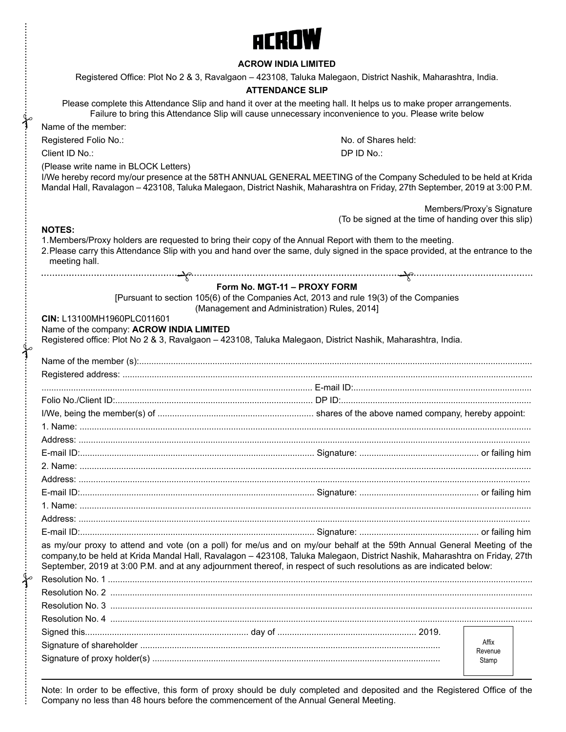ACROW

**ACROW INDIA LIMITED**

Registered Office: Plot No 2 & 3, Ravalgaon – 423108, Taluka Malegaon, District Nashik, Maharashtra, India.

**ATTENDANCE SLIP**

Please complete this Attendance Slip and hand it over at the meeting hall. It helps us to make proper arrangements. Failure to bring this Attendance Slip will cause unnecessary inconvenience to you. Please write below

Name of the member:

Registered Folio No.: No. of Shares held:

Client ID No.: DP ID No.:

(Please write name in BLOCK Letters)

I/We hereby record my/our presence at the 58TH ANNUAL GENERAL MEETING of the Company Scheduled to be held at Krida Mandal Hall, Ravalagon – 423108, Taluka Malegaon, District Nashik, Maharashtra on Friday, 27th September, 2019 at 3:00 P.M.

Members/Proxy's Signature
(To be signed at the time of handing over this slip)

**NOTES:**

1. Members/Proxy holders are requested to bring their copy of the Annual Report with them to the meeting.
2. Please carry this Attendance Slip with you and hand over the same, duly signed in the space provided, at the entrance to the meeting hall.

---

**Form No. MGT-11 – PROXY FORM**

[Pursuant to section 105(6) of the Companies Act, 2013 and rule 19(3) of the Companies (Management and Administration) Rules, 2014]

**CIN:** L13100MH1960PLC011601

Name of the company: **ACROW INDIA LIMITED**

Registered office: Plot No 2 & 3, Ravalgaon – 423108, Taluka Malegaon, District Nashik, Maharashtra, India.

Name of the member (s):..........................................................

Registered address: ..........................................................

.......................................................... E-mail ID:..........................................................

Folio No./Client ID:.......................................................... DP ID:..........................................................

I/We, being the member(s) of .......................................................... shares of the above named company, hereby appoint:

1. Name: ..........................................................

Address: ..........................................................

E-mail ID:.......................................................... Signature: .......................................................... or failing him

2. Name: ..........................................................

Address: ..........................................................

E-mail ID:.......................................................... Signature: .......................................................... or failing him

1. Name: ..........................................................

Address: ..........................................................

E-mail ID:.......................................................... Signature: .......................................................... or failing him

as my/our proxy to attend and vote (on a poll) for me/us and on my/our behalf at the 59th Annual General Meeting of the company,to be held at Krida Mandal Hall, Ravalagon – 423108, Taluka Malegaon, District Nashik, Maharashtra on Friday, 27th September, 2019 at 3:00 P.M. and at any adjournment thereof, in respect of such resolutions as are indicated below:

Resolution No. 1 ..........................................................

Resolution No. 2 ..........................................................

Resolution No. 3 ..........................................................

Resolution No. 4 ..........................................................

Signed this.......................................................... day of .......................................................... 2019.

Signature of shareholder ..........................................................

Signature of proxy holder(s) ..........................................................

Affix Revenue Stamp

Note: In order to be effective, this form of proxy should be duly completed and deposited and the Registered Office of the Company no less than 48 hours before the commencement of the Annual General Meeting.